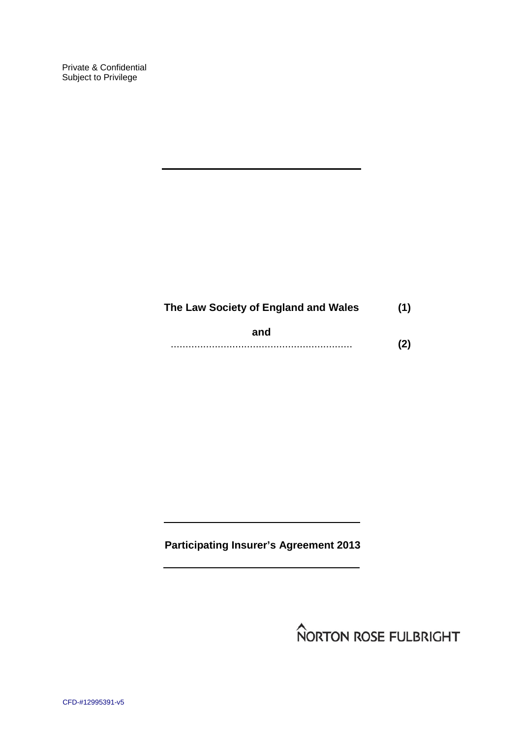Private & Confidential
Subject to Privilege

| | |
|---|---|
| **The Law Society of England and Wales** | **(1)** |
| **and** | |
| ............................................................ | **(2)** |

---

**Participating Insurer's Agreement 2013**

---

NORTON ROSE FULBRIGHT

CFD-#12995391-v5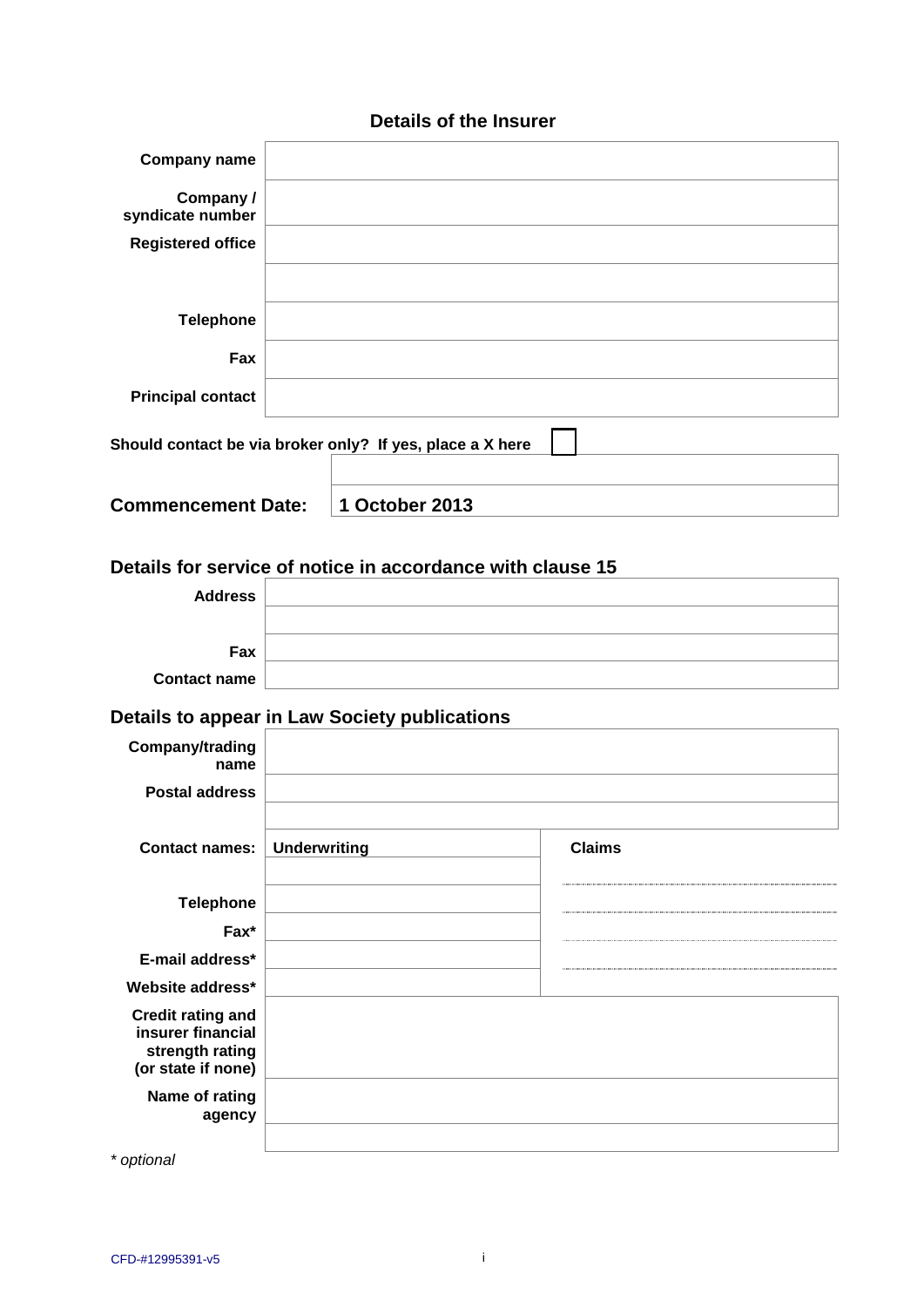## Details of the Insurer

| | |
|---|---|
| **Company name** | |
| **Company / syndicate number** | |
| **Registered office** | |
| | |
| **Telephone** | |
| **Fax** | |
| **Principal contact** | |

**Should contact be via broker only? If yes, place a X here** ☐

| | |
|---|---|
| | |
| **Commencement Date:** | **1 October 2013** |

### Details for service of notice in accordance with clause 15

| | |
|---|---|
| **Address** | |
| | |
| **Fax** | |
| **Contact name** | |

### Details to appear in Law Society publications

| | | |
|---|---|---|
| **Company/trading name** | | |
| **Postal address** | | |
| | | |
| **Contact names:** | **Underwriting** | **Claims** |
| | | |
| **Telephone** | | |
| **Fax*** | | |
| **E-mail address*** | | |
| **Website address*** | | |
| **Credit rating and insurer financial strength rating (or state if none)** | | |
| **Name of rating agency** | | |
| | | |

*\* optional*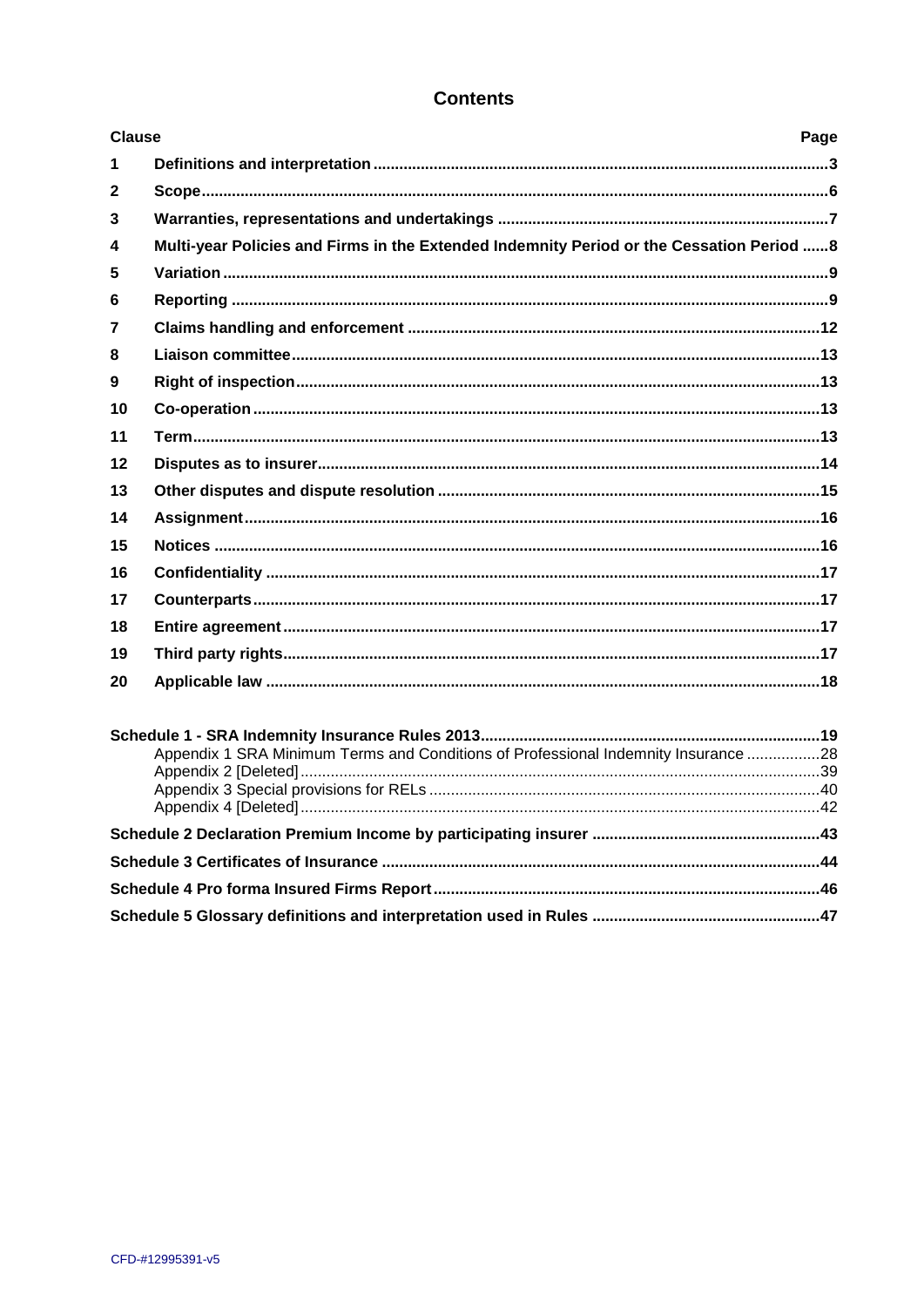# Contents

| Clause | | Page |
|---|---|---|
| 1 | **Definitions and interpretation** | 3 |
| 2 | **Scope** | 6 |
| 3 | **Warranties, representations and undertakings** | 7 |
| 4 | **Multi-year Policies and Firms in the Extended Indemnity Period or the Cessation Period** | 8 |
| 5 | **Variation** | 9 |
| 6 | **Reporting** | 9 |
| 7 | **Claims handling and enforcement** | 12 |
| 8 | **Liaison committee** | 13 |
| 9 | **Right of inspection** | 13 |
| 10 | **Co-operation** | 13 |
| 11 | **Term** | 13 |
| 12 | **Disputes as to insurer** | 14 |
| 13 | **Other disputes and dispute resolution** | 15 |
| 14 | **Assignment** | 16 |
| 15 | **Notices** | 16 |
| 16 | **Confidentiality** | 17 |
| 17 | **Counterparts** | 17 |
| 18 | **Entire agreement** | 17 |
| 19 | **Third party rights** | 17 |
| 20 | **Applicable law** | 18 |

**Schedule 1 - SRA Indemnity Insurance Rules 2013** ... 19
- Appendix 1 SRA Minimum Terms and Conditions of Professional Indemnity Insurance ... 28
- Appendix 2 [Deleted] ... 39
- Appendix 3 Special provisions for RELs ... 40
- Appendix 4 [Deleted] ... 42

**Schedule 2 Declaration Premium Income by participating insurer** ... 43

**Schedule 3 Certificates of Insurance** ... 44

**Schedule 4 Pro forma Insured Firms Report** ... 46

**Schedule 5 Glossary definitions and interpretation used in Rules** ... 47

CFD-#12995391-v5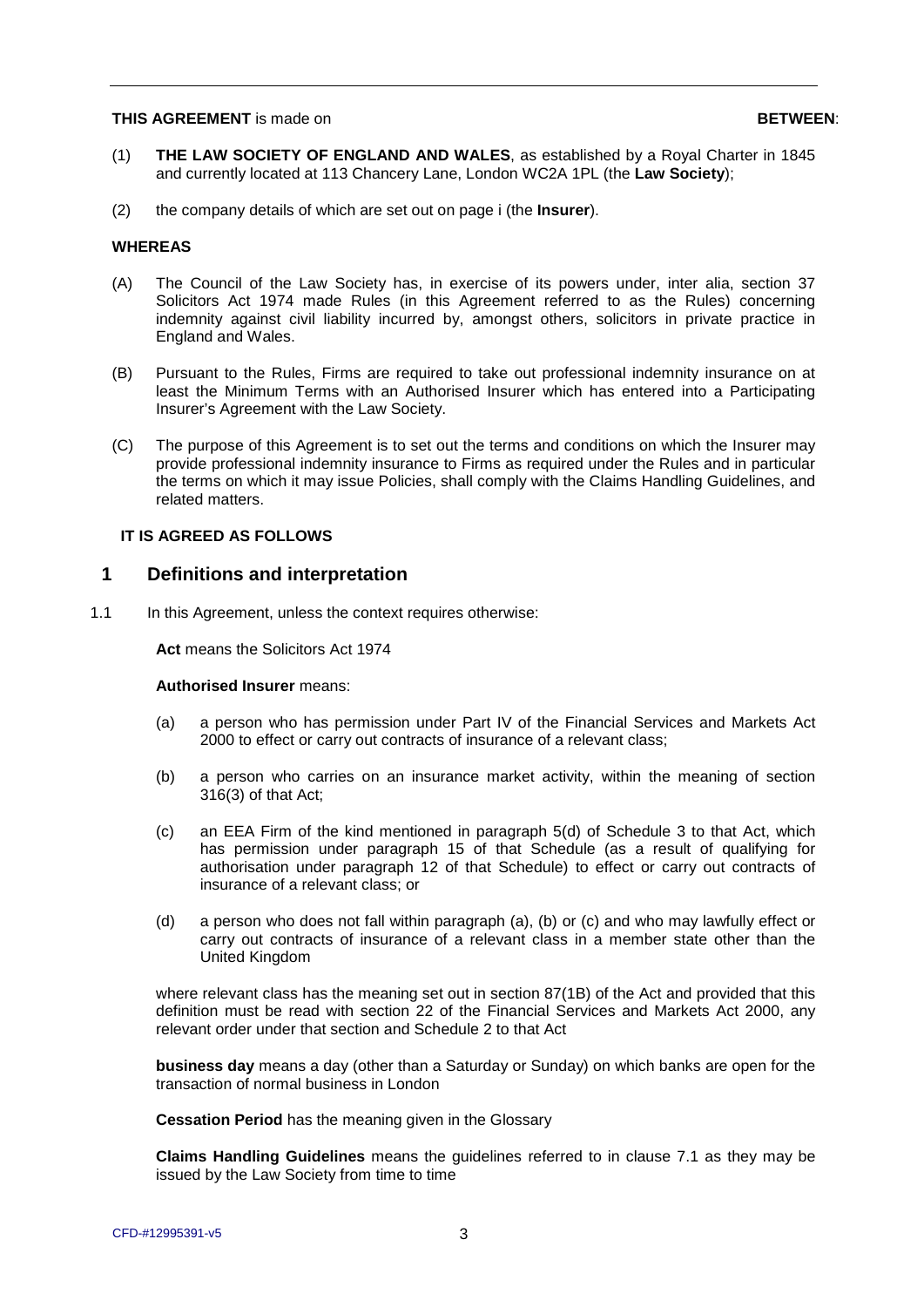**THIS AGREEMENT** is made on **BETWEEN**:

(1) **THE LAW SOCIETY OF ENGLAND AND WALES**, as established by a Royal Charter in 1845 and currently located at 113 Chancery Lane, London WC2A 1PL (the **Law Society**);

(2) the company details of which are set out on page i (the **Insurer**).

**WHEREAS**

(A) The Council of the Law Society has, in exercise of its powers under, inter alia, section 37 Solicitors Act 1974 made Rules (in this Agreement referred to as the Rules) concerning indemnity against civil liability incurred by, amongst others, solicitors in private practice in England and Wales.

(B) Pursuant to the Rules, Firms are required to take out professional indemnity insurance on at least the Minimum Terms with an Authorised Insurer which has entered into a Participating Insurer's Agreement with the Law Society.

(C) The purpose of this Agreement is to set out the terms and conditions on which the Insurer may provide professional indemnity insurance to Firms as required under the Rules and in particular the terms on which it may issue Policies, shall comply with the Claims Handling Guidelines, and related matters.

**IT IS AGREED AS FOLLOWS**

## 1 Definitions and interpretation

1.1 In this Agreement, unless the context requires otherwise:

**Act** means the Solicitors Act 1974

**Authorised Insurer** means:

(a) a person who has permission under Part IV of the Financial Services and Markets Act 2000 to effect or carry out contracts of insurance of a relevant class;

(b) a person who carries on an insurance market activity, within the meaning of section 316(3) of that Act;

(c) an EEA Firm of the kind mentioned in paragraph 5(d) of Schedule 3 to that Act, which has permission under paragraph 15 of that Schedule (as a result of qualifying for authorisation under paragraph 12 of that Schedule) to effect or carry out contracts of insurance of a relevant class; or

(d) a person who does not fall within paragraph (a), (b) or (c) and who may lawfully effect or carry out contracts of insurance of a relevant class in a member state other than the United Kingdom

where relevant class has the meaning set out in section 87(1B) of the Act and provided that this definition must be read with section 22 of the Financial Services and Markets Act 2000, any relevant order under that section and Schedule 2 to that Act

**business day** means a day (other than a Saturday or Sunday) on which banks are open for the transaction of normal business in London

**Cessation Period** has the meaning given in the Glossary

**Claims Handling Guidelines** means the guidelines referred to in clause 7.1 as they may be issued by the Law Society from time to time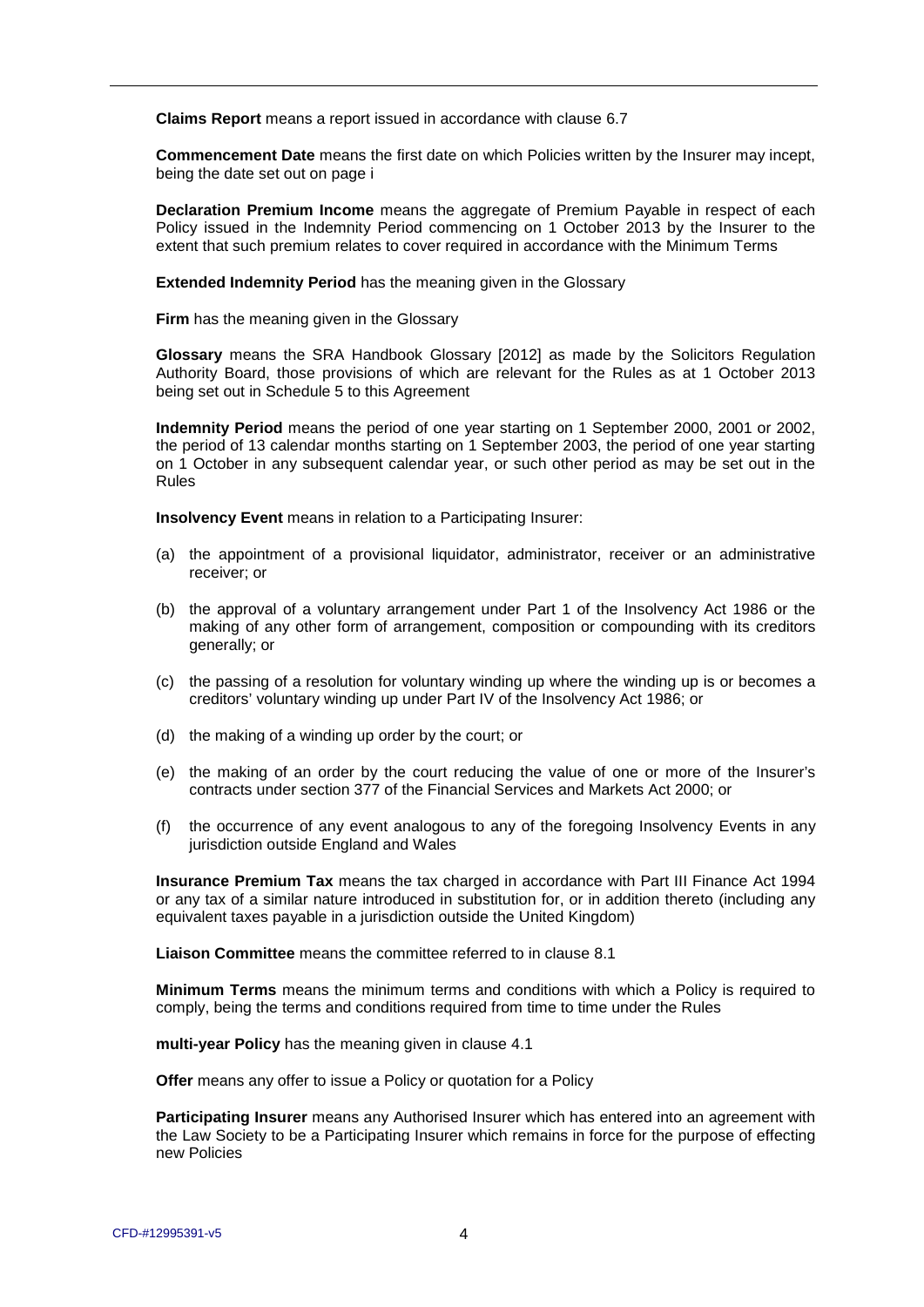**Claims Report** means a report issued in accordance with clause 6.7

**Commencement Date** means the first date on which Policies written by the Insurer may incept, being the date set out on page i

**Declaration Premium Income** means the aggregate of Premium Payable in respect of each Policy issued in the Indemnity Period commencing on 1 October 2013 by the Insurer to the extent that such premium relates to cover required in accordance with the Minimum Terms

**Extended Indemnity Period** has the meaning given in the Glossary

**Firm** has the meaning given in the Glossary

**Glossary** means the SRA Handbook Glossary [2012] as made by the Solicitors Regulation Authority Board, those provisions of which are relevant for the Rules as at 1 October 2013 being set out in Schedule 5 to this Agreement

**Indemnity Period** means the period of one year starting on 1 September 2000, 2001 or 2002, the period of 13 calendar months starting on 1 September 2003, the period of one year starting on 1 October in any subsequent calendar year, or such other period as may be set out in the Rules

**Insolvency Event** means in relation to a Participating Insurer:

(a) the appointment of a provisional liquidator, administrator, receiver or an administrative receiver; or

(b) the approval of a voluntary arrangement under Part 1 of the Insolvency Act 1986 or the making of any other form of arrangement, composition or compounding with its creditors generally; or

(c) the passing of a resolution for voluntary winding up where the winding up is or becomes a creditors' voluntary winding up under Part IV of the Insolvency Act 1986; or

(d) the making of a winding up order by the court; or

(e) the making of an order by the court reducing the value of one or more of the Insurer's contracts under section 377 of the Financial Services and Markets Act 2000; or

(f) the occurrence of any event analogous to any of the foregoing Insolvency Events in any jurisdiction outside England and Wales

**Insurance Premium Tax** means the tax charged in accordance with Part III Finance Act 1994 or any tax of a similar nature introduced in substitution for, or in addition thereto (including any equivalent taxes payable in a jurisdiction outside the United Kingdom)

**Liaison Committee** means the committee referred to in clause 8.1

**Minimum Terms** means the minimum terms and conditions with which a Policy is required to comply, being the terms and conditions required from time to time under the Rules

**multi-year Policy** has the meaning given in clause 4.1

**Offer** means any offer to issue a Policy or quotation for a Policy

**Participating Insurer** means any Authorised Insurer which has entered into an agreement with the Law Society to be a Participating Insurer which remains in force for the purpose of effecting new Policies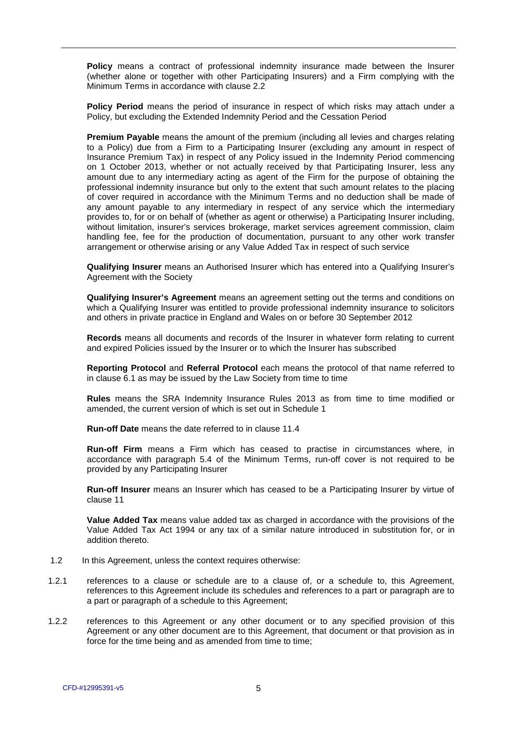**Policy** means a contract of professional indemnity insurance made between the Insurer (whether alone or together with other Participating Insurers) and a Firm complying with the Minimum Terms in accordance with clause 2.2

**Policy Period** means the period of insurance in respect of which risks may attach under a Policy, but excluding the Extended Indemnity Period and the Cessation Period

**Premium Payable** means the amount of the premium (including all levies and charges relating to a Policy) due from a Firm to a Participating Insurer (excluding any amount in respect of Insurance Premium Tax) in respect of any Policy issued in the Indemnity Period commencing on 1 October 2013, whether or not actually received by that Participating Insurer, less any amount due to any intermediary acting as agent of the Firm for the purpose of obtaining the professional indemnity insurance but only to the extent that such amount relates to the placing of cover required in accordance with the Minimum Terms and no deduction shall be made of any amount payable to any intermediary in respect of any service which the intermediary provides to, for or on behalf of (whether as agent or otherwise) a Participating Insurer including, without limitation, insurer's services brokerage, market services agreement commission, claim handling fee, fee for the production of documentation, pursuant to any other work transfer arrangement or otherwise arising or any Value Added Tax in respect of such service

**Qualifying Insurer** means an Authorised Insurer which has entered into a Qualifying Insurer's Agreement with the Society

**Qualifying Insurer's Agreement** means an agreement setting out the terms and conditions on which a Qualifying Insurer was entitled to provide professional indemnity insurance to solicitors and others in private practice in England and Wales on or before 30 September 2012

**Records** means all documents and records of the Insurer in whatever form relating to current and expired Policies issued by the Insurer or to which the Insurer has subscribed

**Reporting Protocol** and **Referral Protocol** each means the protocol of that name referred to in clause 6.1 as may be issued by the Law Society from time to time

**Rules** means the SRA Indemnity Insurance Rules 2013 as from time to time modified or amended, the current version of which is set out in Schedule 1

**Run-off Date** means the date referred to in clause 11.4

**Run-off Firm** means a Firm which has ceased to practise in circumstances where, in accordance with paragraph 5.4 of the Minimum Terms, run-off cover is not required to be provided by any Participating Insurer

**Run-off Insurer** means an Insurer which has ceased to be a Participating Insurer by virtue of clause 11

**Value Added Tax** means value added tax as charged in accordance with the provisions of the Value Added Tax Act 1994 or any tax of a similar nature introduced in substitution for, or in addition thereto.

1.2 In this Agreement, unless the context requires otherwise:

1.2.1 references to a clause or schedule are to a clause of, or a schedule to, this Agreement, references to this Agreement include its schedules and references to a part or paragraph are to a part or paragraph of a schedule to this Agreement;

1.2.2 references to this Agreement or any other document or to any specified provision of this Agreement or any other document are to this Agreement, that document or that provision as in force for the time being and as amended from time to time;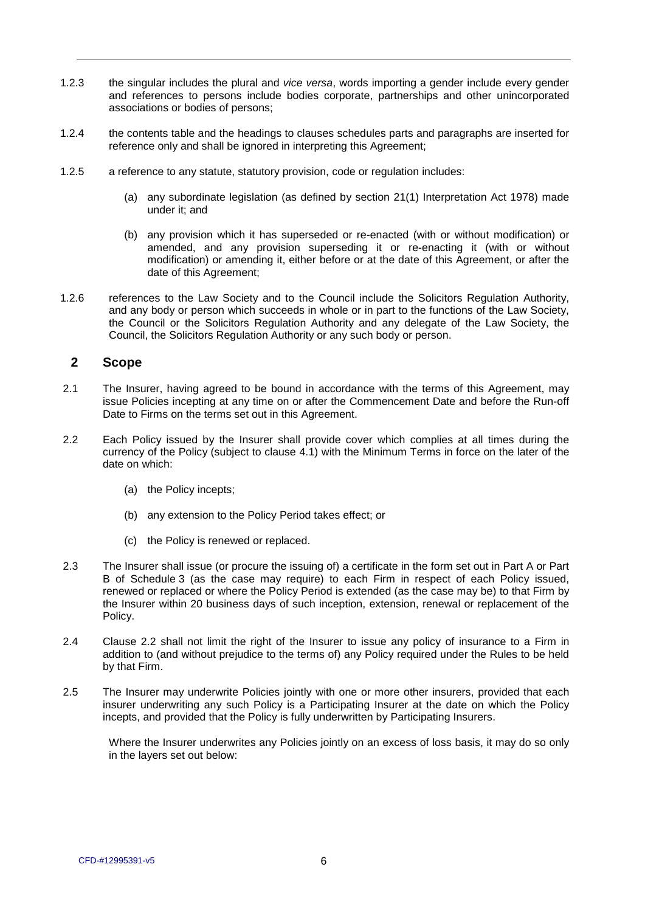1.2.3 the singular includes the plural and *vice versa*, words importing a gender include every gender and references to persons include bodies corporate, partnerships and other unincorporated associations or bodies of persons;

1.2.4 the contents table and the headings to clauses schedules parts and paragraphs are inserted for reference only and shall be ignored in interpreting this Agreement;

1.2.5 a reference to any statute, statutory provision, code or regulation includes:

(a) any subordinate legislation (as defined by section 21(1) Interpretation Act 1978) made under it; and

(b) any provision which it has superseded or re-enacted (with or without modification) or amended, and any provision superseding it or re-enacting it (with or without modification) or amending it, either before or at the date of this Agreement, or after the date of this Agreement;

1.2.6 references to the Law Society and to the Council include the Solicitors Regulation Authority, and any body or person which succeeds in whole or in part to the functions of the Law Society, the Council or the Solicitors Regulation Authority and any delegate of the Law Society, the Council, the Solicitors Regulation Authority or any such body or person.

## 2 Scope

2.1 The Insurer, having agreed to be bound in accordance with the terms of this Agreement, may issue Policies incepting at any time on or after the Commencement Date and before the Run-off Date to Firms on the terms set out in this Agreement.

2.2 Each Policy issued by the Insurer shall provide cover which complies at all times during the currency of the Policy (subject to clause 4.1) with the Minimum Terms in force on the later of the date on which:

(a) the Policy incepts;

(b) any extension to the Policy Period takes effect; or

(c) the Policy is renewed or replaced.

2.3 The Insurer shall issue (or procure the issuing of) a certificate in the form set out in Part A or Part B of Schedule 3 (as the case may require) to each Firm in respect of each Policy issued, renewed or replaced or where the Policy Period is extended (as the case may be) to that Firm by the Insurer within 20 business days of such inception, extension, renewal or replacement of the Policy.

2.4 Clause 2.2 shall not limit the right of the Insurer to issue any policy of insurance to a Firm in addition to (and without prejudice to the terms of) any Policy required under the Rules to be held by that Firm.

2.5 The Insurer may underwrite Policies jointly with one or more other insurers, provided that each insurer underwriting any such Policy is a Participating Insurer at the date on which the Policy incepts, and provided that the Policy is fully underwritten by Participating Insurers.

Where the Insurer underwrites any Policies jointly on an excess of loss basis, it may do so only in the layers set out below:

CFD-#12995391-v5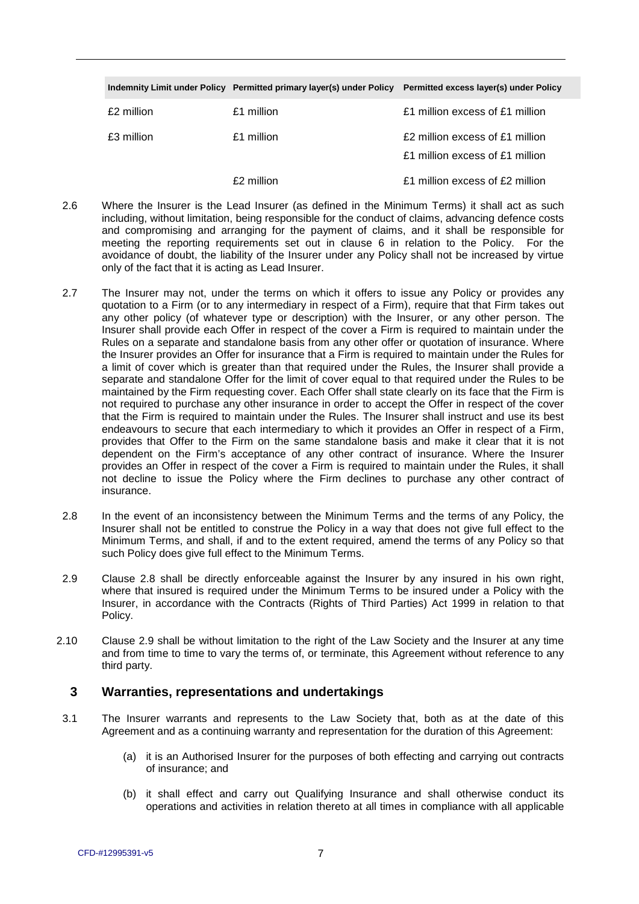| Indemnity Limit under Policy | Permitted primary layer(s) under Policy | Permitted excess layer(s) under Policy |
|---|---|---|
| £2 million | £1 million | £1 million excess of £1 million |
| £3 million | £1 million | £2 million excess of £1 million<br>£1 million excess of £1 million |
| | £2 million | £1 million excess of £2 million |

2.6 Where the Insurer is the Lead Insurer (as defined in the Minimum Terms) it shall act as such including, without limitation, being responsible for the conduct of claims, advancing defence costs and compromising and arranging for the payment of claims, and it shall be responsible for meeting the reporting requirements set out in clause 6 in relation to the Policy. For the avoidance of doubt, the liability of the Insurer under any Policy shall not be increased by virtue only of the fact that it is acting as Lead Insurer.

2.7 The Insurer may not, under the terms on which it offers to issue any Policy or provides any quotation to a Firm (or to any intermediary in respect of a Firm), require that that Firm takes out any other policy (of whatever type or description) with the Insurer, or any other person. The Insurer shall provide each Offer in respect of the cover a Firm is required to maintain under the Rules on a separate and standalone basis from any other offer or quotation of insurance. Where the Insurer provides an Offer for insurance that a Firm is required to maintain under the Rules for a limit of cover which is greater than that required under the Rules, the Insurer shall provide a separate and standalone Offer for the limit of cover equal to that required under the Rules to be maintained by the Firm requesting cover. Each Offer shall state clearly on its face that the Firm is not required to purchase any other insurance in order to accept the Offer in respect of the cover that the Firm is required to maintain under the Rules. The Insurer shall instruct and use its best endeavours to secure that each intermediary to which it provides an Offer in respect of a Firm, provides that Offer to the Firm on the same standalone basis and make it clear that it is not dependent on the Firm's acceptance of any other contract of insurance. Where the Insurer provides an Offer in respect of the cover a Firm is required to maintain under the Rules, it shall not decline to issue the Policy where the Firm declines to purchase any other contract of insurance.

2.8 In the event of an inconsistency between the Minimum Terms and the terms of any Policy, the Insurer shall not be entitled to construe the Policy in a way that does not give full effect to the Minimum Terms, and shall, if and to the extent required, amend the terms of any Policy so that such Policy does give full effect to the Minimum Terms.

2.9 Clause 2.8 shall be directly enforceable against the Insurer by any insured in his own right, where that insured is required under the Minimum Terms to be insured under a Policy with the Insurer, in accordance with the Contracts (Rights of Third Parties) Act 1999 in relation to that Policy.

2.10 Clause 2.9 shall be without limitation to the right of the Law Society and the Insurer at any time and from time to time to vary the terms of, or terminate, this Agreement without reference to any third party.

## 3 Warranties, representations and undertakings

3.1 The Insurer warrants and represents to the Law Society that, both as at the date of this Agreement and as a continuing warranty and representation for the duration of this Agreement:

(a) it is an Authorised Insurer for the purposes of both effecting and carrying out contracts of insurance; and

(b) it shall effect and carry out Qualifying Insurance and shall otherwise conduct its operations and activities in relation thereto at all times in compliance with all applicable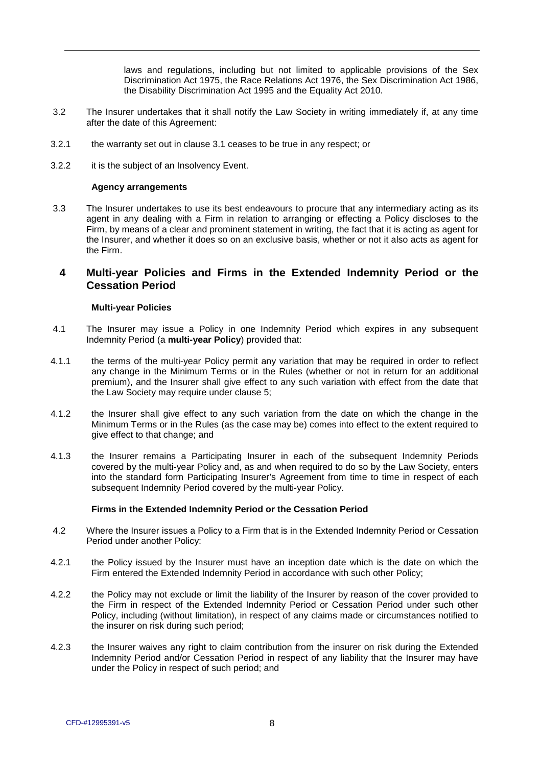laws and regulations, including but not limited to applicable provisions of the Sex Discrimination Act 1975, the Race Relations Act 1976, the Sex Discrimination Act 1986, the Disability Discrimination Act 1995 and the Equality Act 2010.

3.2 The Insurer undertakes that it shall notify the Law Society in writing immediately if, at any time after the date of this Agreement:

3.2.1 the warranty set out in clause 3.1 ceases to be true in any respect; or

3.2.2 it is the subject of an Insolvency Event.

**Agency arrangements**

3.3 The Insurer undertakes to use its best endeavours to procure that any intermediary acting as its agent in any dealing with a Firm in relation to arranging or effecting a Policy discloses to the Firm, by means of a clear and prominent statement in writing, the fact that it is acting as agent for the Insurer, and whether it does so on an exclusive basis, whether or not it also acts as agent for the Firm.

## 4 Multi-year Policies and Firms in the Extended Indemnity Period or the Cessation Period

**Multi-year Policies**

4.1 The Insurer may issue a Policy in one Indemnity Period which expires in any subsequent Indemnity Period (a **multi-year Policy**) provided that:

4.1.1 the terms of the multi-year Policy permit any variation that may be required in order to reflect any change in the Minimum Terms or in the Rules (whether or not in return for an additional premium), and the Insurer shall give effect to any such variation with effect from the date that the Law Society may require under clause 5;

4.1.2 the Insurer shall give effect to any such variation from the date on which the change in the Minimum Terms or in the Rules (as the case may be) comes into effect to the extent required to give effect to that change; and

4.1.3 the Insurer remains a Participating Insurer in each of the subsequent Indemnity Periods covered by the multi-year Policy and, as and when required to do so by the Law Society, enters into the standard form Participating Insurer's Agreement from time to time in respect of each subsequent Indemnity Period covered by the multi-year Policy.

**Firms in the Extended Indemnity Period or the Cessation Period**

4.2 Where the Insurer issues a Policy to a Firm that is in the Extended Indemnity Period or Cessation Period under another Policy:

4.2.1 the Policy issued by the Insurer must have an inception date which is the date on which the Firm entered the Extended Indemnity Period in accordance with such other Policy;

4.2.2 the Policy may not exclude or limit the liability of the Insurer by reason of the cover provided to the Firm in respect of the Extended Indemnity Period or Cessation Period under such other Policy, including (without limitation), in respect of any claims made or circumstances notified to the insurer on risk during such period;

4.2.3 the Insurer waives any right to claim contribution from the insurer on risk during the Extended Indemnity Period and/or Cessation Period in respect of any liability that the Insurer may have under the Policy in respect of such period; and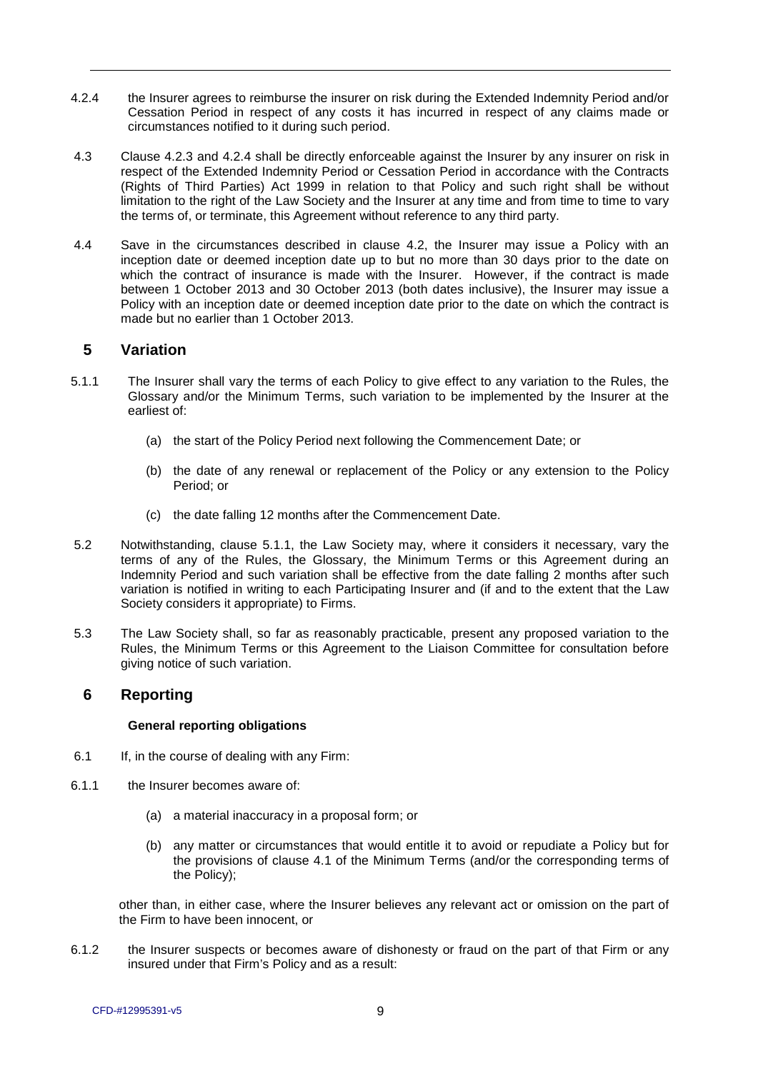4.2.4 the Insurer agrees to reimburse the insurer on risk during the Extended Indemnity Period and/or Cessation Period in respect of any costs it has incurred in respect of any claims made or circumstances notified to it during such period.

4.3 Clause 4.2.3 and 4.2.4 shall be directly enforceable against the Insurer by any insurer on risk in respect of the Extended Indemnity Period or Cessation Period in accordance with the Contracts (Rights of Third Parties) Act 1999 in relation to that Policy and such right shall be without limitation to the right of the Law Society and the Insurer at any time and from time to time to vary the terms of, or terminate, this Agreement without reference to any third party.

4.4 Save in the circumstances described in clause 4.2, the Insurer may issue a Policy with an inception date or deemed inception date up to but no more than 30 days prior to the date on which the contract of insurance is made with the Insurer. However, if the contract is made between 1 October 2013 and 30 October 2013 (both dates inclusive), the Insurer may issue a Policy with an inception date or deemed inception date prior to the date on which the contract is made but no earlier than 1 October 2013.

## 5 Variation

5.1.1 The Insurer shall vary the terms of each Policy to give effect to any variation to the Rules, the Glossary and/or the Minimum Terms, such variation to be implemented by the Insurer at the earliest of:

(a) the start of the Policy Period next following the Commencement Date; or

(b) the date of any renewal or replacement of the Policy or any extension to the Policy Period; or

(c) the date falling 12 months after the Commencement Date.

5.2 Notwithstanding, clause 5.1.1, the Law Society may, where it considers it necessary, vary the terms of any of the Rules, the Glossary, the Minimum Terms or this Agreement during an Indemnity Period and such variation shall be effective from the date falling 2 months after such variation is notified in writing to each Participating Insurer and (if and to the extent that the Law Society considers it appropriate) to Firms.

5.3 The Law Society shall, so far as reasonably practicable, present any proposed variation to the Rules, the Minimum Terms or this Agreement to the Liaison Committee for consultation before giving notice of such variation.

## 6 Reporting

**General reporting obligations**

6.1 If, in the course of dealing with any Firm:

6.1.1 the Insurer becomes aware of:

(a) a material inaccuracy in a proposal form; or

(b) any matter or circumstances that would entitle it to avoid or repudiate a Policy but for the provisions of clause 4.1 of the Minimum Terms (and/or the corresponding terms of the Policy);

other than, in either case, where the Insurer believes any relevant act or omission on the part of the Firm to have been innocent, or

6.1.2 the Insurer suspects or becomes aware of dishonesty or fraud on the part of that Firm or any insured under that Firm's Policy and as a result: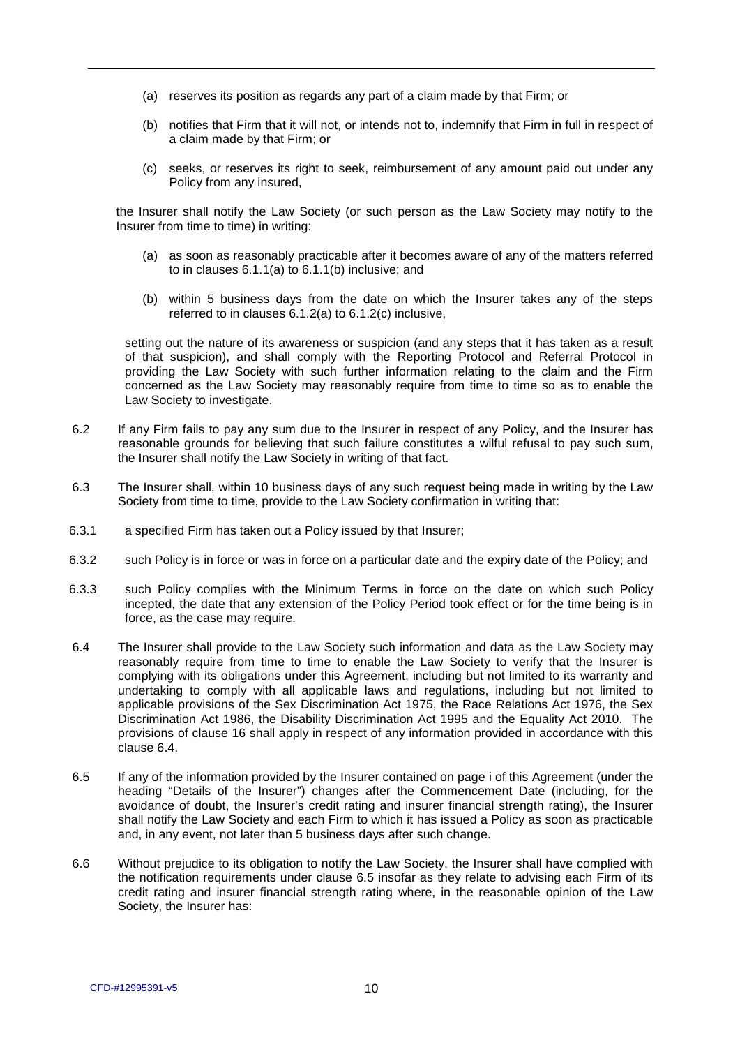(a) reserves its position as regards any part of a claim made by that Firm; or

(b) notifies that Firm that it will not, or intends not to, indemnify that Firm in full in respect of a claim made by that Firm; or

(c) seeks, or reserves its right to seek, reimbursement of any amount paid out under any Policy from any insured,

the Insurer shall notify the Law Society (or such person as the Law Society may notify to the Insurer from time to time) in writing:

(a) as soon as reasonably practicable after it becomes aware of any of the matters referred to in clauses 6.1.1(a) to 6.1.1(b) inclusive; and

(b) within 5 business days from the date on which the Insurer takes any of the steps referred to in clauses 6.1.2(a) to 6.1.2(c) inclusive,

setting out the nature of its awareness or suspicion (and any steps that it has taken as a result of that suspicion), and shall comply with the Reporting Protocol and Referral Protocol in providing the Law Society with such further information relating to the claim and the Firm concerned as the Law Society may reasonably require from time to time so as to enable the Law Society to investigate.

6.2 If any Firm fails to pay any sum due to the Insurer in respect of any Policy, and the Insurer has reasonable grounds for believing that such failure constitutes a wilful refusal to pay such sum, the Insurer shall notify the Law Society in writing of that fact.

6.3 The Insurer shall, within 10 business days of any such request being made in writing by the Law Society from time to time, provide to the Law Society confirmation in writing that:

6.3.1 a specified Firm has taken out a Policy issued by that Insurer;

6.3.2 such Policy is in force or was in force on a particular date and the expiry date of the Policy; and

6.3.3 such Policy complies with the Minimum Terms in force on the date on which such Policy incepted, the date that any extension of the Policy Period took effect or for the time being is in force, as the case may require.

6.4 The Insurer shall provide to the Law Society such information and data as the Law Society may reasonably require from time to time to enable the Law Society to verify that the Insurer is complying with its obligations under this Agreement, including but not limited to its warranty and undertaking to comply with all applicable laws and regulations, including but not limited to applicable provisions of the Sex Discrimination Act 1975, the Race Relations Act 1976, the Sex Discrimination Act 1986, the Disability Discrimination Act 1995 and the Equality Act 2010. The provisions of clause 16 shall apply in respect of any information provided in accordance with this clause 6.4.

6.5 If any of the information provided by the Insurer contained on page i of this Agreement (under the heading "Details of the Insurer") changes after the Commencement Date (including, for the avoidance of doubt, the Insurer's credit rating and insurer financial strength rating), the Insurer shall notify the Law Society and each Firm to which it has issued a Policy as soon as practicable and, in any event, not later than 5 business days after such change.

6.6 Without prejudice to its obligation to notify the Law Society, the Insurer shall have complied with the notification requirements under clause 6.5 insofar as they relate to advising each Firm of its credit rating and insurer financial strength rating where, in the reasonable opinion of the Law Society, the Insurer has: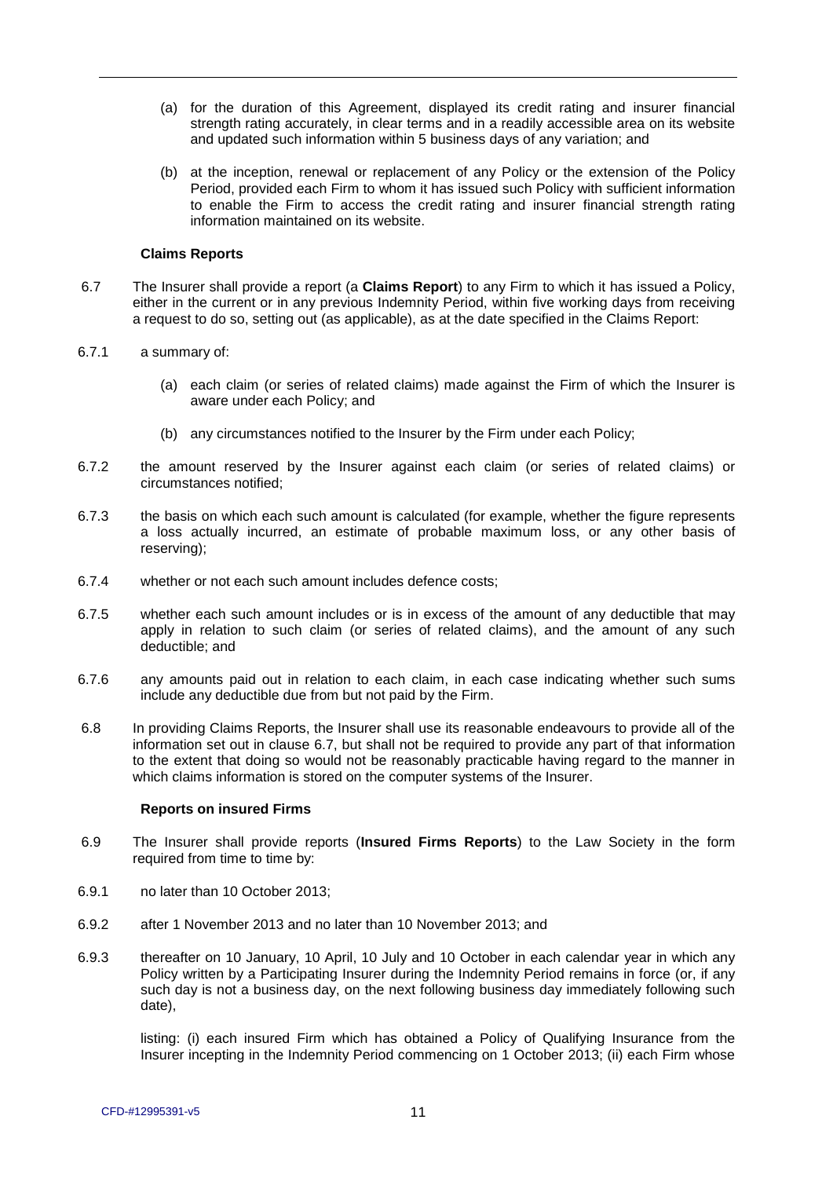(a) for the duration of this Agreement, displayed its credit rating and insurer financial strength rating accurately, in clear terms and in a readily accessible area on its website and updated such information within 5 business days of any variation; and

(b) at the inception, renewal or replacement of any Policy or the extension of the Policy Period, provided each Firm to whom it has issued such Policy with sufficient information to enable the Firm to access the credit rating and insurer financial strength rating information maintained on its website.

**Claims Reports**

6.7 The Insurer shall provide a report (a **Claims Report**) to any Firm to which it has issued a Policy, either in the current or in any previous Indemnity Period, within five working days from receiving a request to do so, setting out (as applicable), as at the date specified in the Claims Report:

6.7.1 a summary of:

(a) each claim (or series of related claims) made against the Firm of which the Insurer is aware under each Policy; and

(b) any circumstances notified to the Insurer by the Firm under each Policy;

6.7.2 the amount reserved by the Insurer against each claim (or series of related claims) or circumstances notified;

6.7.3 the basis on which each such amount is calculated (for example, whether the figure represents a loss actually incurred, an estimate of probable maximum loss, or any other basis of reserving);

6.7.4 whether or not each such amount includes defence costs;

6.7.5 whether each such amount includes or is in excess of the amount of any deductible that may apply in relation to such claim (or series of related claims), and the amount of any such deductible; and

6.7.6 any amounts paid out in relation to each claim, in each case indicating whether such sums include any deductible due from but not paid by the Firm.

6.8 In providing Claims Reports, the Insurer shall use its reasonable endeavours to provide all of the information set out in clause 6.7, but shall not be required to provide any part of that information to the extent that doing so would not be reasonably practicable having regard to the manner in which claims information is stored on the computer systems of the Insurer.

**Reports on insured Firms**

6.9 The Insurer shall provide reports (**Insured Firms Reports**) to the Law Society in the form required from time to time by:

6.9.1 no later than 10 October 2013;

6.9.2 after 1 November 2013 and no later than 10 November 2013; and

6.9.3 thereafter on 10 January, 10 April, 10 July and 10 October in each calendar year in which any Policy written by a Participating Insurer during the Indemnity Period remains in force (or, if any such day is not a business day, on the next following business day immediately following such date),

listing: (i) each insured Firm which has obtained a Policy of Qualifying Insurance from the Insurer incepting in the Indemnity Period commencing on 1 October 2013; (ii) each Firm whose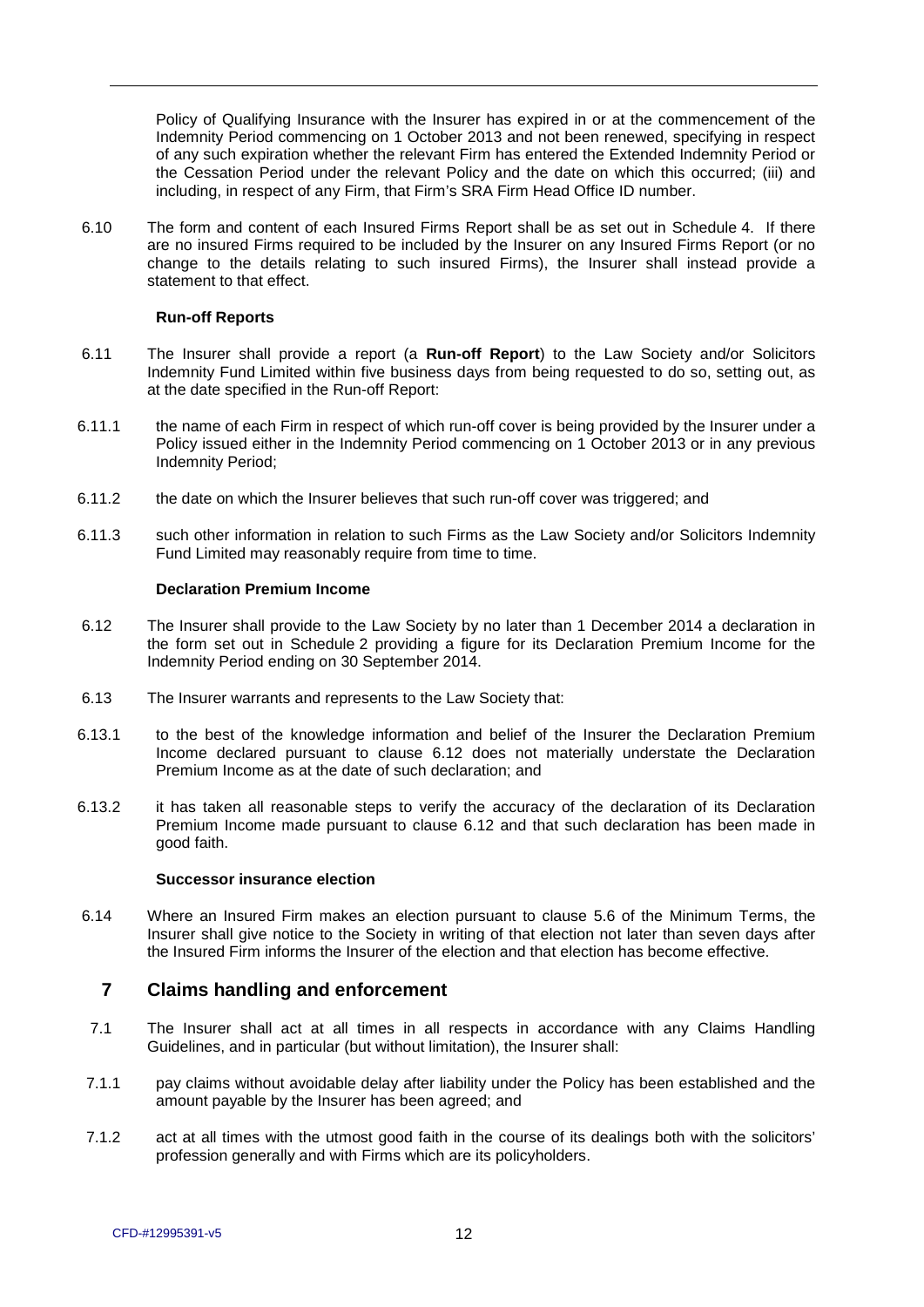Policy of Qualifying Insurance with the Insurer has expired in or at the commencement of the Indemnity Period commencing on 1 October 2013 and not been renewed, specifying in respect of any such expiration whether the relevant Firm has entered the Extended Indemnity Period or the Cessation Period under the relevant Policy and the date on which this occurred; (iii) and including, in respect of any Firm, that Firm's SRA Firm Head Office ID number.

6.10 The form and content of each Insured Firms Report shall be as set out in Schedule 4. If there are no insured Firms required to be included by the Insurer on any Insured Firms Report (or no change to the details relating to such insured Firms), the Insurer shall instead provide a statement to that effect.

**Run-off Reports**

6.11 The Insurer shall provide a report (a **Run-off Report**) to the Law Society and/or Solicitors Indemnity Fund Limited within five business days from being requested to do so, setting out, as at the date specified in the Run-off Report:

6.11.1 the name of each Firm in respect of which run-off cover is being provided by the Insurer under a Policy issued either in the Indemnity Period commencing on 1 October 2013 or in any previous Indemnity Period;

6.11.2 the date on which the Insurer believes that such run-off cover was triggered; and

6.11.3 such other information in relation to such Firms as the Law Society and/or Solicitors Indemnity Fund Limited may reasonably require from time to time.

**Declaration Premium Income**

6.12 The Insurer shall provide to the Law Society by no later than 1 December 2014 a declaration in the form set out in Schedule 2 providing a figure for its Declaration Premium Income for the Indemnity Period ending on 30 September 2014.

6.13 The Insurer warrants and represents to the Law Society that:

6.13.1 to the best of the knowledge information and belief of the Insurer the Declaration Premium Income declared pursuant to clause 6.12 does not materially understate the Declaration Premium Income as at the date of such declaration; and

6.13.2 it has taken all reasonable steps to verify the accuracy of the declaration of its Declaration Premium Income made pursuant to clause 6.12 and that such declaration has been made in good faith.

**Successor insurance election**

6.14 Where an Insured Firm makes an election pursuant to clause 5.6 of the Minimum Terms, the Insurer shall give notice to the Society in writing of that election not later than seven days after the Insured Firm informs the Insurer of the election and that election has become effective.

## 7 Claims handling and enforcement

7.1 The Insurer shall act at all times in all respects in accordance with any Claims Handling Guidelines, and in particular (but without limitation), the Insurer shall:

7.1.1 pay claims without avoidable delay after liability under the Policy has been established and the amount payable by the Insurer has been agreed; and

7.1.2 act at all times with the utmost good faith in the course of its dealings both with the solicitors' profession generally and with Firms which are its policyholders.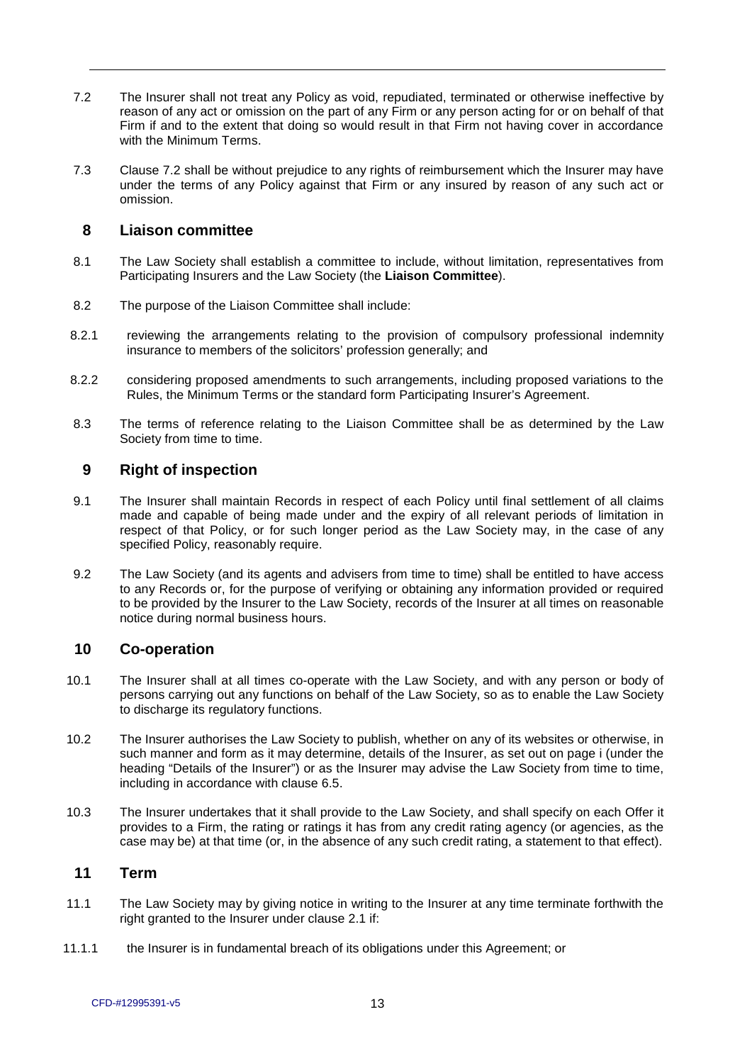7.2 The Insurer shall not treat any Policy as void, repudiated, terminated or otherwise ineffective by reason of any act or omission on the part of any Firm or any person acting for or on behalf of that Firm if and to the extent that doing so would result in that Firm not having cover in accordance with the Minimum Terms.

7.3 Clause 7.2 shall be without prejudice to any rights of reimbursement which the Insurer may have under the terms of any Policy against that Firm or any insured by reason of any such act or omission.

## 8 Liaison committee

8.1 The Law Society shall establish a committee to include, without limitation, representatives from Participating Insurers and the Law Society (the **Liaison Committee**).

8.2 The purpose of the Liaison Committee shall include:

8.2.1 reviewing the arrangements relating to the provision of compulsory professional indemnity insurance to members of the solicitors' profession generally; and

8.2.2 considering proposed amendments to such arrangements, including proposed variations to the Rules, the Minimum Terms or the standard form Participating Insurer's Agreement.

8.3 The terms of reference relating to the Liaison Committee shall be as determined by the Law Society from time to time.

## 9 Right of inspection

9.1 The Insurer shall maintain Records in respect of each Policy until final settlement of all claims made and capable of being made under and the expiry of all relevant periods of limitation in respect of that Policy, or for such longer period as the Law Society may, in the case of any specified Policy, reasonably require.

9.2 The Law Society (and its agents and advisers from time to time) shall be entitled to have access to any Records or, for the purpose of verifying or obtaining any information provided or required to be provided by the Insurer to the Law Society, records of the Insurer at all times on reasonable notice during normal business hours.

## 10 Co-operation

10.1 The Insurer shall at all times co-operate with the Law Society, and with any person or body of persons carrying out any functions on behalf of the Law Society, so as to enable the Law Society to discharge its regulatory functions.

10.2 The Insurer authorises the Law Society to publish, whether on any of its websites or otherwise, in such manner and form as it may determine, details of the Insurer, as set out on page i (under the heading "Details of the Insurer") or as the Insurer may advise the Law Society from time to time, including in accordance with clause 6.5.

10.3 The Insurer undertakes that it shall provide to the Law Society, and shall specify on each Offer it provides to a Firm, the rating or ratings it has from any credit rating agency (or agencies, as the case may be) at that time (or, in the absence of any such credit rating, a statement to that effect).

## 11 Term

11.1 The Law Society may by giving notice in writing to the Insurer at any time terminate forthwith the right granted to the Insurer under clause 2.1 if:

11.1.1 the Insurer is in fundamental breach of its obligations under this Agreement; or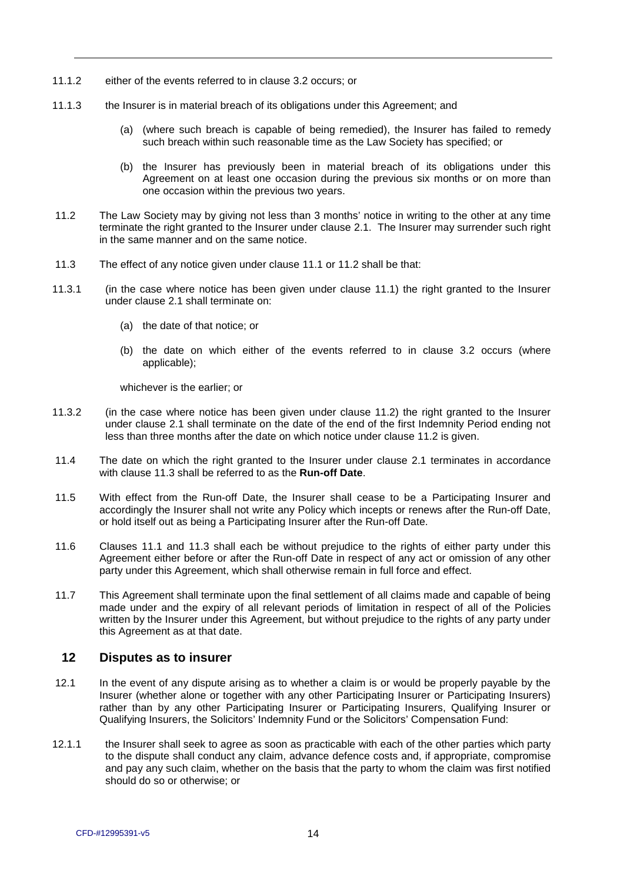11.1.2 either of the events referred to in clause 3.2 occurs; or

11.1.3 the Insurer is in material breach of its obligations under this Agreement; and

(a) (where such breach is capable of being remedied), the Insurer has failed to remedy such breach within such reasonable time as the Law Society has specified; or

(b) the Insurer has previously been in material breach of its obligations under this Agreement on at least one occasion during the previous six months or on more than one occasion within the previous two years.

11.2 The Law Society may by giving not less than 3 months' notice in writing to the other at any time terminate the right granted to the Insurer under clause 2.1. The Insurer may surrender such right in the same manner and on the same notice.

11.3 The effect of any notice given under clause 11.1 or 11.2 shall be that:

11.3.1 (in the case where notice has been given under clause 11.1) the right granted to the Insurer under clause 2.1 shall terminate on:

(a) the date of that notice; or

(b) the date on which either of the events referred to in clause 3.2 occurs (where applicable);

whichever is the earlier; or

11.3.2 (in the case where notice has been given under clause 11.2) the right granted to the Insurer under clause 2.1 shall terminate on the date of the end of the first Indemnity Period ending not less than three months after the date on which notice under clause 11.2 is given.

11.4 The date on which the right granted to the Insurer under clause 2.1 terminates in accordance with clause 11.3 shall be referred to as the **Run-off Date**.

11.5 With effect from the Run-off Date, the Insurer shall cease to be a Participating Insurer and accordingly the Insurer shall not write any Policy which incepts or renews after the Run-off Date, or hold itself out as being a Participating Insurer after the Run-off Date.

11.6 Clauses 11.1 and 11.3 shall each be without prejudice to the rights of either party under this Agreement either before or after the Run-off Date in respect of any act or omission of any other party under this Agreement, which shall otherwise remain in full force and effect.

11.7 This Agreement shall terminate upon the final settlement of all claims made and capable of being made under and the expiry of all relevant periods of limitation in respect of all of the Policies written by the Insurer under this Agreement, but without prejudice to the rights of any party under this Agreement as at that date.

## 12 Disputes as to insurer

12.1 In the event of any dispute arising as to whether a claim is or would be properly payable by the Insurer (whether alone or together with any other Participating Insurer or Participating Insurers) rather than by any other Participating Insurer or Participating Insurers, Qualifying Insurer or Qualifying Insurers, the Solicitors' Indemnity Fund or the Solicitors' Compensation Fund:

12.1.1 the Insurer shall seek to agree as soon as practicable with each of the other parties which party to the dispute shall conduct any claim, advance defence costs and, if appropriate, compromise and pay any such claim, whether on the basis that the party to whom the claim was first notified should do so or otherwise; or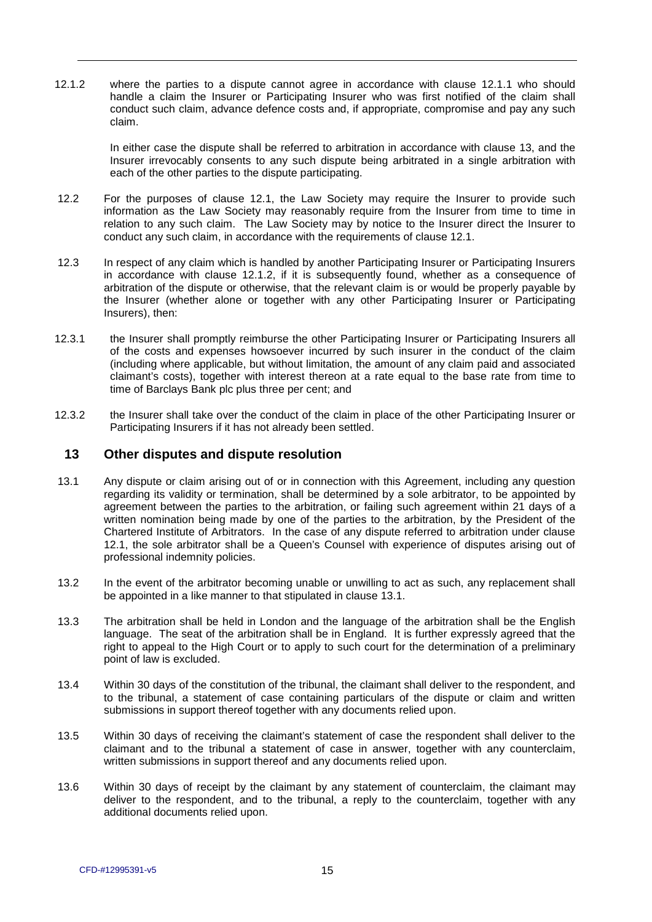12.1.2 where the parties to a dispute cannot agree in accordance with clause 12.1.1 who should handle a claim the Insurer or Participating Insurer who was first notified of the claim shall conduct such claim, advance defence costs and, if appropriate, compromise and pay any such claim.

In either case the dispute shall be referred to arbitration in accordance with clause 13, and the Insurer irrevocably consents to any such dispute being arbitrated in a single arbitration with each of the other parties to the dispute participating.

12.2 For the purposes of clause 12.1, the Law Society may require the Insurer to provide such information as the Law Society may reasonably require from the Insurer from time to time in relation to any such claim. The Law Society may by notice to the Insurer direct the Insurer to conduct any such claim, in accordance with the requirements of clause 12.1.

12.3 In respect of any claim which is handled by another Participating Insurer or Participating Insurers in accordance with clause 12.1.2, if it is subsequently found, whether as a consequence of arbitration of the dispute or otherwise, that the relevant claim is or would be properly payable by the Insurer (whether alone or together with any other Participating Insurer or Participating Insurers), then:

12.3.1 the Insurer shall promptly reimburse the other Participating Insurer or Participating Insurers all of the costs and expenses howsoever incurred by such insurer in the conduct of the claim (including where applicable, but without limitation, the amount of any claim paid and associated claimant's costs), together with interest thereon at a rate equal to the base rate from time to time of Barclays Bank plc plus three per cent; and

12.3.2 the Insurer shall take over the conduct of the claim in place of the other Participating Insurer or Participating Insurers if it has not already been settled.

## 13 Other disputes and dispute resolution

13.1 Any dispute or claim arising out of or in connection with this Agreement, including any question regarding its validity or termination, shall be determined by a sole arbitrator, to be appointed by agreement between the parties to the arbitration, or failing such agreement within 21 days of a written nomination being made by one of the parties to the arbitration, by the President of the Chartered Institute of Arbitrators. In the case of any dispute referred to arbitration under clause 12.1, the sole arbitrator shall be a Queen's Counsel with experience of disputes arising out of professional indemnity policies.

13.2 In the event of the arbitrator becoming unable or unwilling to act as such, any replacement shall be appointed in a like manner to that stipulated in clause 13.1.

13.3 The arbitration shall be held in London and the language of the arbitration shall be the English language. The seat of the arbitration shall be in England. It is further expressly agreed that the right to appeal to the High Court or to apply to such court for the determination of a preliminary point of law is excluded.

13.4 Within 30 days of the constitution of the tribunal, the claimant shall deliver to the respondent, and to the tribunal, a statement of case containing particulars of the dispute or claim and written submissions in support thereof together with any documents relied upon.

13.5 Within 30 days of receiving the claimant's statement of case the respondent shall deliver to the claimant and to the tribunal a statement of case in answer, together with any counterclaim, written submissions in support thereof and any documents relied upon.

13.6 Within 30 days of receipt by the claimant by any statement of counterclaim, the claimant may deliver to the respondent, and to the tribunal, a reply to the counterclaim, together with any additional documents relied upon.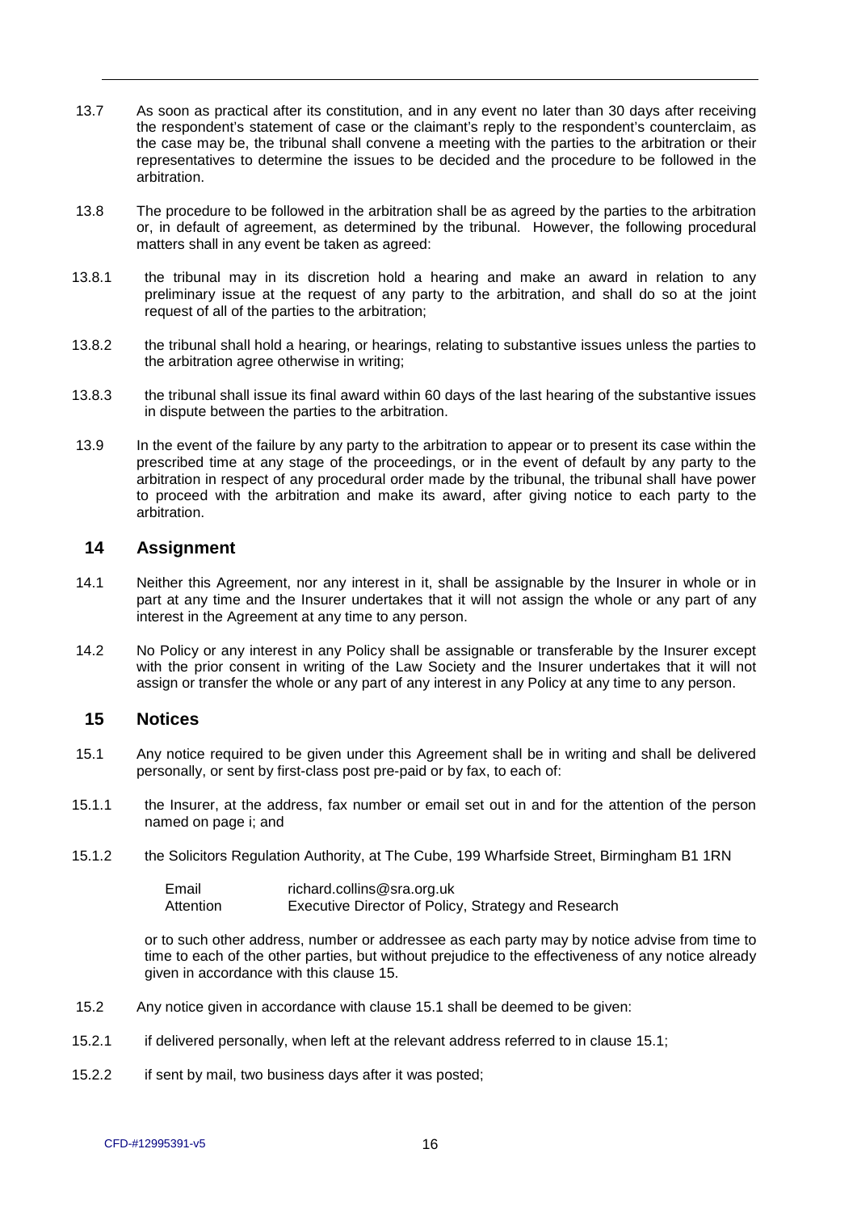13.7 As soon as practical after its constitution, and in any event no later than 30 days after receiving the respondent's statement of case or the claimant's reply to the respondent's counterclaim, as the case may be, the tribunal shall convene a meeting with the parties to the arbitration or their representatives to determine the issues to be decided and the procedure to be followed in the arbitration.

13.8 The procedure to be followed in the arbitration shall be as agreed by the parties to the arbitration or, in default of agreement, as determined by the tribunal. However, the following procedural matters shall in any event be taken as agreed:

13.8.1 the tribunal may in its discretion hold a hearing and make an award in relation to any preliminary issue at the request of any party to the arbitration, and shall do so at the joint request of all of the parties to the arbitration;

13.8.2 the tribunal shall hold a hearing, or hearings, relating to substantive issues unless the parties to the arbitration agree otherwise in writing;

13.8.3 the tribunal shall issue its final award within 60 days of the last hearing of the substantive issues in dispute between the parties to the arbitration.

13.9 In the event of the failure by any party to the arbitration to appear or to present its case within the prescribed time at any stage of the proceedings, or in the event of default by any party to the arbitration in respect of any procedural order made by the tribunal, the tribunal shall have power to proceed with the arbitration and make its award, after giving notice to each party to the arbitration.

## 14 Assignment

14.1 Neither this Agreement, nor any interest in it, shall be assignable by the Insurer in whole or in part at any time and the Insurer undertakes that it will not assign the whole or any part of any interest in the Agreement at any time to any person.

14.2 No Policy or any interest in any Policy shall be assignable or transferable by the Insurer except with the prior consent in writing of the Law Society and the Insurer undertakes that it will not assign or transfer the whole or any part of any interest in any Policy at any time to any person.

## 15 Notices

15.1 Any notice required to be given under this Agreement shall be in writing and shall be delivered personally, or sent by first-class post pre-paid or by fax, to each of:

15.1.1 the Insurer, at the address, fax number or email set out in and for the attention of the person named on page i; and

15.1.2 the Solicitors Regulation Authority, at The Cube, 199 Wharfside Street, Birmingham B1 1RN

Email richard.collins@sra.org.uk
Attention Executive Director of Policy, Strategy and Research

or to such other address, number or addressee as each party may by notice advise from time to time to each of the other parties, but without prejudice to the effectiveness of any notice already given in accordance with this clause 15.

15.2 Any notice given in accordance with clause 15.1 shall be deemed to be given:

15.2.1 if delivered personally, when left at the relevant address referred to in clause 15.1;

15.2.2 if sent by mail, two business days after it was posted;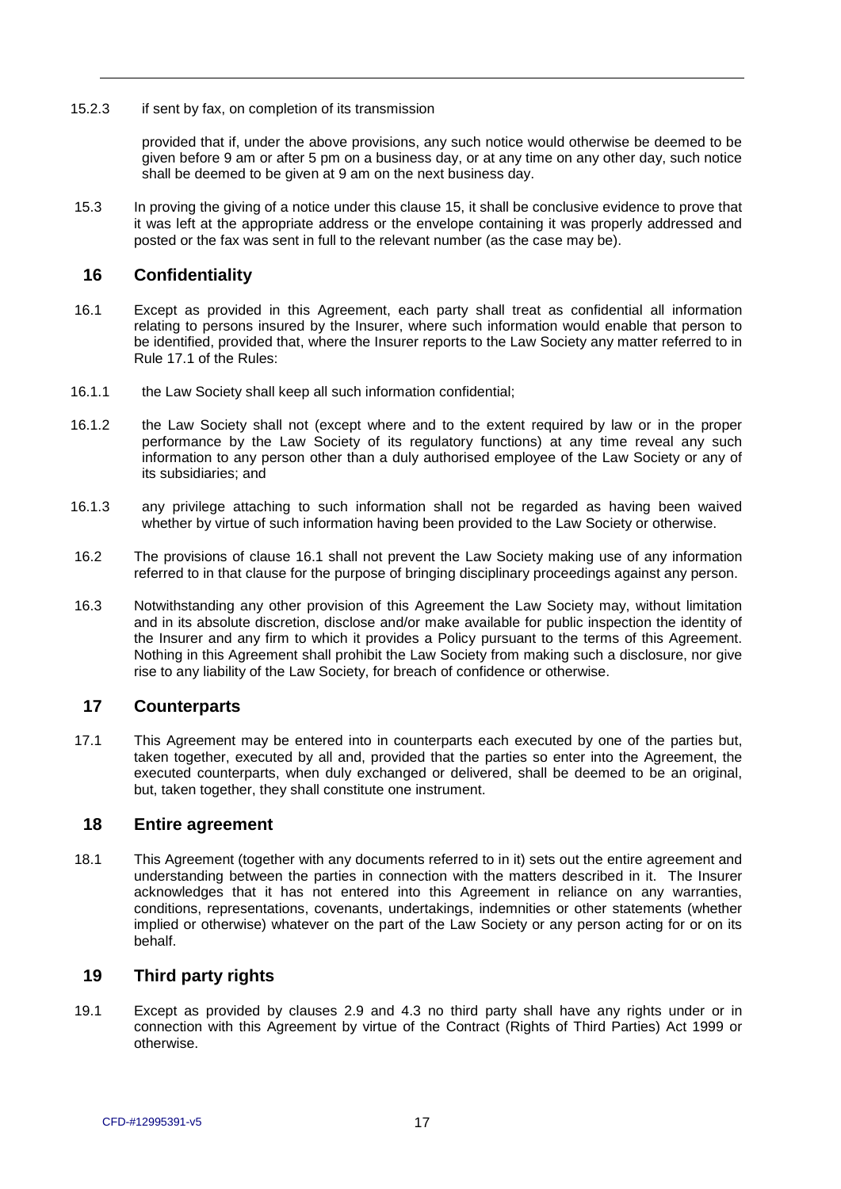15.2.3 if sent by fax, on completion of its transmission

provided that if, under the above provisions, any such notice would otherwise be deemed to be given before 9 am or after 5 pm on a business day, or at any time on any other day, such notice shall be deemed to be given at 9 am on the next business day.

15.3 In proving the giving of a notice under this clause 15, it shall be conclusive evidence to prove that it was left at the appropriate address or the envelope containing it was properly addressed and posted or the fax was sent in full to the relevant number (as the case may be).

## 16 Confidentiality

16.1 Except as provided in this Agreement, each party shall treat as confidential all information relating to persons insured by the Insurer, where such information would enable that person to be identified, provided that, where the Insurer reports to the Law Society any matter referred to in Rule 17.1 of the Rules:

16.1.1 the Law Society shall keep all such information confidential;

16.1.2 the Law Society shall not (except where and to the extent required by law or in the proper performance by the Law Society of its regulatory functions) at any time reveal any such information to any person other than a duly authorised employee of the Law Society or any of its subsidiaries; and

16.1.3 any privilege attaching to such information shall not be regarded as having been waived whether by virtue of such information having been provided to the Law Society or otherwise.

16.2 The provisions of clause 16.1 shall not prevent the Law Society making use of any information referred to in that clause for the purpose of bringing disciplinary proceedings against any person.

16.3 Notwithstanding any other provision of this Agreement the Law Society may, without limitation and in its absolute discretion, disclose and/or make available for public inspection the identity of the Insurer and any firm to which it provides a Policy pursuant to the terms of this Agreement. Nothing in this Agreement shall prohibit the Law Society from making such a disclosure, nor give rise to any liability of the Law Society, for breach of confidence or otherwise.

## 17 Counterparts

17.1 This Agreement may be entered into in counterparts each executed by one of the parties but, taken together, executed by all and, provided that the parties so enter into the Agreement, the executed counterparts, when duly exchanged or delivered, shall be deemed to be an original, but, taken together, they shall constitute one instrument.

## 18 Entire agreement

18.1 This Agreement (together with any documents referred to in it) sets out the entire agreement and understanding between the parties in connection with the matters described in it. The Insurer acknowledges that it has not entered into this Agreement in reliance on any warranties, conditions, representations, covenants, undertakings, indemnities or other statements (whether implied or otherwise) whatever on the part of the Law Society or any person acting for or on its behalf.

## 19 Third party rights

19.1 Except as provided by clauses 2.9 and 4.3 no third party shall have any rights under or in connection with this Agreement by virtue of the Contract (Rights of Third Parties) Act 1999 or otherwise.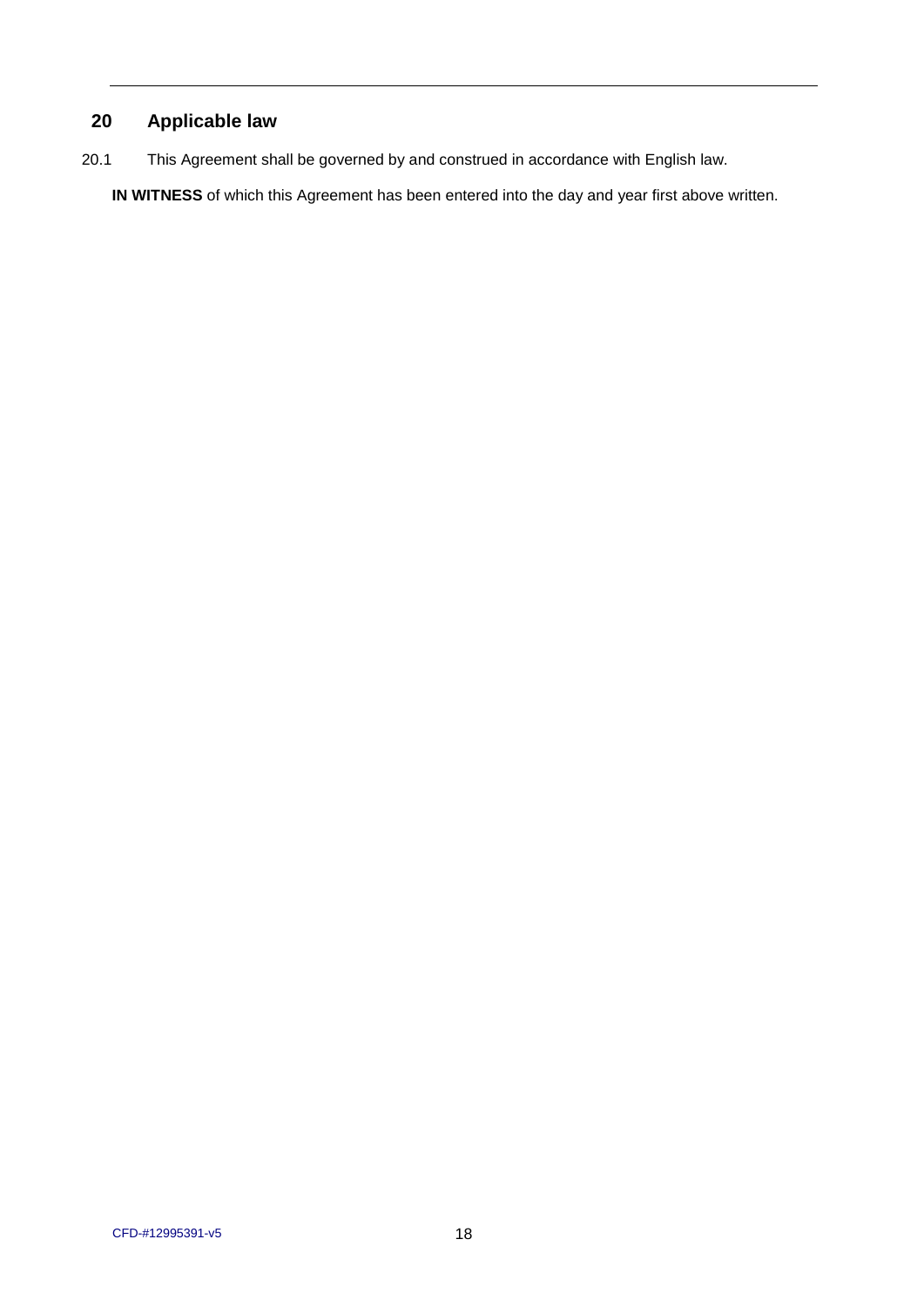## 20 Applicable law

20.1 This Agreement shall be governed by and construed in accordance with English law.

**IN WITNESS** of which this Agreement has been entered into the day and year first above written.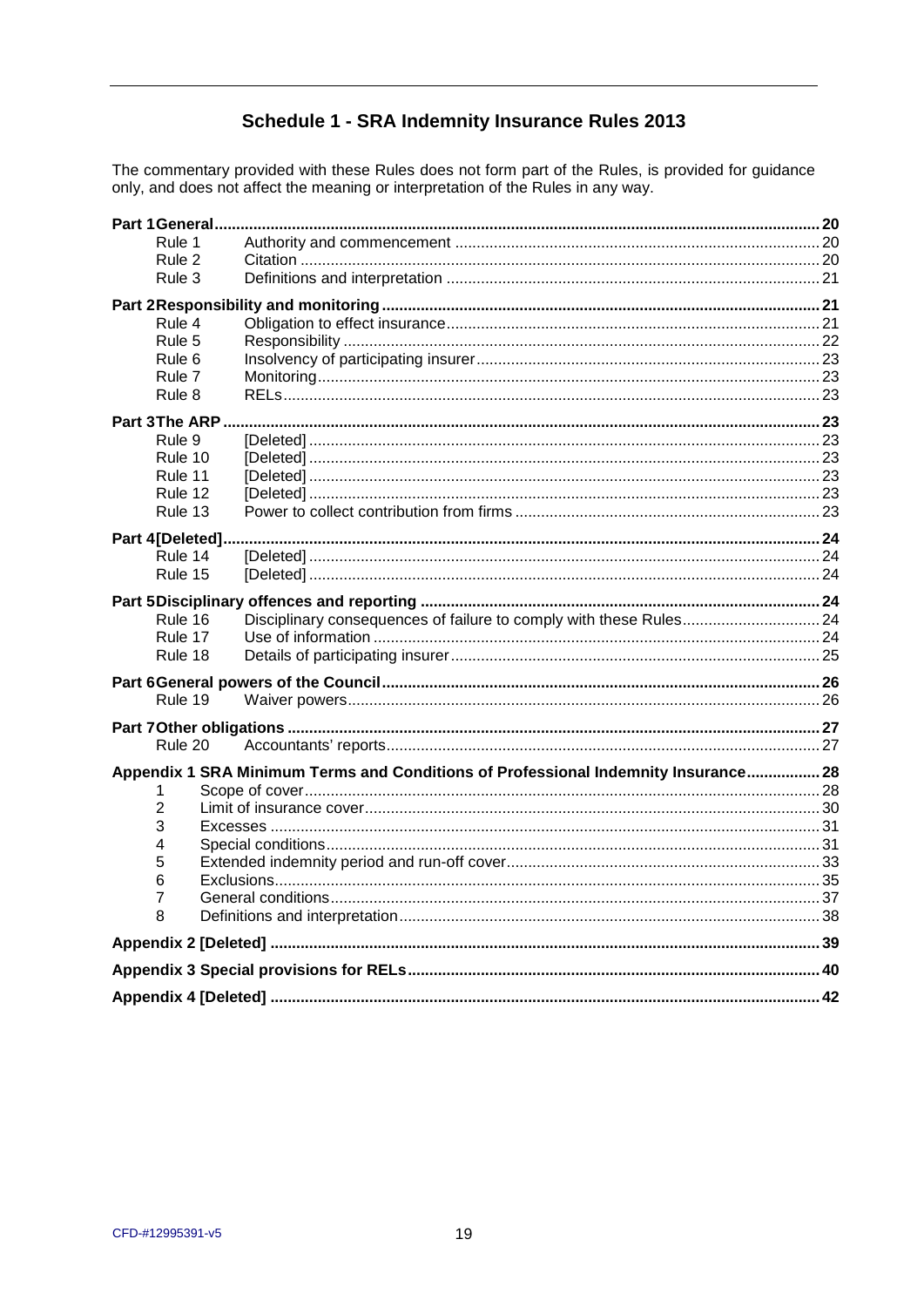# Schedule 1 - SRA Indemnity Insurance Rules 2013

The commentary provided with these Rules does not form part of the Rules, is provided for guidance only, and does not affect the meaning or interpretation of the Rules in any way.

| | | |
|---|---|---|
| **Part 1 General** | | **20** |
| Rule 1 | Authority and commencement | 20 |
| Rule 2 | Citation | 20 |
| Rule 3 | Definitions and interpretation | 21 |
| **Part 2 Responsibility and monitoring** | | **21** |
| Rule 4 | Obligation to effect insurance | 21 |
| Rule 5 | Responsibility | 22 |
| Rule 6 | Insolvency of participating insurer | 23 |
| Rule 7 | Monitoring | 23 |
| Rule 8 | RELs | 23 |
| **Part 3 The ARP** | | **23** |
| Rule 9 | [Deleted] | 23 |
| Rule 10 | [Deleted] | 23 |
| Rule 11 | [Deleted] | 23 |
| Rule 12 | [Deleted] | 23 |
| Rule 13 | Power to collect contribution from firms | 23 |
| **Part 4 [Deleted]** | | **24** |
| Rule 14 | [Deleted] | 24 |
| Rule 15 | [Deleted] | 24 |
| **Part 5 Disciplinary offences and reporting** | | **24** |
| Rule 16 | Disciplinary consequences of failure to comply with these Rules | 24 |
| Rule 17 | Use of information | 24 |
| Rule 18 | Details of participating insurer | 25 |
| **Part 6 General powers of the Council** | | **26** |
| Rule 19 | Waiver powers | 26 |
| **Part 7 Other obligations** | | **27** |
| Rule 20 | Accountants' reports | 27 |
| **Appendix 1 SRA Minimum Terms and Conditions of Professional Indemnity Insurance** | | **28** |
| 1 | Scope of cover | 28 |
| 2 | Limit of insurance cover | 30 |
| 3 | Excesses | 31 |
| 4 | Special conditions | 31 |
| 5 | Extended indemnity period and run-off cover | 33 |
| 6 | Exclusions | 35 |
| 7 | General conditions | 37 |
| 8 | Definitions and interpretation | 38 |
| **Appendix 2 [Deleted]** | | **39** |
| **Appendix 3 Special provisions for RELs** | | **40** |
| **Appendix 4 [Deleted]** | | **42** |

CFD-#12995391-v5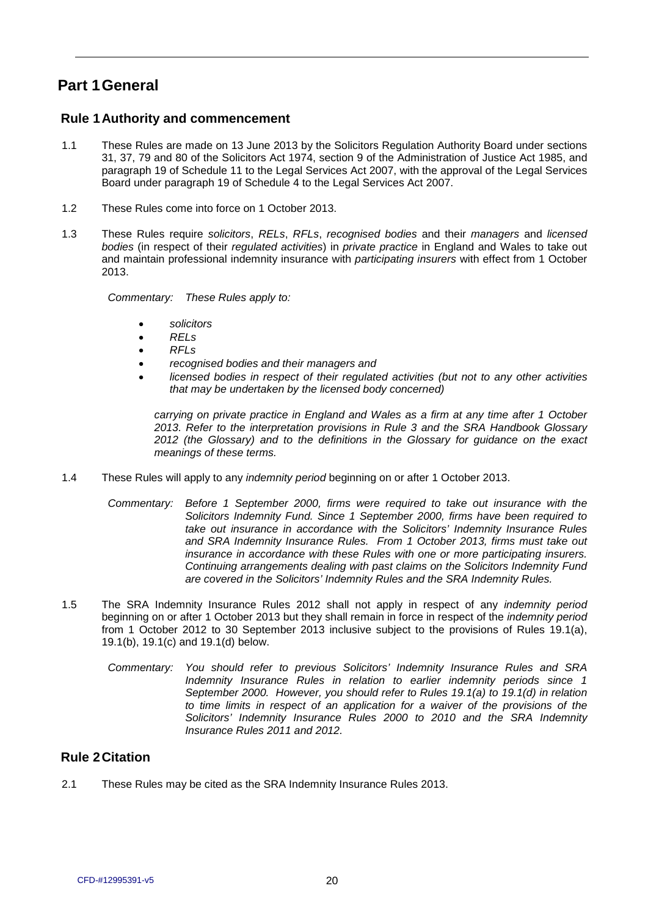# Part 1 General

## Rule 1 Authority and commencement

1.1 These Rules are made on 13 June 2013 by the Solicitors Regulation Authority Board under sections 31, 37, 79 and 80 of the Solicitors Act 1974, section 9 of the Administration of Justice Act 1985, and paragraph 19 of Schedule 11 to the Legal Services Act 2007, with the approval of the Legal Services Board under paragraph 19 of Schedule 4 to the Legal Services Act 2007.

1.2 These Rules come into force on 1 October 2013.

1.3 These Rules require *solicitors*, *RELs*, *RFLs*, *recognised bodies* and their *managers* and *licensed bodies* (in respect of their *regulated activities*) in *private practice* in England and Wales to take out and maintain professional indemnity insurance with *participating insurers* with effect from 1 October 2013.

*Commentary: These Rules apply to:*

- *solicitors*
- *RELs*
- *RFLs*
- *recognised bodies and their managers and*
- *licensed bodies in respect of their regulated activities (but not to any other activities that may be undertaken by the licensed body concerned)*

*carrying on private practice in England and Wales as a firm at any time after 1 October 2013. Refer to the interpretation provisions in Rule 3 and the SRA Handbook Glossary 2012 (the Glossary) and to the definitions in the Glossary for guidance on the exact meanings of these terms.*

1.4 These Rules will apply to any *indemnity period* beginning on or after 1 October 2013.

*Commentary: Before 1 September 2000, firms were required to take out insurance with the Solicitors Indemnity Fund. Since 1 September 2000, firms have been required to take out insurance in accordance with the Solicitors' Indemnity Insurance Rules and SRA Indemnity Insurance Rules. From 1 October 2013, firms must take out insurance in accordance with these Rules with one or more participating insurers. Continuing arrangements dealing with past claims on the Solicitors Indemnity Fund are covered in the Solicitors' Indemnity Rules and the SRA Indemnity Rules.*

1.5 The SRA Indemnity Insurance Rules 2012 shall not apply in respect of any *indemnity period* beginning on or after 1 October 2013 but they shall remain in force in respect of the *indemnity period* from 1 October 2012 to 30 September 2013 inclusive subject to the provisions of Rules 19.1(a), 19.1(b), 19.1(c) and 19.1(d) below.

*Commentary: You should refer to previous Solicitors' Indemnity Insurance Rules and SRA Indemnity Insurance Rules in relation to earlier indemnity periods since 1 September 2000. However, you should refer to Rules 19.1(a) to 19.1(d) in relation to time limits in respect of an application for a waiver of the provisions of the Solicitors' Indemnity Insurance Rules 2000 to 2010 and the SRA Indemnity Insurance Rules 2011 and 2012.*

## Rule 2 Citation

2.1 These Rules may be cited as the SRA Indemnity Insurance Rules 2013.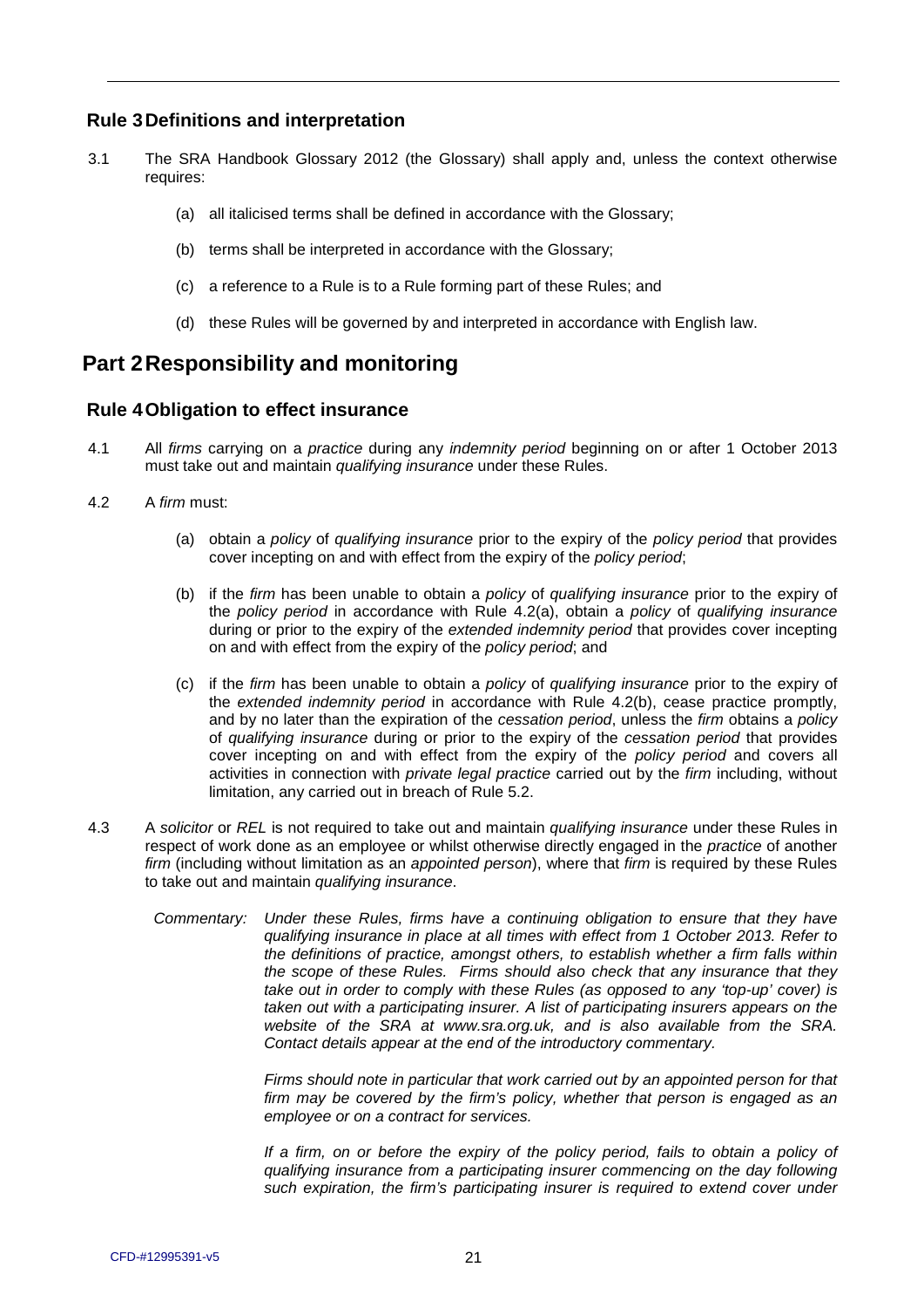## Rule 3 Definitions and interpretation

3.1 The SRA Handbook Glossary 2012 (the Glossary) shall apply and, unless the context otherwise requires:

(a) all italicised terms shall be defined in accordance with the Glossary;

(b) terms shall be interpreted in accordance with the Glossary;

(c) a reference to a Rule is to a Rule forming part of these Rules; and

(d) these Rules will be governed by and interpreted in accordance with English law.

# Part 2 Responsibility and monitoring

## Rule 4 Obligation to effect insurance

4.1 All *firms* carrying on a *practice* during any *indemnity period* beginning on or after 1 October 2013 must take out and maintain *qualifying insurance* under these Rules.

4.2 A *firm* must:

(a) obtain a *policy* of *qualifying insurance* prior to the expiry of the *policy period* that provides cover incepting on and with effect from the expiry of the *policy period*;

(b) if the *firm* has been unable to obtain a *policy* of *qualifying insurance* prior to the expiry of the *policy period* in accordance with Rule 4.2(a), obtain a *policy* of *qualifying insurance* during or prior to the expiry of the *extended indemnity period* that provides cover incepting on and with effect from the expiry of the *policy period*; and

(c) if the *firm* has been unable to obtain a *policy* of *qualifying insurance* prior to the expiry of the *extended indemnity period* in accordance with Rule 4.2(b), cease practice promptly, and by no later than the expiration of the *cessation period*, unless the *firm* obtains a *policy* of *qualifying insurance* during or prior to the expiry of the *cessation period* that provides cover incepting on and with effect from the expiry of the *policy period* and covers all activities in connection with *private legal practice* carried out by the *firm* including, without limitation, any carried out in breach of Rule 5.2.

4.3 A *solicitor* or *REL* is not required to take out and maintain *qualifying insurance* under these Rules in respect of work done as an employee or whilst otherwise directly engaged in the *practice* of another *firm* (including without limitation as an *appointed person*), where that *firm* is required by these Rules to take out and maintain *qualifying insurance*.

*Commentary: Under these Rules, firms have a continuing obligation to ensure that they have qualifying insurance in place at all times with effect from 1 October 2013. Refer to the definitions of practice, amongst others, to establish whether a firm falls within the scope of these Rules. Firms should also check that any insurance that they take out in order to comply with these Rules (as opposed to any 'top-up' cover) is taken out with a participating insurer. A list of participating insurers appears on the website of the SRA at www.sra.org.uk, and is also available from the SRA. Contact details appear at the end of the introductory commentary.*

*Firms should note in particular that work carried out by an appointed person for that firm may be covered by the firm's policy, whether that person is engaged as an employee or on a contract for services.*

*If a firm, on or before the expiry of the policy period, fails to obtain a policy of qualifying insurance from a participating insurer commencing on the day following such expiration, the firm's participating insurer is required to extend cover under*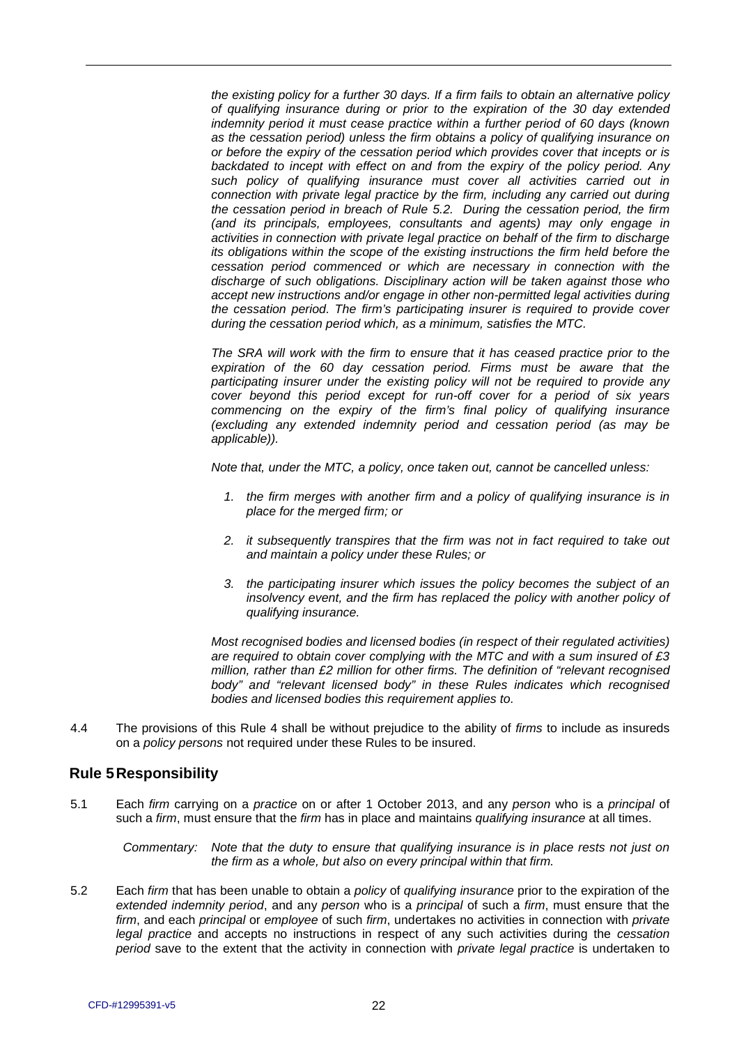*the existing policy for a further 30 days. If a firm fails to obtain an alternative policy of qualifying insurance during or prior to the expiration of the 30 day extended indemnity period it must cease practice within a further period of 60 days (known as the cessation period) unless the firm obtains a policy of qualifying insurance on or before the expiry of the cessation period which provides cover that incepts or is backdated to incept with effect on and from the expiry of the policy period. Any such policy of qualifying insurance must cover all activities carried out in connection with private legal practice by the firm, including any carried out during the cessation period in breach of Rule 5.2. During the cessation period, the firm (and its principals, employees, consultants and agents) may only engage in activities in connection with private legal practice on behalf of the firm to discharge its obligations within the scope of the existing instructions the firm held before the cessation period commenced or which are necessary in connection with the discharge of such obligations. Disciplinary action will be taken against those who accept new instructions and/or engage in other non-permitted legal activities during the cessation period. The firm's participating insurer is required to provide cover during the cessation period which, as a minimum, satisfies the MTC.*

*The SRA will work with the firm to ensure that it has ceased practice prior to the expiration of the 60 day cessation period. Firms must be aware that the participating insurer under the existing policy will not be required to provide any cover beyond this period except for run-off cover for a period of six years commencing on the expiry of the firm's final policy of qualifying insurance (excluding any extended indemnity period and cessation period (as may be applicable)).*

*Note that, under the MTC, a policy, once taken out, cannot be cancelled unless:*

1. *the firm merges with another firm and a policy of qualifying insurance is in place for the merged firm; or*
2. *it subsequently transpires that the firm was not in fact required to take out and maintain a policy under these Rules; or*
3. *the participating insurer which issues the policy becomes the subject of an insolvency event, and the firm has replaced the policy with another policy of qualifying insurance.*

*Most recognised bodies and licensed bodies (in respect of their regulated activities) are required to obtain cover complying with the MTC and with a sum insured of £3 million, rather than £2 million for other firms. The definition of "relevant recognised body" and "relevant licensed body" in these Rules indicates which recognised bodies and licensed bodies this requirement applies to.*

4.4 The provisions of this Rule 4 shall be without prejudice to the ability of *firms* to include as insureds on a *policy persons* not required under these Rules to be insured.

## Rule 5 Responsibility

5.1 Each *firm* carrying on a *practice* on or after 1 October 2013, and any *person* who is a *principal* of such a *firm*, must ensure that the *firm* has in place and maintains *qualifying insurance* at all times.

*Commentary: Note that the duty to ensure that qualifying insurance is in place rests not just on the firm as a whole, but also on every principal within that firm.*

5.2 Each *firm* that has been unable to obtain a *policy* of *qualifying insurance* prior to the expiration of the *extended indemnity period*, and any *person* who is a *principal* of such a *firm*, must ensure that the *firm*, and each *principal* or *employee* of such *firm*, undertakes no activities in connection with *private legal practice* and accepts no instructions in respect of any such activities during the *cessation period* save to the extent that the activity in connection with *private legal practice* is undertaken to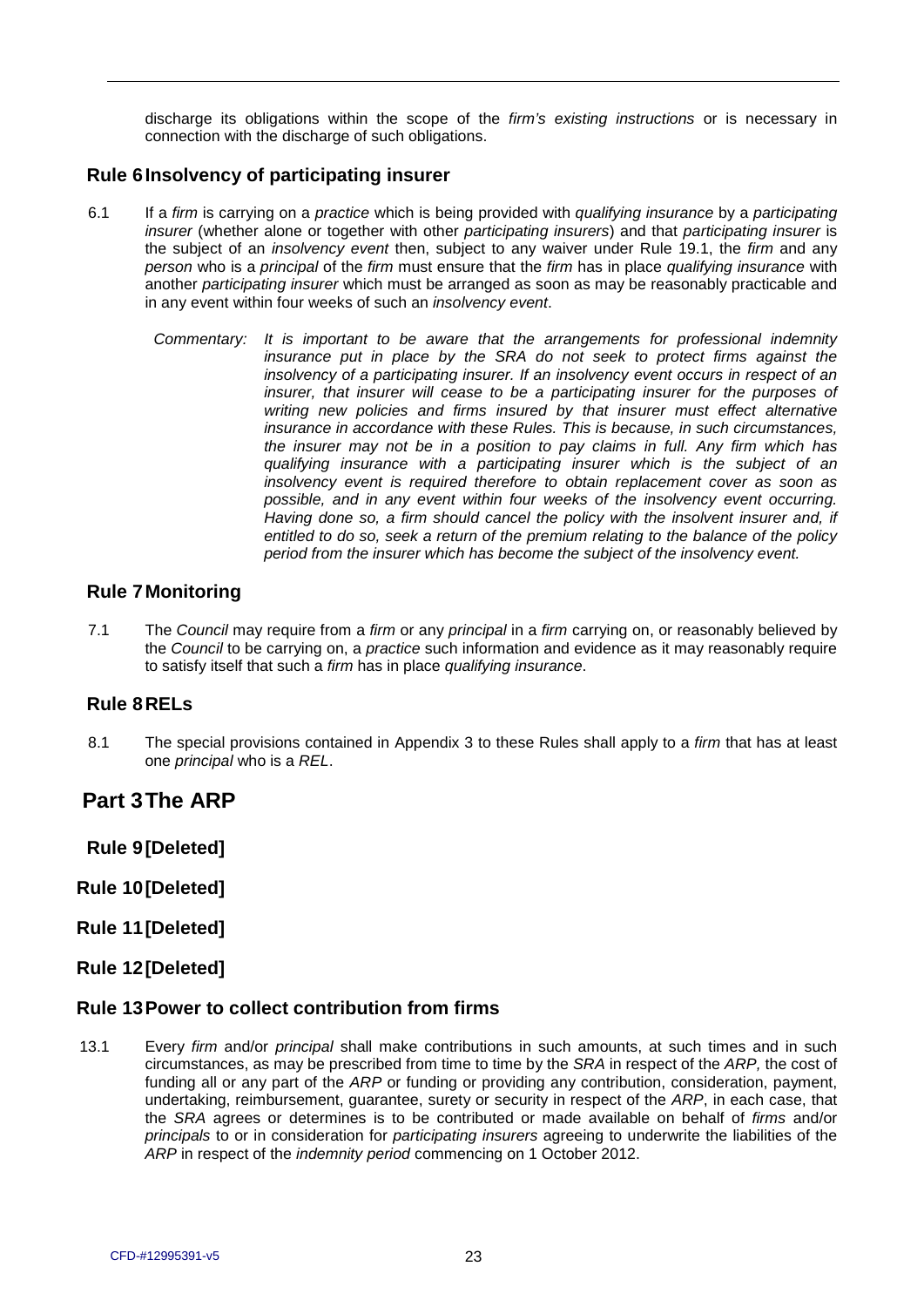discharge its obligations within the scope of the *firm's existing instructions* or is necessary in connection with the discharge of such obligations.

## Rule 6 Insolvency of participating insurer

6.1 If a *firm* is carrying on a *practice* which is being provided with *qualifying insurance* by a *participating insurer* (whether alone or together with other *participating insurers*) and that *participating insurer* is the subject of an *insolvency event* then, subject to any waiver under Rule 19.1, the *firm* and any *person* who is a *principal* of the *firm* must ensure that the *firm* has in place *qualifying insurance* with another *participating insurer* which must be arranged as soon as may be reasonably practicable and in any event within four weeks of such an *insolvency event*.

Commentary: *It is important to be aware that the arrangements for professional indemnity insurance put in place by the SRA do not seek to protect firms against the insolvency of a participating insurer. If an insolvency event occurs in respect of an insurer, that insurer will cease to be a participating insurer for the purposes of writing new policies and firms insured by that insurer must effect alternative insurance in accordance with these Rules. This is because, in such circumstances, the insurer may not be in a position to pay claims in full. Any firm which has qualifying insurance with a participating insurer which is the subject of an insolvency event is required therefore to obtain replacement cover as soon as possible, and in any event within four weeks of the insolvency event occurring. Having done so, a firm should cancel the policy with the insolvent insurer and, if entitled to do so, seek a return of the premium relating to the balance of the policy period from the insurer which has become the subject of the insolvency event.*

## Rule 7 Monitoring

7.1 The *Council* may require from a *firm* or any *principal* in a *firm* carrying on, or reasonably believed by the *Council* to be carrying on, a *practice* such information and evidence as it may reasonably require to satisfy itself that such a *firm* has in place *qualifying insurance*.

## Rule 8 RELs

8.1 The special provisions contained in Appendix 3 to these Rules shall apply to a *firm* that has at least one *principal* who is a *REL*.

# Part 3 The ARP

## Rule 9 [Deleted]

## Rule 10 [Deleted]

## Rule 11 [Deleted]

## Rule 12 [Deleted]

## Rule 13 Power to collect contribution from firms

13.1 Every *firm* and/or *principal* shall make contributions in such amounts, at such times and in such circumstances, as may be prescribed from time to time by the *SRA* in respect of the *ARP,* the cost of funding all or any part of the *ARP* or funding or providing any contribution, consideration, payment, undertaking, reimbursement, guarantee, surety or security in respect of the *ARP*, in each case, that the *SRA* agrees or determines is to be contributed or made available on behalf of *firms* and/or *principals* to or in consideration for *participating insurers* agreeing to underwrite the liabilities of the *ARP* in respect of the *indemnity period* commencing on 1 October 2012.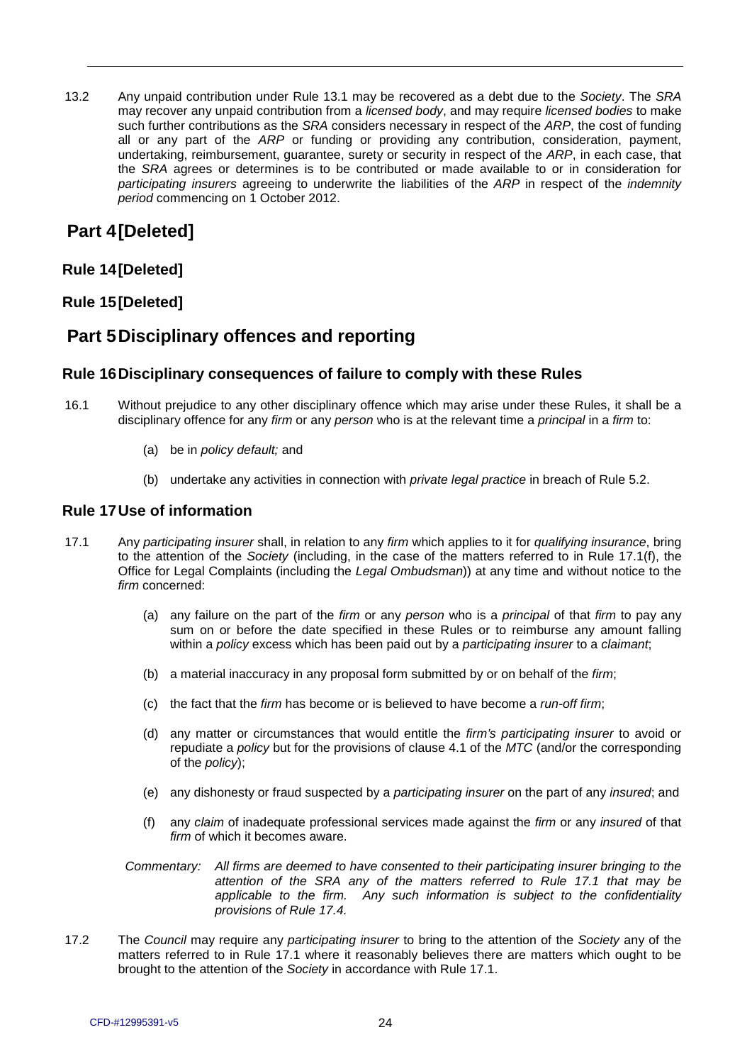13.2 Any unpaid contribution under Rule 13.1 may be recovered as a debt due to the *Society*. The *SRA* may recover any unpaid contribution from a *licensed body*, and may require *licensed bodies* to make such further contributions as the *SRA* considers necessary in respect of the *ARP*, the cost of funding all or any part of the *ARP* or funding or providing any contribution, consideration, payment, undertaking, reimbursement, guarantee, surety or security in respect of the *ARP*, in each case, that the *SRA* agrees or determines is to be contributed or made available to or in consideration for *participating insurers* agreeing to underwrite the liabilities of the *ARP* in respect of the *indemnity period* commencing on 1 October 2012.

# Part 4 [Deleted]

## Rule 14 [Deleted]

## Rule 15 [Deleted]

# Part 5 Disciplinary offences and reporting

## Rule 16 Disciplinary consequences of failure to comply with these Rules

16.1 Without prejudice to any other disciplinary offence which may arise under these Rules, it shall be a disciplinary offence for any *firm* or any *person* who is at the relevant time a *principal* in a *firm* to:

(a) be in *policy default;* and

(b) undertake any activities in connection with *private legal practice* in breach of Rule 5.2.

## Rule 17 Use of information

17.1 Any *participating insurer* shall, in relation to any *firm* which applies to it for *qualifying insurance*, bring to the attention of the *Society* (including, in the case of the matters referred to in Rule 17.1(f), the Office for Legal Complaints (including the *Legal Ombudsman*)) at any time and without notice to the *firm* concerned:

(a) any failure on the part of the *firm* or any *person* who is a *principal* of that *firm* to pay any sum on or before the date specified in these Rules or to reimburse any amount falling within a *policy* excess which has been paid out by a *participating insurer* to a *claimant*;

(b) a material inaccuracy in any proposal form submitted by or on behalf of the *firm*;

(c) the fact that the *firm* has become or is believed to have become a *run-off firm*;

(d) any matter or circumstances that would entitle the *firm's participating insurer* to avoid or repudiate a *policy* but for the provisions of clause 4.1 of the *MTC* (and/or the corresponding of the *policy*);

(e) any dishonesty or fraud suspected by a *participating insurer* on the part of any *insured*; and

(f) any *claim* of inadequate professional services made against the *firm* or any *insured* of that *firm* of which it becomes aware.

*Commentary: All firms are deemed to have consented to their participating insurer bringing to the attention of the SRA any of the matters referred to Rule 17.1 that may be applicable to the firm. Any such information is subject to the confidentiality provisions of Rule 17.4.*

17.2 The *Council* may require any *participating insurer* to bring to the attention of the *Society* any of the matters referred to in Rule 17.1 where it reasonably believes there are matters which ought to be brought to the attention of the *Society* in accordance with Rule 17.1.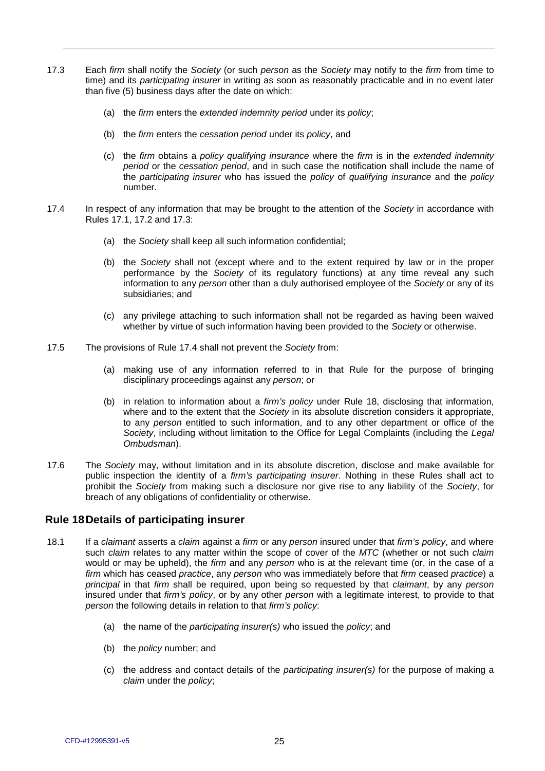17.3 Each *firm* shall notify the *Society* (or such *person* as the *Society* may notify to the *firm* from time to time) and its *participating insurer* in writing as soon as reasonably practicable and in no event later than five (5) business days after the date on which:

   (a) the *firm* enters the *extended indemnity period* under its *policy*;

   (b) the *firm* enters the *cessation period* under its *policy*, and

   (c) the *firm* obtains a *policy qualifying insurance* where the *firm* is in the *extended indemnity period* or the *cessation period*, and in such case the notification shall include the name of the *participating insurer* who has issued the *policy* of *qualifying insurance* and the *policy* number.

17.4 In respect of any information that may be brought to the attention of the *Society* in accordance with Rules 17.1, 17.2 and 17.3:

   (a) the *Society* shall keep all such information confidential;

   (b) the *Society* shall not (except where and to the extent required by law or in the proper performance by the *Society* of its regulatory functions) at any time reveal any such information to any *person* other than a duly authorised employee of the *Society* or any of its subsidiaries; and

   (c) any privilege attaching to such information shall not be regarded as having been waived whether by virtue of such information having been provided to the *Society* or otherwise.

17.5 The provisions of Rule 17.4 shall not prevent the *Society* from:

   (a) making use of any information referred to in that Rule for the purpose of bringing disciplinary proceedings against any *person*; or

   (b) in relation to information about a *firm's policy* under Rule 18, disclosing that information, where and to the extent that the *Society* in its absolute discretion considers it appropriate, to any *person* entitled to such information, and to any other department or office of the *Society*, including without limitation to the Office for Legal Complaints (including the *Legal Ombudsman*).

17.6 The *Society* may, without limitation and in its absolute discretion, disclose and make available for public inspection the identity of a *firm's participating insurer*. Nothing in these Rules shall act to prohibit the *Society* from making such a disclosure nor give rise to any liability of the *Society*, for breach of any obligations of confidentiality or otherwise.

## Rule 18 Details of participating insurer

18.1 If a *claimant* asserts a *claim* against a *firm* or any *person* insured under that *firm's policy*, and where such *claim* relates to any matter within the scope of cover of the *MTC* (whether or not such *claim* would or may be upheld), the *firm* and any *person* who is at the relevant time (or, in the case of a *firm* which has ceased *practice*, any *person* who was immediately before that *firm* ceased *practice*) a *principal* in that *firm* shall be required, upon being so requested by that *claimant*, by any *person* insured under that *firm's policy*, or by any other *person* with a legitimate interest, to provide to that *person* the following details in relation to that *firm's policy*:

   (a) the name of the *participating insurer(s)* who issued the *policy*; and

   (b) the *policy* number; and

   (c) the address and contact details of the *participating insurer(s)* for the purpose of making a *claim* under the *policy*;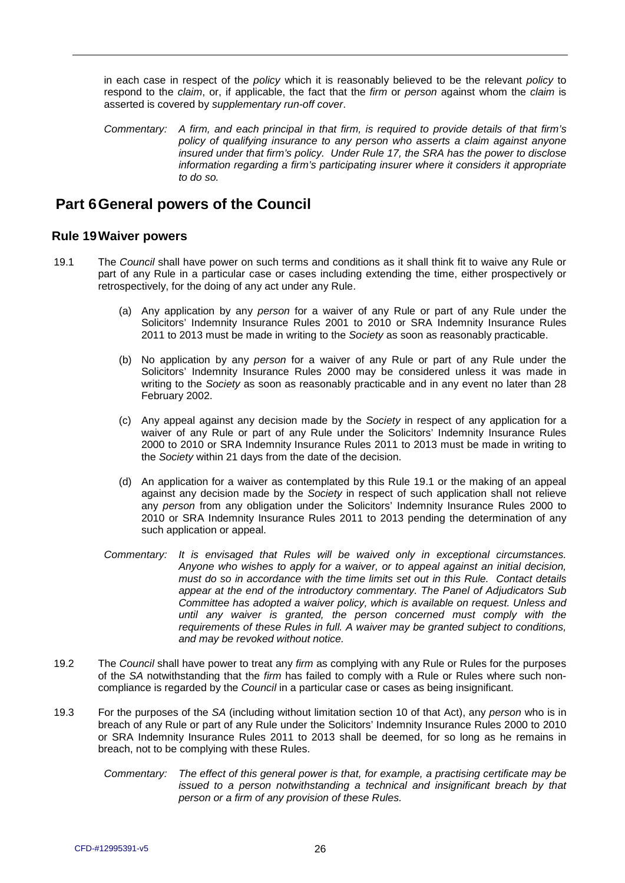in each case in respect of the *policy* which it is reasonably believed to be the relevant *policy* to respond to the *claim*, or, if applicable, the fact that the *firm* or *person* against whom the *claim* is asserted is covered by *supplementary run-off cover*.

*Commentary: A firm, and each principal in that firm, is required to provide details of that firm's policy of qualifying insurance to any person who asserts a claim against anyone insured under that firm's policy. Under Rule 17, the SRA has the power to disclose information regarding a firm's participating insurer where it considers it appropriate to do so.*

# Part 6 General powers of the Council

## Rule 19 Waiver powers

19.1 The *Council* shall have power on such terms and conditions as it shall think fit to waive any Rule or part of any Rule in a particular case or cases including extending the time, either prospectively or retrospectively, for the doing of any act under any Rule.

(a) Any application by any *person* for a waiver of any Rule or part of any Rule under the Solicitors' Indemnity Insurance Rules 2001 to 2010 or SRA Indemnity Insurance Rules 2011 to 2013 must be made in writing to the *Society* as soon as reasonably practicable.

(b) No application by any *person* for a waiver of any Rule or part of any Rule under the Solicitors' Indemnity Insurance Rules 2000 may be considered unless it was made in writing to the *Society* as soon as reasonably practicable and in any event no later than 28 February 2002.

(c) Any appeal against any decision made by the *Society* in respect of any application for a waiver of any Rule or part of any Rule under the Solicitors' Indemnity Insurance Rules 2000 to 2010 or SRA Indemnity Insurance Rules 2011 to 2013 must be made in writing to the *Society* within 21 days from the date of the decision.

(d) An application for a waiver as contemplated by this Rule 19.1 or the making of an appeal against any decision made by the *Society* in respect of such application shall not relieve any *person* from any obligation under the Solicitors' Indemnity Insurance Rules 2000 to 2010 or SRA Indemnity Insurance Rules 2011 to 2013 pending the determination of any such application or appeal.

*Commentary: It is envisaged that Rules will be waived only in exceptional circumstances. Anyone who wishes to apply for a waiver, or to appeal against an initial decision, must do so in accordance with the time limits set out in this Rule. Contact details appear at the end of the introductory commentary. The Panel of Adjudicators Sub Committee has adopted a waiver policy, which is available on request. Unless and until any waiver is granted, the person concerned must comply with the requirements of these Rules in full. A waiver may be granted subject to conditions, and may be revoked without notice.*

19.2 The *Council* shall have power to treat any *firm* as complying with any Rule or Rules for the purposes of the *SA* notwithstanding that the *firm* has failed to comply with a Rule or Rules where such non-compliance is regarded by the *Council* in a particular case or cases as being insignificant.

19.3 For the purposes of the *SA* (including without limitation section 10 of that Act), any *person* who is in breach of any Rule or part of any Rule under the Solicitors' Indemnity Insurance Rules 2000 to 2010 or SRA Indemnity Insurance Rules 2011 to 2013 shall be deemed, for so long as he remains in breach, not to be complying with these Rules.

*Commentary: The effect of this general power is that, for example, a practising certificate may be issued to a person notwithstanding a technical and insignificant breach by that person or a firm of any provision of these Rules.*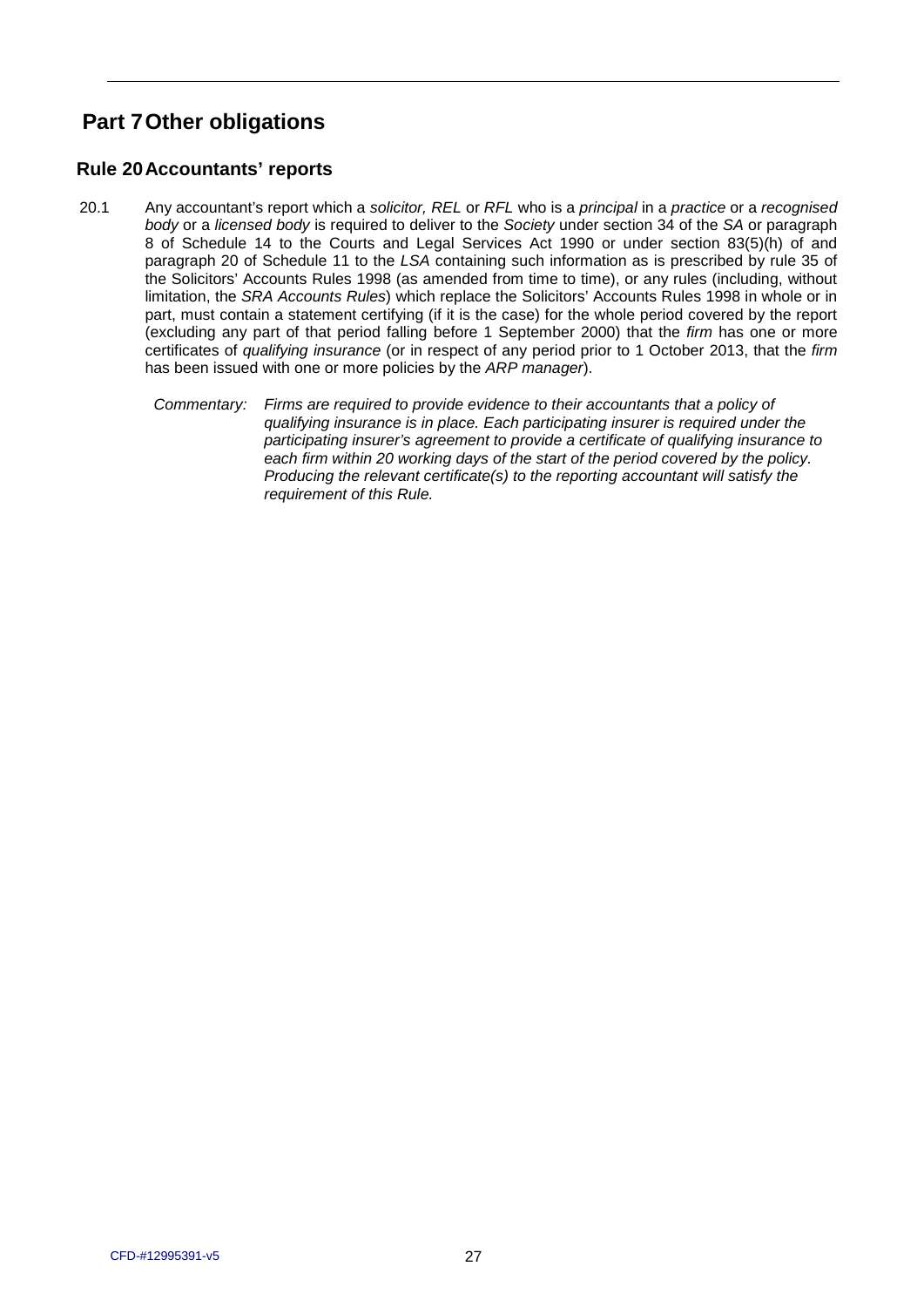# Part 7 Other obligations

## Rule 20 Accountants' reports

20.1 Any accountant's report which a *solicitor, REL* or *RFL* who is a *principal* in a *practice* or a *recognised body* or a *licensed body* is required to deliver to the *Society* under section 34 of the *SA* or paragraph 8 of Schedule 14 to the Courts and Legal Services Act 1990 or under section 83(5)(h) of and paragraph 20 of Schedule 11 to the *LSA* containing such information as is prescribed by rule 35 of the Solicitors' Accounts Rules 1998 (as amended from time to time), or any rules (including, without limitation, the *SRA Accounts Rules*) which replace the Solicitors' Accounts Rules 1998 in whole or in part, must contain a statement certifying (if it is the case) for the whole period covered by the report (excluding any part of that period falling before 1 September 2000) that the *firm* has one or more certificates of *qualifying insurance* (or in respect of any period prior to 1 October 2013, that the *firm* has been issued with one or more policies by the *ARP manager*).

*Commentary: Firms are required to provide evidence to their accountants that a policy of qualifying insurance is in place. Each participating insurer is required under the participating insurer's agreement to provide a certificate of qualifying insurance to each firm within 20 working days of the start of the period covered by the policy. Producing the relevant certificate(s) to the reporting accountant will satisfy the requirement of this Rule.*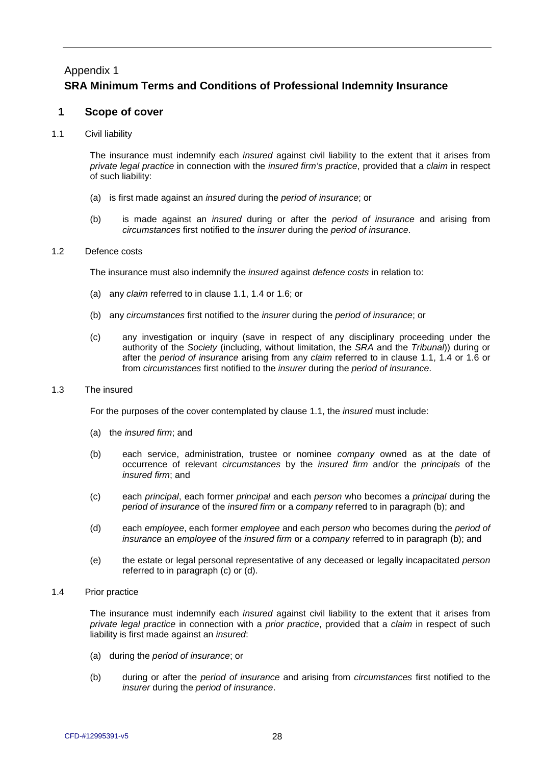Appendix 1

# SRA Minimum Terms and Conditions of Professional Indemnity Insurance

## 1 Scope of cover

1.1 Civil liability

The insurance must indemnify each *insured* against civil liability to the extent that it arises from *private legal practice* in connection with the *insured firm's practice*, provided that a *claim* in respect of such liability:

(a) is first made against an *insured* during the *period of insurance*; or

(b) is made against an *insured* during or after the *period of insurance* and arising from *circumstances* first notified to the *insurer* during the *period of insurance*.

1.2 Defence costs

The insurance must also indemnify the *insured* against *defence costs* in relation to:

(a) any *claim* referred to in clause 1.1, 1.4 or 1.6; or

(b) any *circumstances* first notified to the *insurer* during the *period of insurance*; or

(c) any investigation or inquiry (save in respect of any disciplinary proceeding under the authority of the *Society* (including, without limitation, the *SRA* and the *Tribunal*)) during or after the *period of insurance* arising from any *claim* referred to in clause 1.1, 1.4 or 1.6 or from *circumstances* first notified to the *insurer* during the *period of insurance*.

1.3 The insured

For the purposes of the cover contemplated by clause 1.1, the *insured* must include:

(a) the *insured firm*; and

(b) each service, administration, trustee or nominee *company* owned as at the date of occurrence of relevant *circumstances* by the *insured firm* and/or the *principals* of the *insured firm*; and

(c) each *principal*, each former *principal* and each *person* who becomes a *principal* during the *period of insurance* of the *insured firm* or a *company* referred to in paragraph (b); and

(d) each *employee*, each former *employee* and each *person* who becomes during the *period of insurance* an *employee* of the *insured firm* or a *company* referred to in paragraph (b); and

(e) the estate or legal personal representative of any deceased or legally incapacitated *person* referred to in paragraph (c) or (d).

1.4 Prior practice

The insurance must indemnify each *insured* against civil liability to the extent that it arises from *private legal practice* in connection with a *prior practice*, provided that a *claim* in respect of such liability is first made against an *insured*:

(a) during the *period of insurance*; or

(b) during or after the *period of insurance* and arising from *circumstances* first notified to the *insurer* during the *period of insurance*.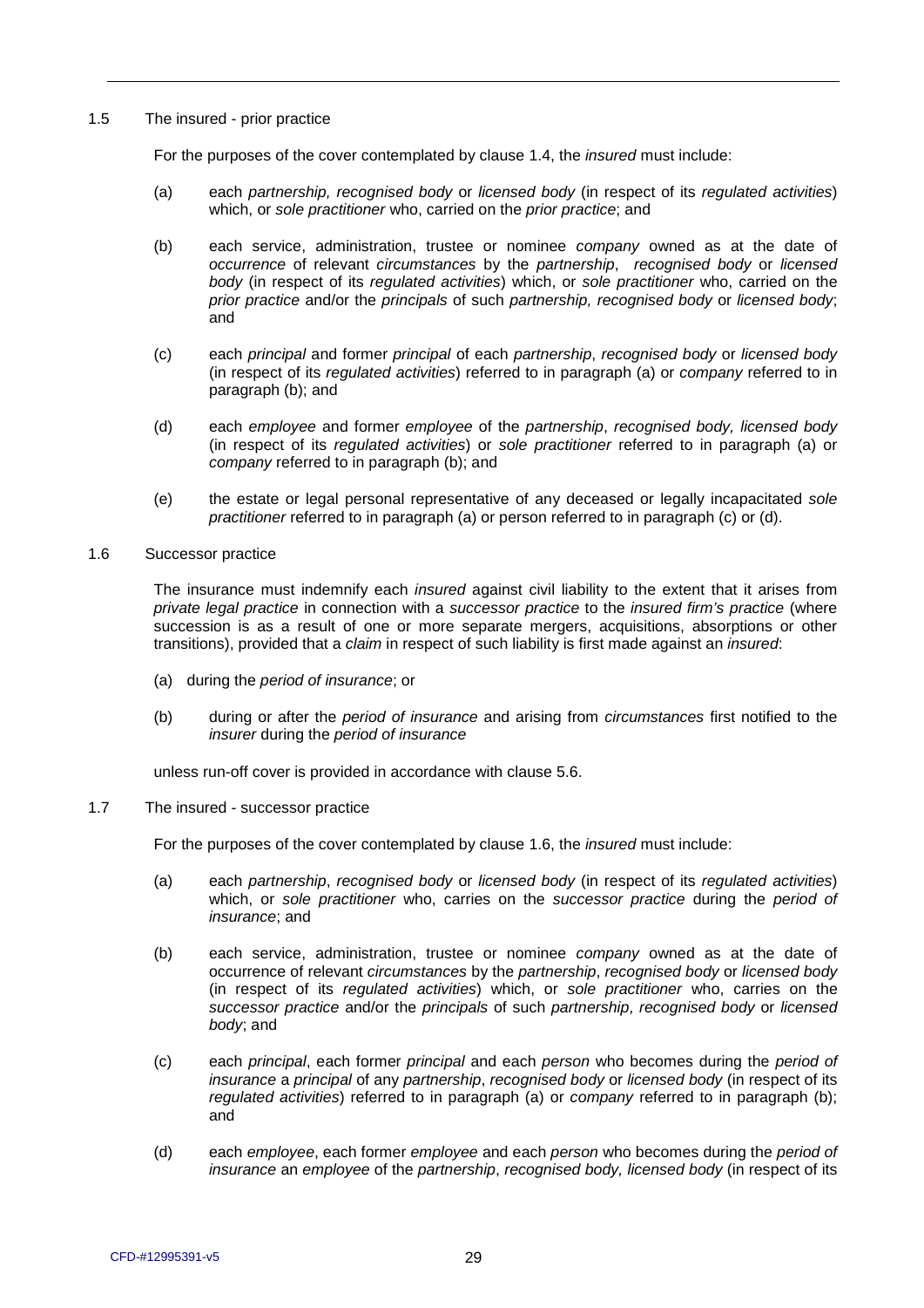## 1.5 The insured - prior practice

For the purposes of the cover contemplated by clause 1.4, the *insured* must include:

(a) each *partnership, recognised body* or *licensed body* (in respect of its *regulated activities*) which, or *sole practitioner* who, carried on the *prior practice*; and

(b) each service, administration, trustee or nominee *company* owned as at the date of *occurrence* of relevant *circumstances* by the *partnership*, *recognised body* or *licensed body* (in respect of its *regulated activities*) which, or *sole practitioner* who, carried on the *prior practice* and/or the *principals* of such *partnership, recognised body* or *licensed body*; and

(c) each *principal* and former *principal* of each *partnership*, *recognised body* or *licensed body* (in respect of its *regulated activities*) referred to in paragraph (a) or *company* referred to in paragraph (b); and

(d) each *employee* and former *employee* of the *partnership*, *recognised body, licensed body* (in respect of its *regulated activities*) or *sole practitioner* referred to in paragraph (a) or *company* referred to in paragraph (b); and

(e) the estate or legal personal representative of any deceased or legally incapacitated *sole practitioner* referred to in paragraph (a) or person referred to in paragraph (c) or (d).

## 1.6 Successor practice

The insurance must indemnify each *insured* against civil liability to the extent that it arises from *private legal practice* in connection with a *successor practice* to the *insured firm's practice* (where succession is as a result of one or more separate mergers, acquisitions, absorptions or other transitions), provided that a *claim* in respect of such liability is first made against an *insured*:

(a) during the *period of insurance*; or

(b) during or after the *period of insurance* and arising from *circumstances* first notified to the *insurer* during the *period of insurance*

unless run-off cover is provided in accordance with clause 5.6.

## 1.7 The insured - successor practice

For the purposes of the cover contemplated by clause 1.6, the *insured* must include:

(a) each *partnership*, *recognised body* or *licensed body* (in respect of its *regulated activities*) which, or *sole practitioner* who, carries on the *successor practice* during the *period of insurance*; and

(b) each service, administration, trustee or nominee *company* owned as at the date of occurrence of relevant *circumstances* by the *partnership*, *recognised body* or *licensed body* (in respect of its *regulated activities*) which, or *sole practitioner* who, carries on the *successor practice* and/or the *principals* of such *partnership*, *recognised body* or *licensed body*; and

(c) each *principal*, each former *principal* and each *person* who becomes during the *period of insurance* a *principal* of any *partnership*, *recognised body* or *licensed body* (in respect of its *regulated activities*) referred to in paragraph (a) or *company* referred to in paragraph (b); and

(d) each *employee*, each former *employee* and each *person* who becomes during the *period of insurance* an *employee* of the *partnership*, *recognised body, licensed body* (in respect of its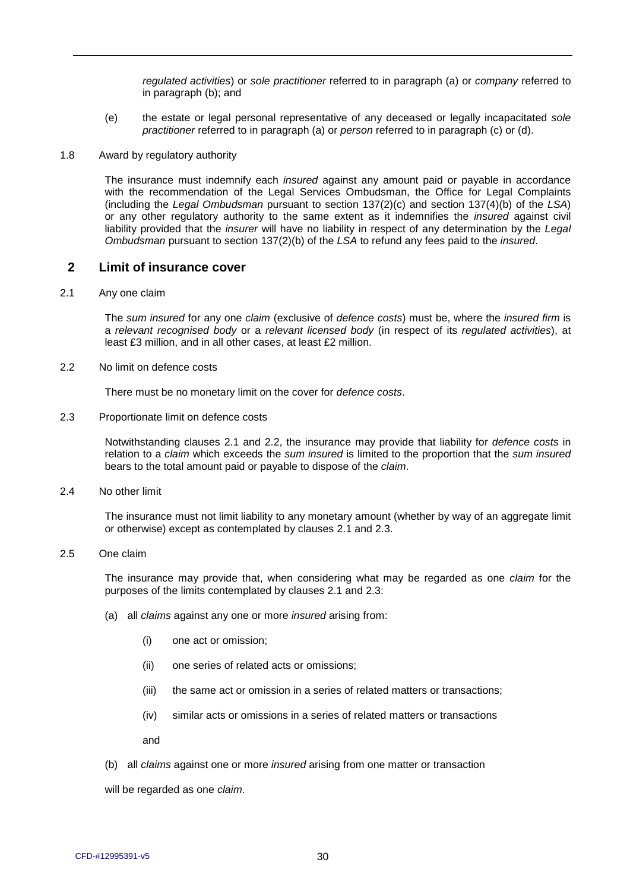*regulated activities*) or *sole practitioner* referred to in paragraph (a) or *company* referred to in paragraph (b); and

(e) the estate or legal personal representative of any deceased or legally incapacitated *sole practitioner* referred to in paragraph (a) or *person* referred to in paragraph (c) or (d).

1.8 Award by regulatory authority

The insurance must indemnify each *insured* against any amount paid or payable in accordance with the recommendation of the Legal Services Ombudsman, the Office for Legal Complaints (including the *Legal Ombudsman* pursuant to section 137(2)(c) and section 137(4)(b) of the *LSA*) or any other regulatory authority to the same extent as it indemnifies the *insured* against civil liability provided that the *insurer* will have no liability in respect of any determination by the *Legal Ombudsman* pursuant to section 137(2)(b) of the *LSA* to refund any fees paid to the *insured*.

## 2 Limit of insurance cover

2.1 Any one claim

The *sum insured* for any one *claim* (exclusive of *defence costs*) must be, where the *insured firm* is a *relevant recognised body* or a *relevant licensed body* (in respect of its *regulated activities*), at least £3 million, and in all other cases, at least £2 million.

2.2 No limit on defence costs

There must be no monetary limit on the cover for *defence costs*.

2.3 Proportionate limit on defence costs

Notwithstanding clauses 2.1 and 2.2, the insurance may provide that liability for *defence costs* in relation to a *claim* which exceeds the *sum insured* is limited to the proportion that the *sum insured* bears to the total amount paid or payable to dispose of the *claim*.

2.4 No other limit

The insurance must not limit liability to any monetary amount (whether by way of an aggregate limit or otherwise) except as contemplated by clauses 2.1 and 2.3.

2.5 One claim

The insurance may provide that, when considering what may be regarded as one *claim* for the purposes of the limits contemplated by clauses 2.1 and 2.3:

(a) all *claims* against any one or more *insured* arising from:

(i) one act or omission;

(ii) one series of related acts or omissions;

(iii) the same act or omission in a series of related matters or transactions;

(iv) similar acts or omissions in a series of related matters or transactions

and

(b) all *claims* against one or more *insured* arising from one matter or transaction

will be regarded as one *claim*.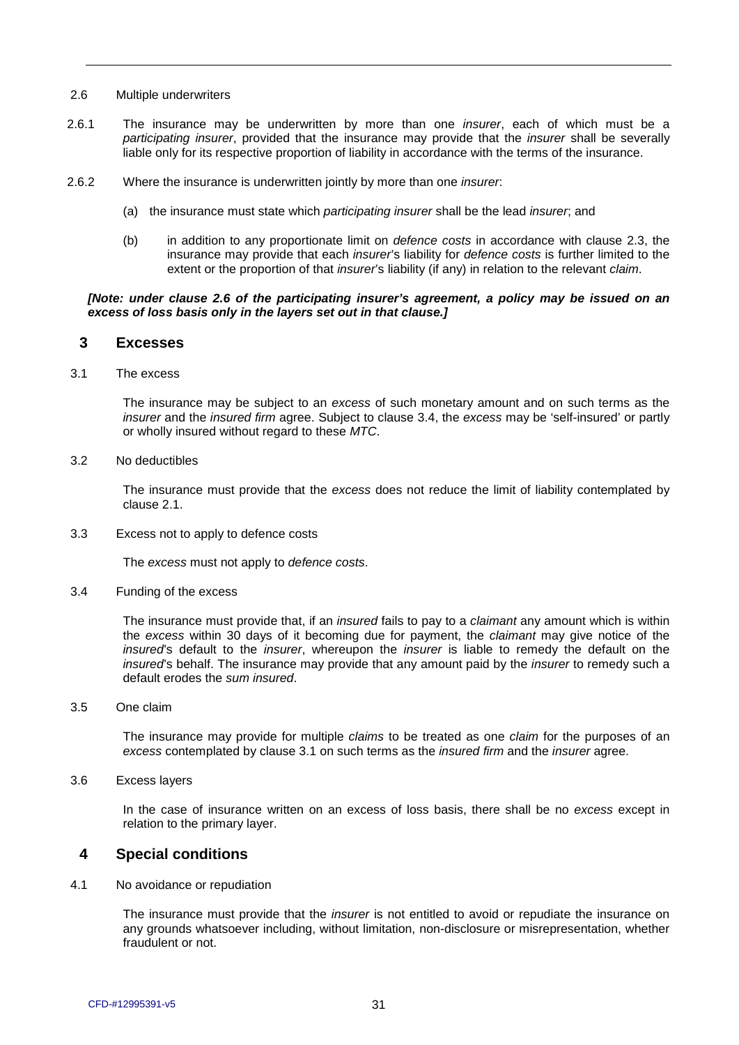2.6 Multiple underwriters

2.6.1 The insurance may be underwritten by more than one *insurer*, each of which must be a *participating insurer*, provided that the insurance may provide that the *insurer* shall be severally liable only for its respective proportion of liability in accordance with the terms of the insurance.

2.6.2 Where the insurance is underwritten jointly by more than one *insurer*:

(a) the insurance must state which *participating insurer* shall be the lead *insurer*; and

(b) in addition to any proportionate limit on *defence costs* in accordance with clause 2.3, the insurance may provide that each *insurer*'s liability for *defence costs* is further limited to the extent or the proportion of that *insurer*'s liability (if any) in relation to the relevant *claim*.

***[Note: under clause 2.6 of the participating insurer's agreement, a policy may be issued on an excess of loss basis only in the layers set out in that clause.]***

## 3 Excesses

3.1 The excess

The insurance may be subject to an *excess* of such monetary amount and on such terms as the *insurer* and the *insured firm* agree. Subject to clause 3.4, the *excess* may be 'self-insured' or partly or wholly insured without regard to these *MTC*.

3.2 No deductibles

The insurance must provide that the *excess* does not reduce the limit of liability contemplated by clause 2.1.

3.3 Excess not to apply to defence costs

The *excess* must not apply to *defence costs*.

3.4 Funding of the excess

The insurance must provide that, if an *insured* fails to pay to a *claimant* any amount which is within the *excess* within 30 days of it becoming due for payment, the *claimant* may give notice of the *insured*'s default to the *insurer*, whereupon the *insurer* is liable to remedy the default on the *insured*'s behalf. The insurance may provide that any amount paid by the *insurer* to remedy such a default erodes the *sum insured*.

3.5 One claim

The insurance may provide for multiple *claims* to be treated as one *claim* for the purposes of an *excess* contemplated by clause 3.1 on such terms as the *insured firm* and the *insurer* agree.

3.6 Excess layers

In the case of insurance written on an excess of loss basis, there shall be no *excess* except in relation to the primary layer.

## 4 Special conditions

4.1 No avoidance or repudiation

The insurance must provide that the *insurer* is not entitled to avoid or repudiate the insurance on any grounds whatsoever including, without limitation, non-disclosure or misrepresentation, whether fraudulent or not.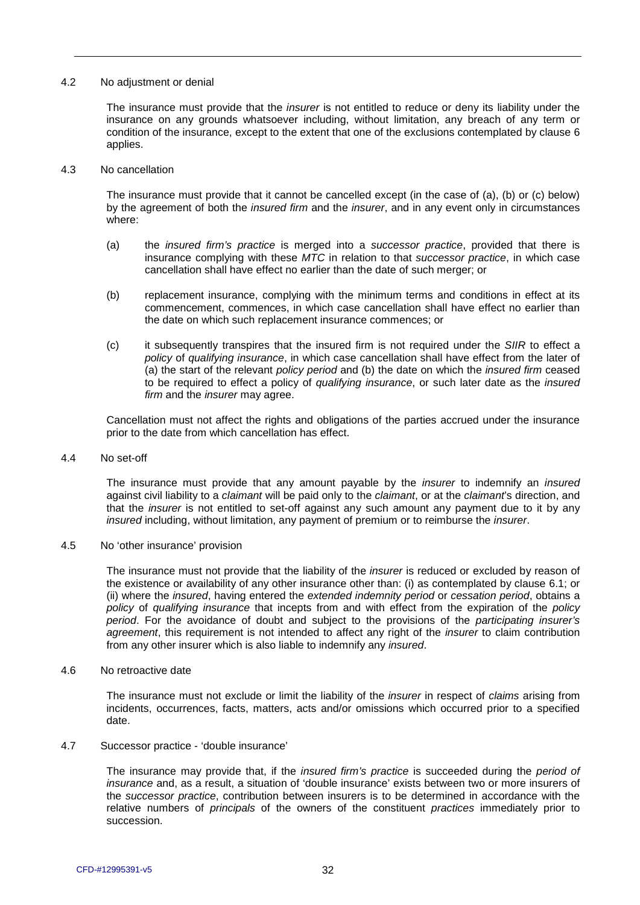4.2 No adjustment or denial

The insurance must provide that the *insurer* is not entitled to reduce or deny its liability under the insurance on any grounds whatsoever including, without limitation, any breach of any term or condition of the insurance, except to the extent that one of the exclusions contemplated by clause 6 applies.

4.3 No cancellation

The insurance must provide that it cannot be cancelled except (in the case of (a), (b) or (c) below) by the agreement of both the *insured firm* and the *insurer*, and in any event only in circumstances where:

(a) the *insured firm's practice* is merged into a *successor practice*, provided that there is insurance complying with these *MTC* in relation to that *successor practice*, in which case cancellation shall have effect no earlier than the date of such merger; or

(b) replacement insurance, complying with the minimum terms and conditions in effect at its commencement, commences, in which case cancellation shall have effect no earlier than the date on which such replacement insurance commences; or

(c) it subsequently transpires that the insured firm is not required under the *SIIR* to effect a *policy* of *qualifying insurance*, in which case cancellation shall have effect from the later of (a) the start of the relevant *policy period* and (b) the date on which the *insured firm* ceased to be required to effect a policy of *qualifying insurance*, or such later date as the *insured firm* and the *insurer* may agree.

Cancellation must not affect the rights and obligations of the parties accrued under the insurance prior to the date from which cancellation has effect.

4.4 No set-off

The insurance must provide that any amount payable by the *insurer* to indemnify an *insured* against civil liability to a *claimant* will be paid only to the *claimant*, or at the *claimant*'s direction, and that the *insurer* is not entitled to set-off against any such amount any payment due to it by any *insured* including, without limitation, any payment of premium or to reimburse the *insurer*.

4.5 No 'other insurance' provision

The insurance must not provide that the liability of the *insurer* is reduced or excluded by reason of the existence or availability of any other insurance other than: (i) as contemplated by clause 6.1; or (ii) where the *insured*, having entered the *extended indemnity period* or *cessation period*, obtains a *policy* of *qualifying insurance* that incepts from and with effect from the expiration of the *policy period*. For the avoidance of doubt and subject to the provisions of the *participating insurer's agreement*, this requirement is not intended to affect any right of the *insurer* to claim contribution from any other insurer which is also liable to indemnify any *insured*.

4.6 No retroactive date

The insurance must not exclude or limit the liability of the *insurer* in respect of *claims* arising from incidents, occurrences, facts, matters, acts and/or omissions which occurred prior to a specified date.

4.7 Successor practice - 'double insurance'

The insurance may provide that, if the *insured firm's practice* is succeeded during the *period of insurance* and, as a result, a situation of 'double insurance' exists between two or more insurers of the *successor practice*, contribution between insurers is to be determined in accordance with the relative numbers of *principals* of the owners of the constituent *practices* immediately prior to succession.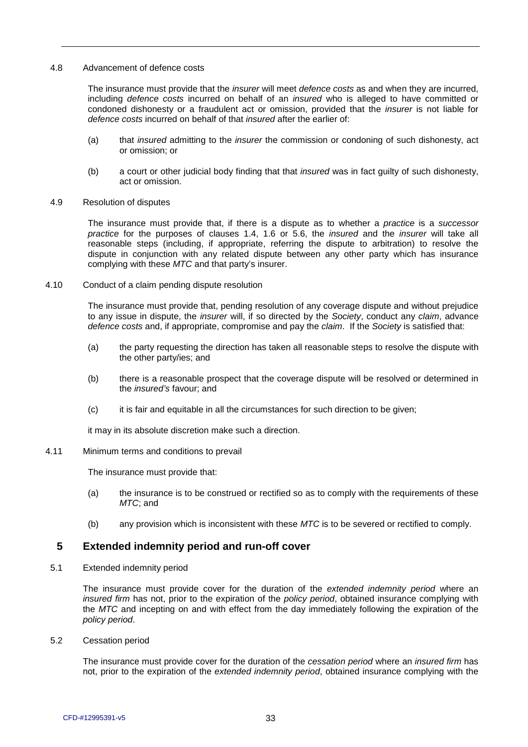4.8 Advancement of defence costs

The insurance must provide that the *insurer* will meet *defence costs* as and when they are incurred, including *defence costs* incurred on behalf of an *insured* who is alleged to have committed or condoned dishonesty or a fraudulent act or omission, provided that the *insurer* is not liable for *defence costs* incurred on behalf of that *insured* after the earlier of:

(a) that *insured* admitting to the *insurer* the commission or condoning of such dishonesty, act or omission; or

(b) a court or other judicial body finding that that *insured* was in fact guilty of such dishonesty, act or omission.

4.9 Resolution of disputes

The insurance must provide that, if there is a dispute as to whether a *practice* is a *successor practice* for the purposes of clauses 1.4, 1.6 or 5.6, the *insured* and the *insurer* will take all reasonable steps (including, if appropriate, referring the dispute to arbitration) to resolve the dispute in conjunction with any related dispute between any other party which has insurance complying with these *MTC* and that party's insurer.

4.10 Conduct of a claim pending dispute resolution

The insurance must provide that, pending resolution of any coverage dispute and without prejudice to any issue in dispute, the *insurer* will, if so directed by the *Society*, conduct any *claim*, advance *defence costs* and, if appropriate, compromise and pay the *claim*. If the *Society* is satisfied that:

(a) the party requesting the direction has taken all reasonable steps to resolve the dispute with the other party/ies; and

(b) there is a reasonable prospect that the coverage dispute will be resolved or determined in the *insured's* favour; and

(c) it is fair and equitable in all the circumstances for such direction to be given;

it may in its absolute discretion make such a direction.

4.11 Minimum terms and conditions to prevail

The insurance must provide that:

(a) the insurance is to be construed or rectified so as to comply with the requirements of these *MTC*; and

(b) any provision which is inconsistent with these *MTC* is to be severed or rectified to comply.

## 5 Extended indemnity period and run-off cover

5.1 Extended indemnity period

The insurance must provide cover for the duration of the *extended indemnity period* where an *insured firm* has not, prior to the expiration of the *policy period*, obtained insurance complying with the *MTC* and incepting on and with effect from the day immediately following the expiration of the *policy period*.

5.2 Cessation period

The insurance must provide cover for the duration of the *cessation period* where an *insured firm* has not, prior to the expiration of the *extended indemnity period*, obtained insurance complying with the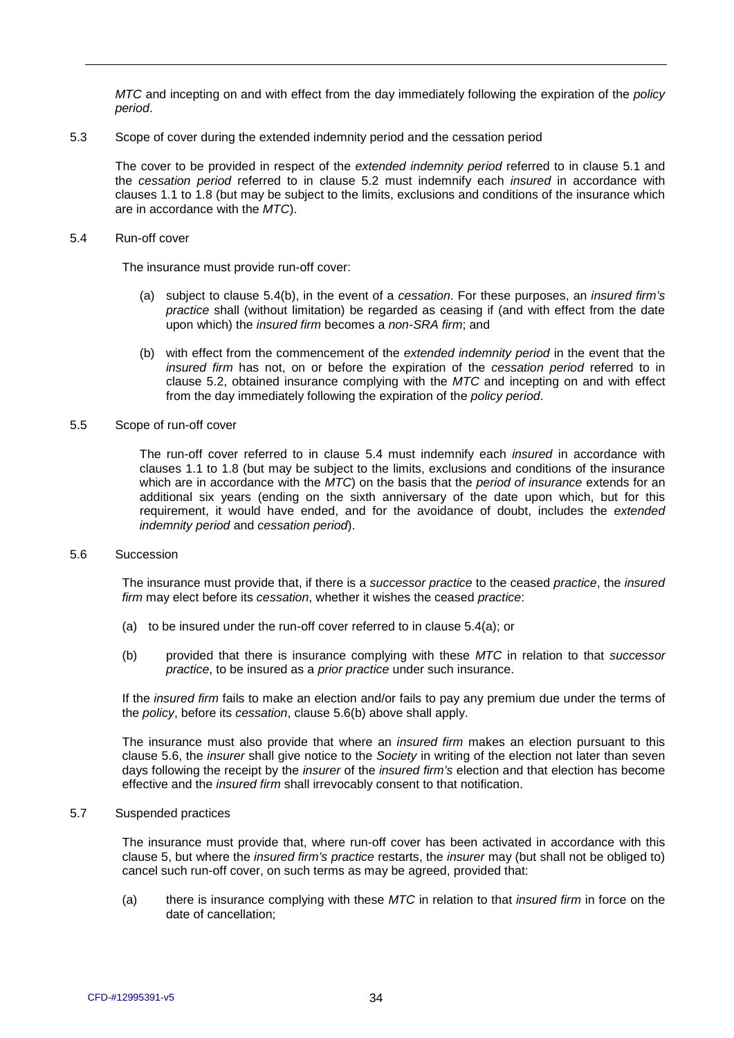*MTC* and incepting on and with effect from the day immediately following the expiration of the *policy period*.

5.3 Scope of cover during the extended indemnity period and the cessation period

The cover to be provided in respect of the *extended indemnity period* referred to in clause 5.1 and the *cessation period* referred to in clause 5.2 must indemnify each *insured* in accordance with clauses 1.1 to 1.8 (but may be subject to the limits, exclusions and conditions of the insurance which are in accordance with the *MTC*).

5.4 Run-off cover

The insurance must provide run-off cover:

(a) subject to clause 5.4(b), in the event of a *cessation*. For these purposes, an *insured firm's practice* shall (without limitation) be regarded as ceasing if (and with effect from the date upon which) the *insured firm* becomes a *non-SRA firm*; and

(b) with effect from the commencement of the *extended indemnity period* in the event that the *insured firm* has not, on or before the expiration of the *cessation period* referred to in clause 5.2, obtained insurance complying with the *MTC* and incepting on and with effect from the day immediately following the expiration of the *policy period*.

5.5 Scope of run-off cover

The run-off cover referred to in clause 5.4 must indemnify each *insured* in accordance with clauses 1.1 to 1.8 (but may be subject to the limits, exclusions and conditions of the insurance which are in accordance with the *MTC*) on the basis that the *period of insurance* extends for an additional six years (ending on the sixth anniversary of the date upon which, but for this requirement, it would have ended, and for the avoidance of doubt, includes the *extended indemnity period* and *cessation period*).

5.6 Succession

The insurance must provide that, if there is a *successor practice* to the ceased *practice*, the *insured firm* may elect before its *cessation*, whether it wishes the ceased *practice*:

(a) to be insured under the run-off cover referred to in clause 5.4(a); or

(b) provided that there is insurance complying with these *MTC* in relation to that *successor practice*, to be insured as a *prior practice* under such insurance.

If the *insured firm* fails to make an election and/or fails to pay any premium due under the terms of the *policy*, before its *cessation*, clause 5.6(b) above shall apply.

The insurance must also provide that where an *insured firm* makes an election pursuant to this clause 5.6, the *insurer* shall give notice to the *Society* in writing of the election not later than seven days following the receipt by the *insurer* of the *insured firm's* election and that election has become effective and the *insured firm* shall irrevocably consent to that notification.

5.7 Suspended practices

The insurance must provide that, where run-off cover has been activated in accordance with this clause 5, but where the *insured firm's practice* restarts, the *insurer* may (but shall not be obliged to) cancel such run-off cover, on such terms as may be agreed, provided that:

(a) there is insurance complying with these *MTC* in relation to that *insured firm* in force on the date of cancellation;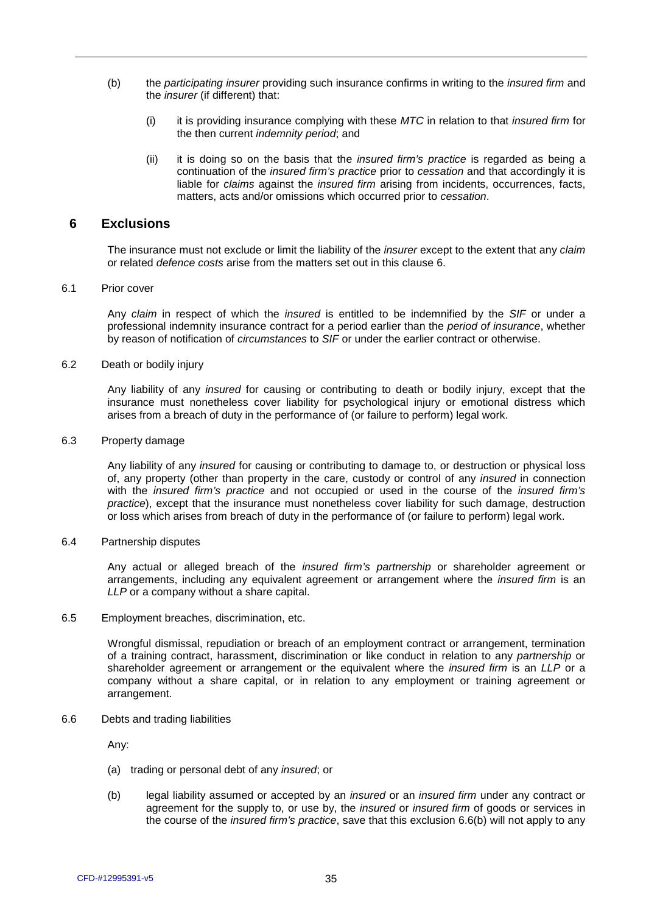(b) the *participating insurer* providing such insurance confirms in writing to the *insured firm* and the *insurer* (if different) that:

   (i) it is providing insurance complying with these *MTC* in relation to that *insured firm* for the then current *indemnity period*; and

   (ii) it is doing so on the basis that the *insured firm's practice* is regarded as being a continuation of the *insured firm's practice* prior to *cessation* and that accordingly it is liable for *claims* against the *insured firm* arising from incidents, occurrences, facts, matters, acts and/or omissions which occurred prior to *cessation*.

## 6 Exclusions

The insurance must not exclude or limit the liability of the *insurer* except to the extent that any *claim* or related *defence costs* arise from the matters set out in this clause 6.

6.1 Prior cover

Any *claim* in respect of which the *insured* is entitled to be indemnified by the *SIF* or under a professional indemnity insurance contract for a period earlier than the *period of insurance*, whether by reason of notification of *circumstances* to *SIF* or under the earlier contract or otherwise.

6.2 Death or bodily injury

Any liability of any *insured* for causing or contributing to death or bodily injury, except that the insurance must nonetheless cover liability for psychological injury or emotional distress which arises from a breach of duty in the performance of (or failure to perform) legal work.

6.3 Property damage

Any liability of any *insured* for causing or contributing to damage to, or destruction or physical loss of, any property (other than property in the care, custody or control of any *insured* in connection with the *insured firm's practice* and not occupied or used in the course of the *insured firm's practice*), except that the insurance must nonetheless cover liability for such damage, destruction or loss which arises from breach of duty in the performance of (or failure to perform) legal work.

6.4 Partnership disputes

Any actual or alleged breach of the *insured firm's partnership* or shareholder agreement or arrangements, including any equivalent agreement or arrangement where the *insured firm* is an *LLP* or a company without a share capital.

6.5 Employment breaches, discrimination, etc.

Wrongful dismissal, repudiation or breach of an employment contract or arrangement, termination of a training contract, harassment, discrimination or like conduct in relation to any *partnership* or shareholder agreement or arrangement or the equivalent where the *insured firm* is an *LLP* or a company without a share capital, or in relation to any employment or training agreement or arrangement.

6.6 Debts and trading liabilities

Any:

(a) trading or personal debt of any *insured*; or

(b) legal liability assumed or accepted by an *insured* or an *insured firm* under any contract or agreement for the supply to, or use by, the *insured* or *insured firm* of goods or services in the course of the *insured firm's practice*, save that this exclusion 6.6(b) will not apply to any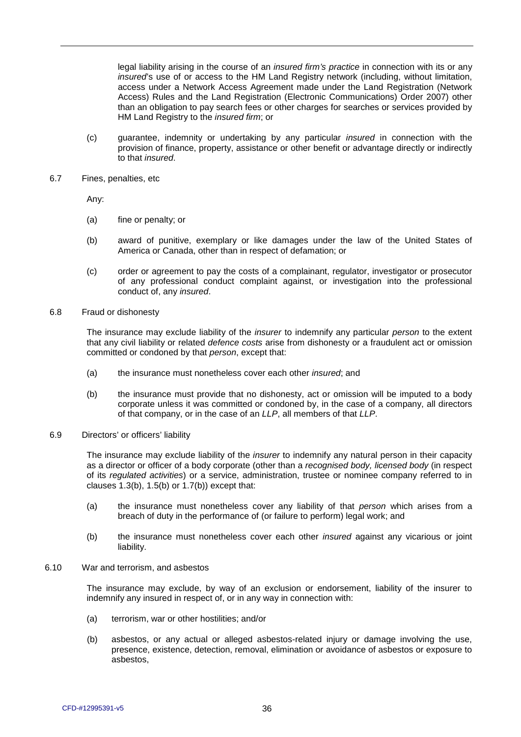legal liability arising in the course of an *insured firm's practice* in connection with its or any *insured*'s use of or access to the HM Land Registry network (including, without limitation, access under a Network Access Agreement made under the Land Registration (Network Access) Rules and the Land Registration (Electronic Communications) Order 2007) other than an obligation to pay search fees or other charges for searches or services provided by HM Land Registry to the *insured firm*; or

(c) guarantee, indemnity or undertaking by any particular *insured* in connection with the provision of finance, property, assistance or other benefit or advantage directly or indirectly to that *insured*.

6.7 Fines, penalties, etc

Any:

(a) fine or penalty; or

(b) award of punitive, exemplary or like damages under the law of the United States of America or Canada, other than in respect of defamation; or

(c) order or agreement to pay the costs of a complainant, regulator, investigator or prosecutor of any professional conduct complaint against, or investigation into the professional conduct of, any *insured*.

6.8 Fraud or dishonesty

The insurance may exclude liability of the *insurer* to indemnify any particular *person* to the extent that any civil liability or related *defence costs* arise from dishonesty or a fraudulent act or omission committed or condoned by that *person*, except that:

(a) the insurance must nonetheless cover each other *insured*; and

(b) the insurance must provide that no dishonesty, act or omission will be imputed to a body corporate unless it was committed or condoned by, in the case of a company, all directors of that company, or in the case of an *LLP*, all members of that *LLP*.

6.9 Directors' or officers' liability

The insurance may exclude liability of the *insurer* to indemnify any natural person in their capacity as a director or officer of a body corporate (other than a *recognised body, licensed body* (in respect of its *regulated activities*) or a service, administration, trustee or nominee company referred to in clauses 1.3(b), 1.5(b) or 1.7(b)) except that:

(a) the insurance must nonetheless cover any liability of that *person* which arises from a breach of duty in the performance of (or failure to perform) legal work; and

(b) the insurance must nonetheless cover each other *insured* against any vicarious or joint liability.

6.10 War and terrorism, and asbestos

The insurance may exclude, by way of an exclusion or endorsement, liability of the insurer to indemnify any insured in respect of, or in any way in connection with:

(a) terrorism, war or other hostilities; and/or

(b) asbestos, or any actual or alleged asbestos-related injury or damage involving the use, presence, existence, detection, removal, elimination or avoidance of asbestos or exposure to asbestos,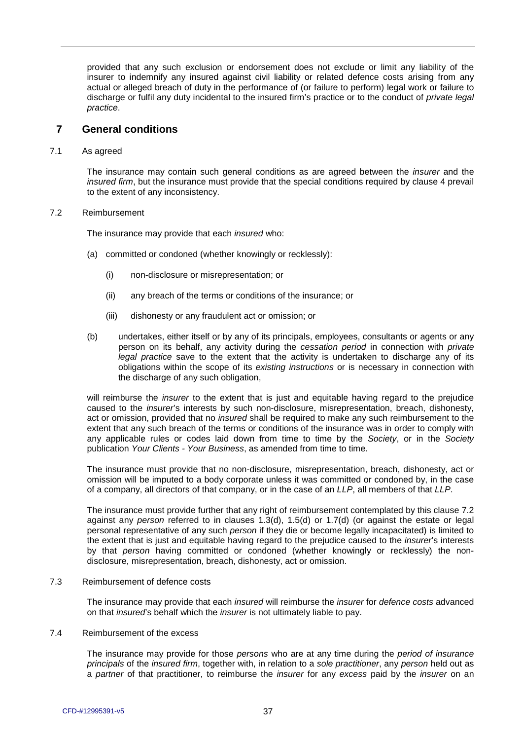provided that any such exclusion or endorsement does not exclude or limit any liability of the insurer to indemnify any insured against civil liability or related defence costs arising from any actual or alleged breach of duty in the performance of (or failure to perform) legal work or failure to discharge or fulfil any duty incidental to the insured firm's practice or to the conduct of *private legal practice*.

## 7 General conditions

7.1 As agreed

The insurance may contain such general conditions as are agreed between the *insurer* and the *insured firm*, but the insurance must provide that the special conditions required by clause 4 prevail to the extent of any inconsistency.

7.2 Reimbursement

The insurance may provide that each *insured* who:

(a) committed or condoned (whether knowingly or recklessly):

(i) non-disclosure or misrepresentation; or

(ii) any breach of the terms or conditions of the insurance; or

(iii) dishonesty or any fraudulent act or omission; or

(b) undertakes, either itself or by any of its principals, employees, consultants or agents or any person on its behalf, any activity during the *cessation period* in connection with *private legal practice* save to the extent that the activity is undertaken to discharge any of its obligations within the scope of its *existing instructions* or is necessary in connection with the discharge of any such obligation,

will reimburse the *insurer* to the extent that is just and equitable having regard to the prejudice caused to the *insurer*'s interests by such non-disclosure, misrepresentation, breach, dishonesty, act or omission, provided that no *insured* shall be required to make any such reimbursement to the extent that any such breach of the terms or conditions of the insurance was in order to comply with any applicable rules or codes laid down from time to time by the *Society*, or in the *Society* publication *Your Clients - Your Business*, as amended from time to time.

The insurance must provide that no non-disclosure, misrepresentation, breach, dishonesty, act or omission will be imputed to a body corporate unless it was committed or condoned by, in the case of a company, all directors of that company, or in the case of an *LLP*, all members of that *LLP*.

The insurance must provide further that any right of reimbursement contemplated by this clause 7.2 against any *person* referred to in clauses 1.3(d), 1.5(d) or 1.7(d) (or against the estate or legal personal representative of any such *person* if they die or become legally incapacitated) is limited to the extent that is just and equitable having regard to the prejudice caused to the *insurer*'s interests by that *person* having committed or condoned (whether knowingly or recklessly) the non-disclosure, misrepresentation, breach, dishonesty, act or omission.

7.3 Reimbursement of defence costs

The insurance may provide that each *insured* will reimburse the *insurer* for *defence costs* advanced on that *insured*'s behalf which the *insurer* is not ultimately liable to pay.

7.4 Reimbursement of the excess

The insurance may provide for those *persons* who are at any time during the *period of insurance* *principals* of the *insured firm*, together with, in relation to a *sole practitioner*, any *person* held out as a *partner* of that practitioner, to reimburse the *insurer* for any *excess* paid by the *insurer* on an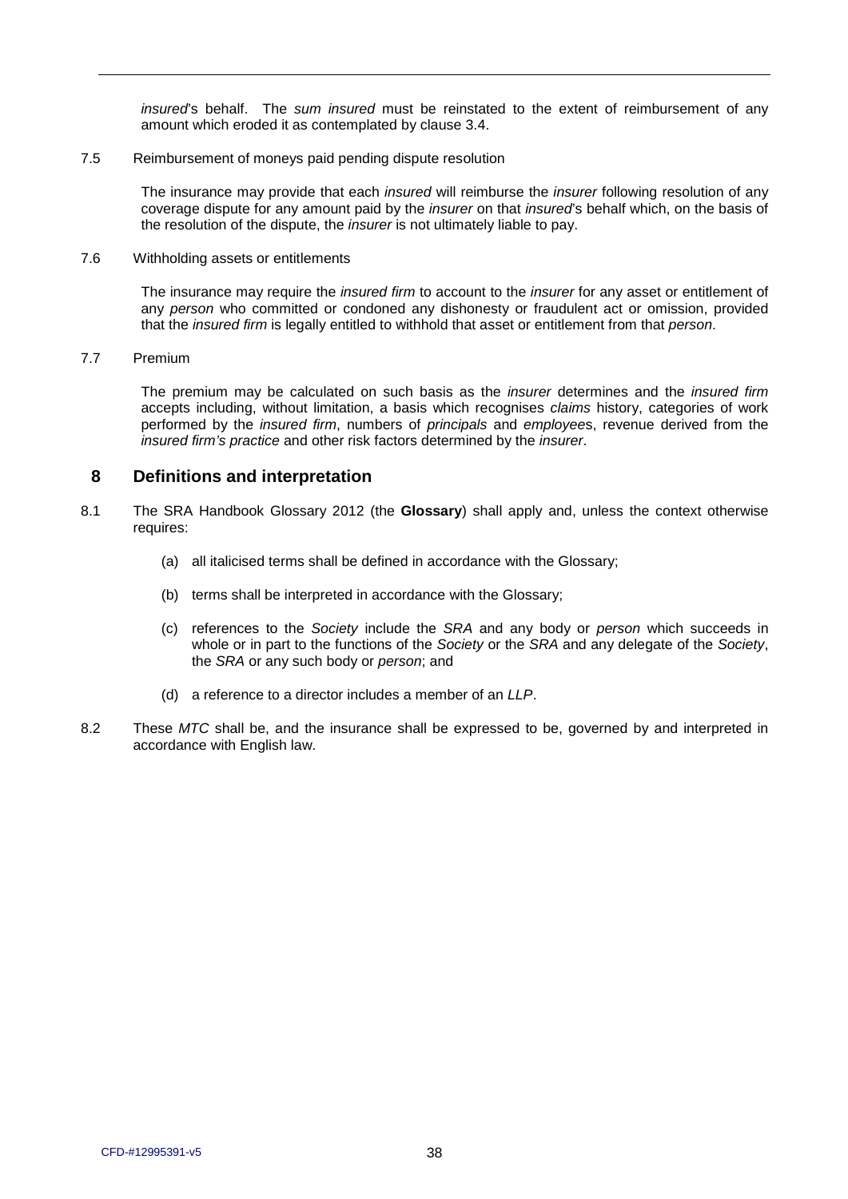*insured*'s behalf. The *sum insured* must be reinstated to the extent of reimbursement of any amount which eroded it as contemplated by clause 3.4.

7.5 Reimbursement of moneys paid pending dispute resolution

The insurance may provide that each *insured* will reimburse the *insurer* following resolution of any coverage dispute for any amount paid by the *insurer* on that *insured*'s behalf which, on the basis of the resolution of the dispute, the *insurer* is not ultimately liable to pay.

7.6 Withholding assets or entitlements

The insurance may require the *insured firm* to account to the *insurer* for any asset or entitlement of any *person* who committed or condoned any dishonesty or fraudulent act or omission, provided that the *insured firm* is legally entitled to withhold that asset or entitlement from that *person*.

7.7 Premium

The premium may be calculated on such basis as the *insurer* determines and the *insured firm* accepts including, without limitation, a basis which recognises *claims* history, categories of work performed by the *insured firm*, numbers of *principals* and *employee*s, revenue derived from the *insured firm's practice* and other risk factors determined by the *insurer*.

## 8 Definitions and interpretation

8.1 The SRA Handbook Glossary 2012 (the **Glossary**) shall apply and, unless the context otherwise requires:

(a) all italicised terms shall be defined in accordance with the Glossary;

(b) terms shall be interpreted in accordance with the Glossary;

(c) references to the *Society* include the *SRA* and any body or *person* which succeeds in whole or in part to the functions of the *Society* or the *SRA* and any delegate of the *Society*, the *SRA* or any such body or *person*; and

(d) a reference to a director includes a member of an *LLP*.

8.2 These *MTC* shall be, and the insurance shall be expressed to be, governed by and interpreted in accordance with English law.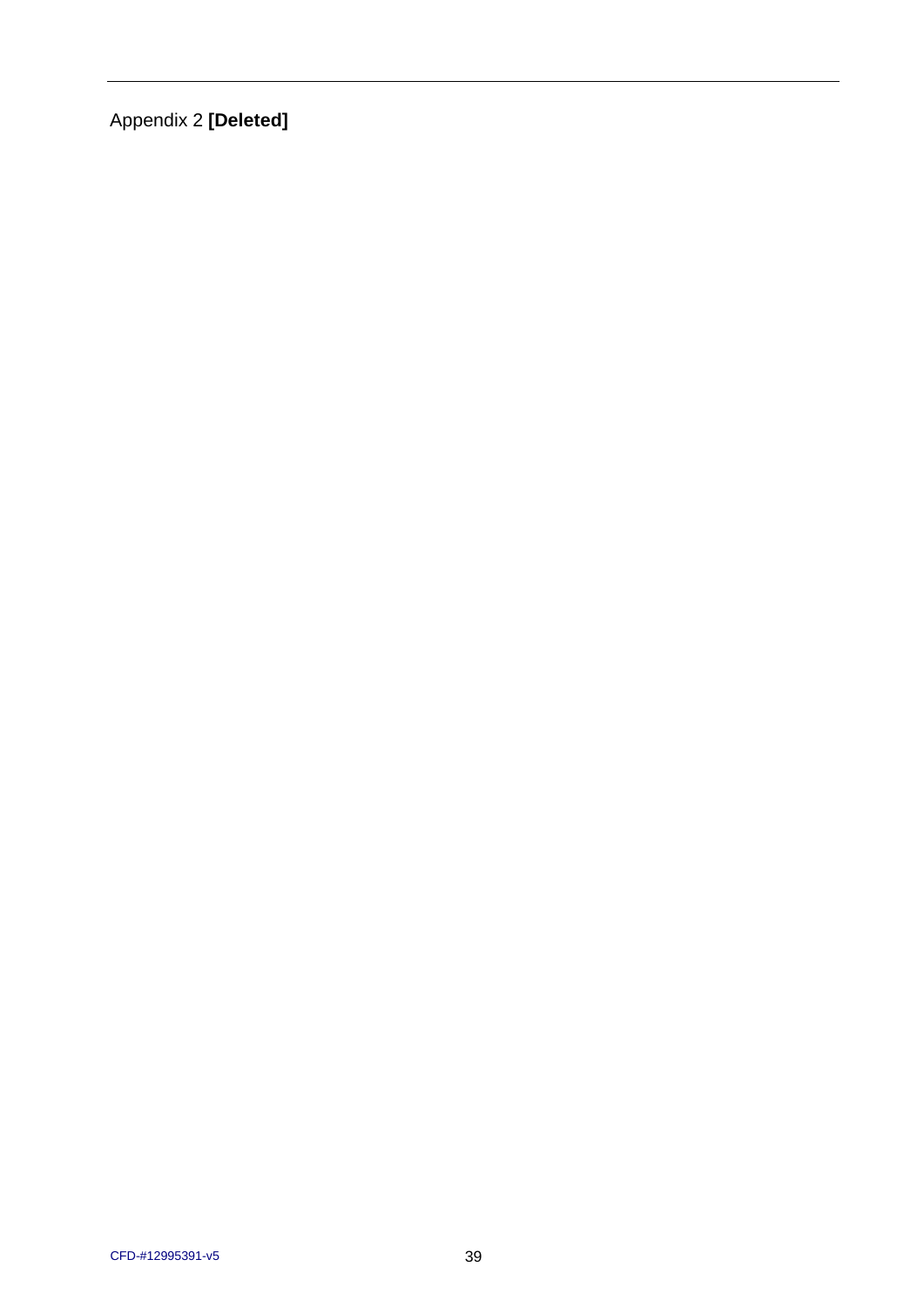Appendix 2 **[Deleted]**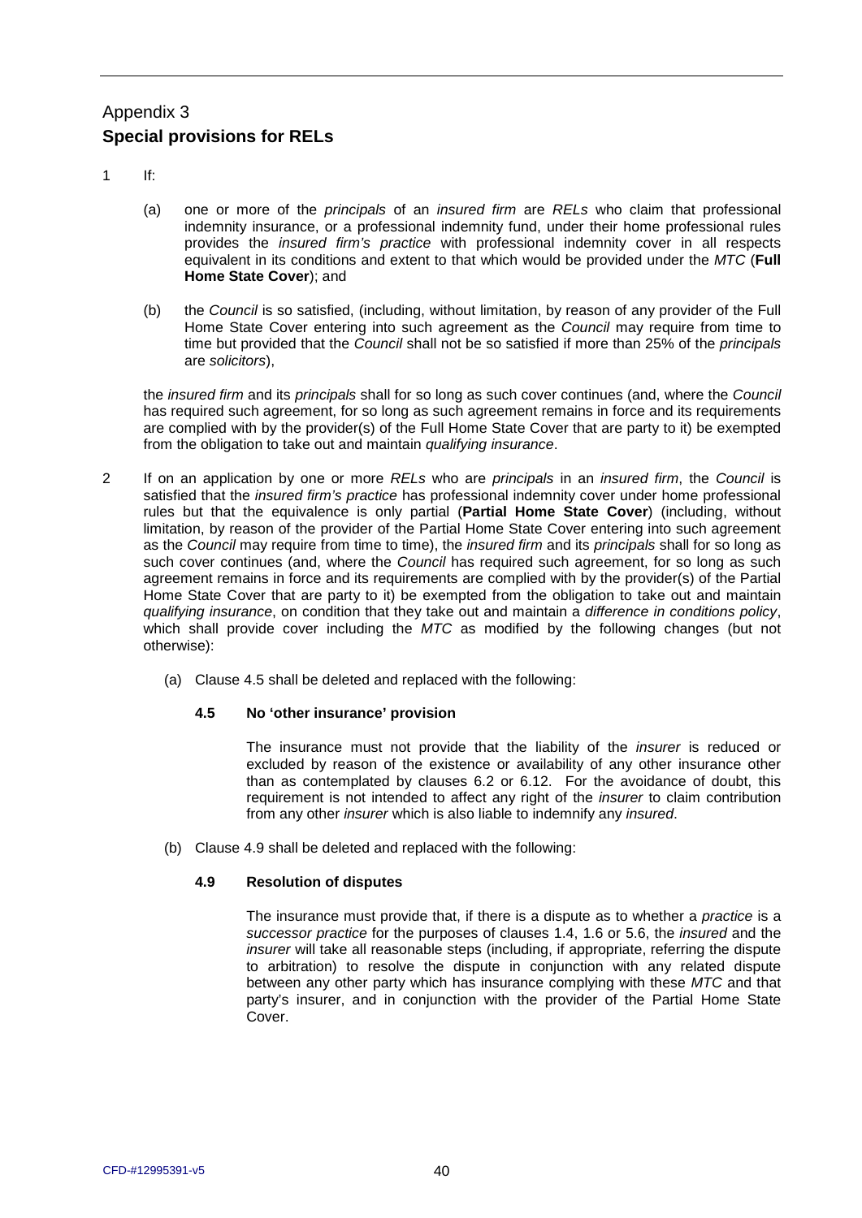# Appendix 3

## Special provisions for RELs

1 If:

   (a) one or more of the *principals* of an *insured firm* are *RELs* who claim that professional indemnity insurance, or a professional indemnity fund, under their home professional rules provides the *insured firm's practice* with professional indemnity cover in all respects equivalent in its conditions and extent to that which would be provided under the *MTC* (**Full Home State Cover**); and

   (b) the *Council* is so satisfied, (including, without limitation, by reason of any provider of the Full Home State Cover entering into such agreement as the *Council* may require from time to time but provided that the *Council* shall not be so satisfied if more than 25% of the *principals* are *solicitors*),

   the *insured firm* and its *principals* shall for so long as such cover continues (and, where the *Council* has required such agreement, for so long as such agreement remains in force and its requirements are complied with by the provider(s) of the Full Home State Cover that are party to it) be exempted from the obligation to take out and maintain *qualifying insurance*.

2 If on an application by one or more *RELs* who are *principals* in an *insured firm*, the *Council* is satisfied that the *insured firm's practice* has professional indemnity cover under home professional rules but that the equivalence is only partial (**Partial Home State Cover**) (including, without limitation, by reason of the provider of the Partial Home State Cover entering into such agreement as the *Council* may require from time to time), the *insured firm* and its *principals* shall for so long as such cover continues (and, where the *Council* has required such agreement, for so long as such agreement remains in force and its requirements are complied with by the provider(s) of the Partial Home State Cover that are party to it) be exempted from the obligation to take out and maintain *qualifying insurance*, on condition that they take out and maintain a *difference in conditions policy*, which shall provide cover including the *MTC* as modified by the following changes (but not otherwise):

   (a) Clause 4.5 shall be deleted and replaced with the following:

   **4.5 No 'other insurance' provision**

   The insurance must not provide that the liability of the *insurer* is reduced or excluded by reason of the existence or availability of any other insurance other than as contemplated by clauses 6.2 or 6.12. For the avoidance of doubt, this requirement is not intended to affect any right of the *insurer* to claim contribution from any other *insurer* which is also liable to indemnify any *insured*.

   (b) Clause 4.9 shall be deleted and replaced with the following:

   **4.9 Resolution of disputes**

   The insurance must provide that, if there is a dispute as to whether a *practice* is a *successor practice* for the purposes of clauses 1.4, 1.6 or 5.6, the *insured* and the *insurer* will take all reasonable steps (including, if appropriate, referring the dispute to arbitration) to resolve the dispute in conjunction with any related dispute between any other party which has insurance complying with these *MTC* and that party's insurer, and in conjunction with the provider of the Partial Home State Cover.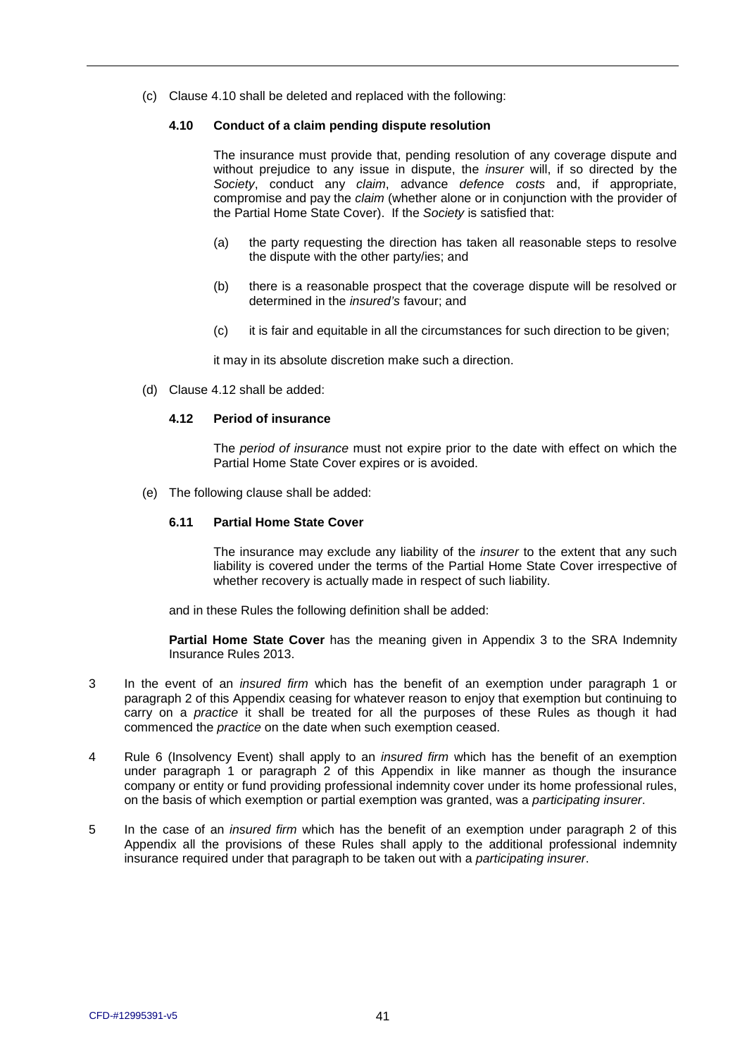(c) Clause 4.10 shall be deleted and replaced with the following:

**4.10 Conduct of a claim pending dispute resolution**

The insurance must provide that, pending resolution of any coverage dispute and without prejudice to any issue in dispute, the *insurer* will, if so directed by the *Society*, conduct any *claim*, advance *defence costs* and, if appropriate, compromise and pay the *claim* (whether alone or in conjunction with the provider of the Partial Home State Cover). If the *Society* is satisfied that:

(a) the party requesting the direction has taken all reasonable steps to resolve the dispute with the other party/ies; and

(b) there is a reasonable prospect that the coverage dispute will be resolved or determined in the *insured's* favour; and

(c) it is fair and equitable in all the circumstances for such direction to be given;

it may in its absolute discretion make such a direction.

(d) Clause 4.12 shall be added:

**4.12 Period of insurance**

The *period of insurance* must not expire prior to the date with effect on which the Partial Home State Cover expires or is avoided.

(e) The following clause shall be added:

**6.11 Partial Home State Cover**

The insurance may exclude any liability of the *insurer* to the extent that any such liability is covered under the terms of the Partial Home State Cover irrespective of whether recovery is actually made in respect of such liability.

and in these Rules the following definition shall be added:

**Partial Home State Cover** has the meaning given in Appendix 3 to the SRA Indemnity Insurance Rules 2013.

3 In the event of an *insured firm* which has the benefit of an exemption under paragraph 1 or paragraph 2 of this Appendix ceasing for whatever reason to enjoy that exemption but continuing to carry on a *practice* it shall be treated for all the purposes of these Rules as though it had commenced the *practice* on the date when such exemption ceased.

4 Rule 6 (Insolvency Event) shall apply to an *insured firm* which has the benefit of an exemption under paragraph 1 or paragraph 2 of this Appendix in like manner as though the insurance company or entity or fund providing professional indemnity cover under its home professional rules, on the basis of which exemption or partial exemption was granted, was a *participating insurer*.

5 In the case of an *insured firm* which has the benefit of an exemption under paragraph 2 of this Appendix all the provisions of these Rules shall apply to the additional professional indemnity insurance required under that paragraph to be taken out with a *participating insurer*.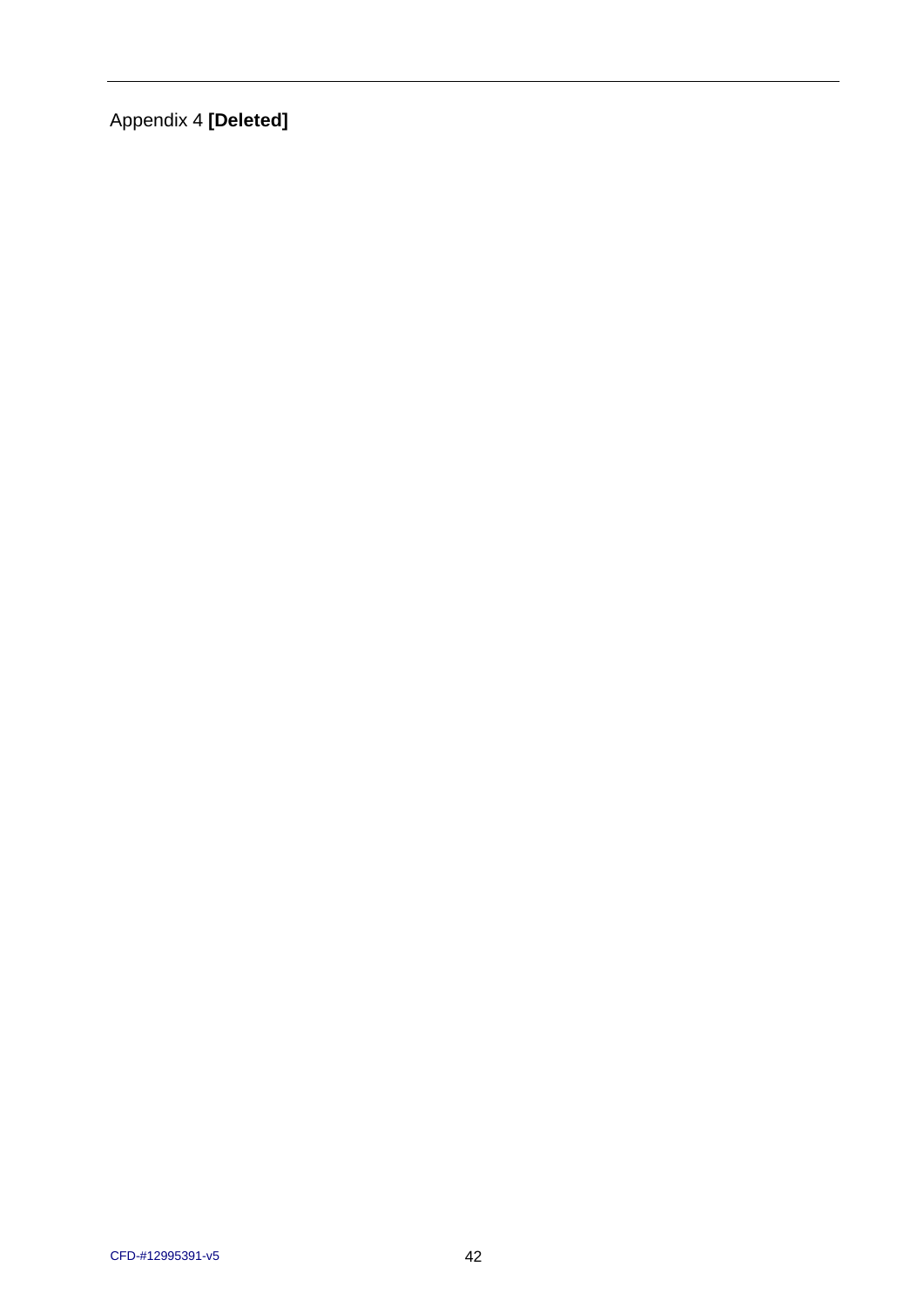Appendix 4 **[Deleted]**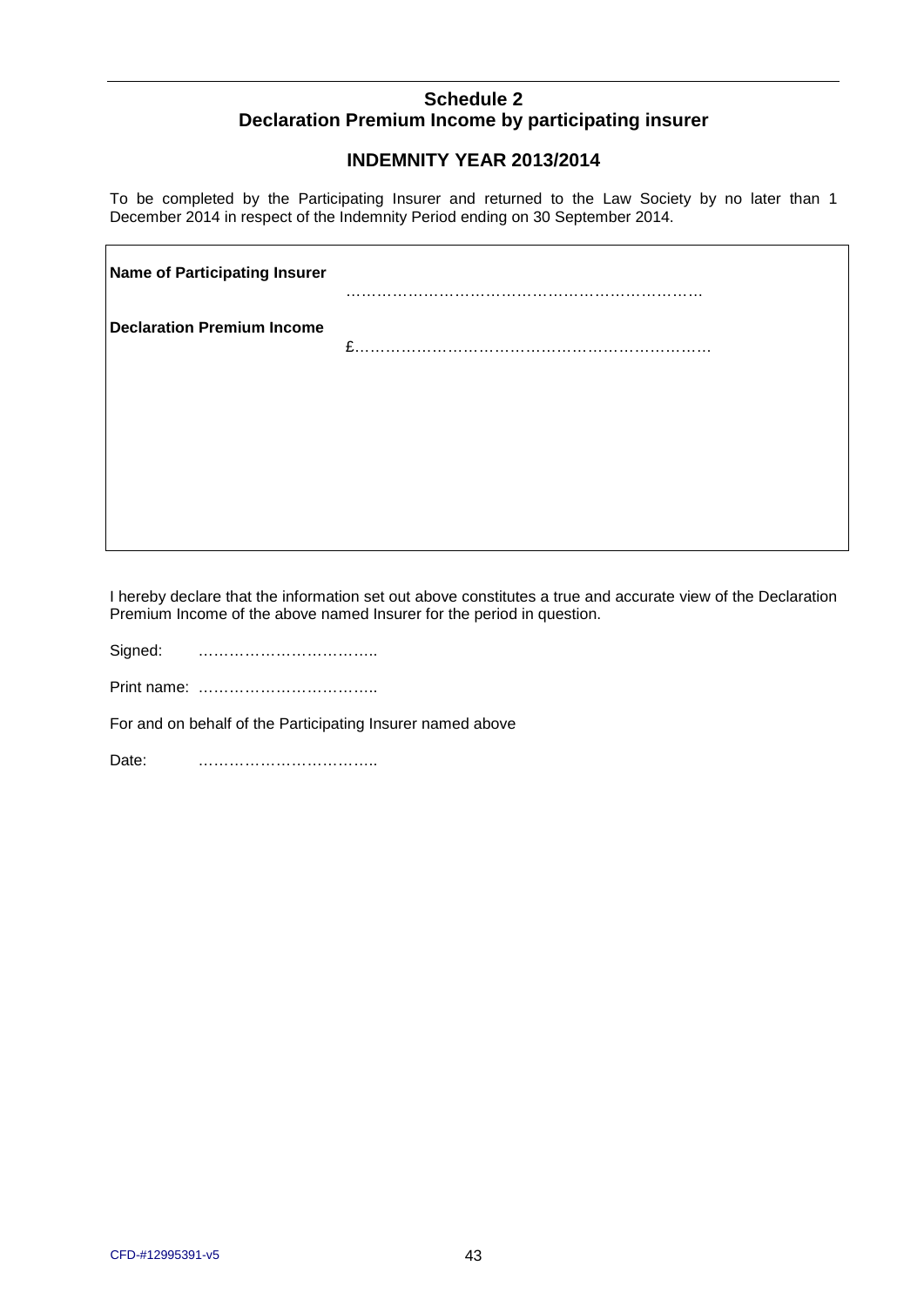## Schedule 2
## Declaration Premium Income by participating insurer

### INDEMNITY YEAR 2013/2014

To be completed by the Participating Insurer and returned to the Law Society by no later than 1 December 2014 in respect of the Indemnity Period ending on 30 September 2014.

| | |
|---|---|
| **Name of Participating Insurer** | ……………………………………………………………. |
| **Declaration Premium Income** | £…………………………………………………………… |

I hereby declare that the information set out above constitutes a true and accurate view of the Declaration Premium Income of the above named Insurer for the period in question.

Signed: ……………………………..

Print name: ……………………………..

For and on behalf of the Participating Insurer named above

Date: ……………………………..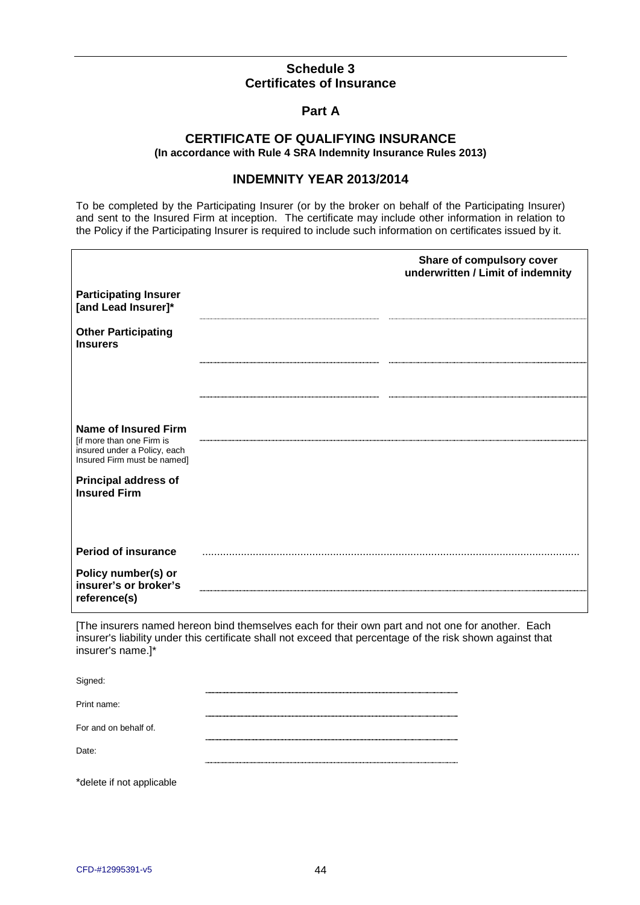## Schedule 3
## Certificates of Insurance

### Part A

### CERTIFICATE OF QUALIFYING INSURANCE
**(In accordance with Rule 4 SRA Indemnity Insurance Rules 2013)**

### INDEMNITY YEAR 2013/2014

To be completed by the Participating Insurer (or by the broker on behalf of the Participating Insurer) and sent to the Insured Firm at inception. The certificate may include other information in relation to the Policy if the Participating Insurer is required to include such information on certificates issued by it.

| | | **Share of compulsory cover underwritten / Limit of indemnity** |
|---|---|---|
| **Participating Insurer [and Lead Insurer]*** | ................................ | ................................ |
| **Other Participating Insurers** | ................................ | ................................ |
| | ................................ | ................................ |
| **Name of Insured Firm** [if more than one Firm is insured under a Policy, each Insured Firm must be named] | ................................ | |
| **Principal address of Insured Firm** | | |
| **Period of insurance** | ................................ | |
| **Policy number(s) or insurer's or broker's reference(s)** | ................................ | |

[The insurers named hereon bind themselves each for their own part and not one for another. Each insurer's liability under this certificate shall not exceed that percentage of the risk shown against that insurer's name.]*

Signed: ................................

Print name: ................................

For and on behalf of. ................................

Date: ................................

*delete if not applicable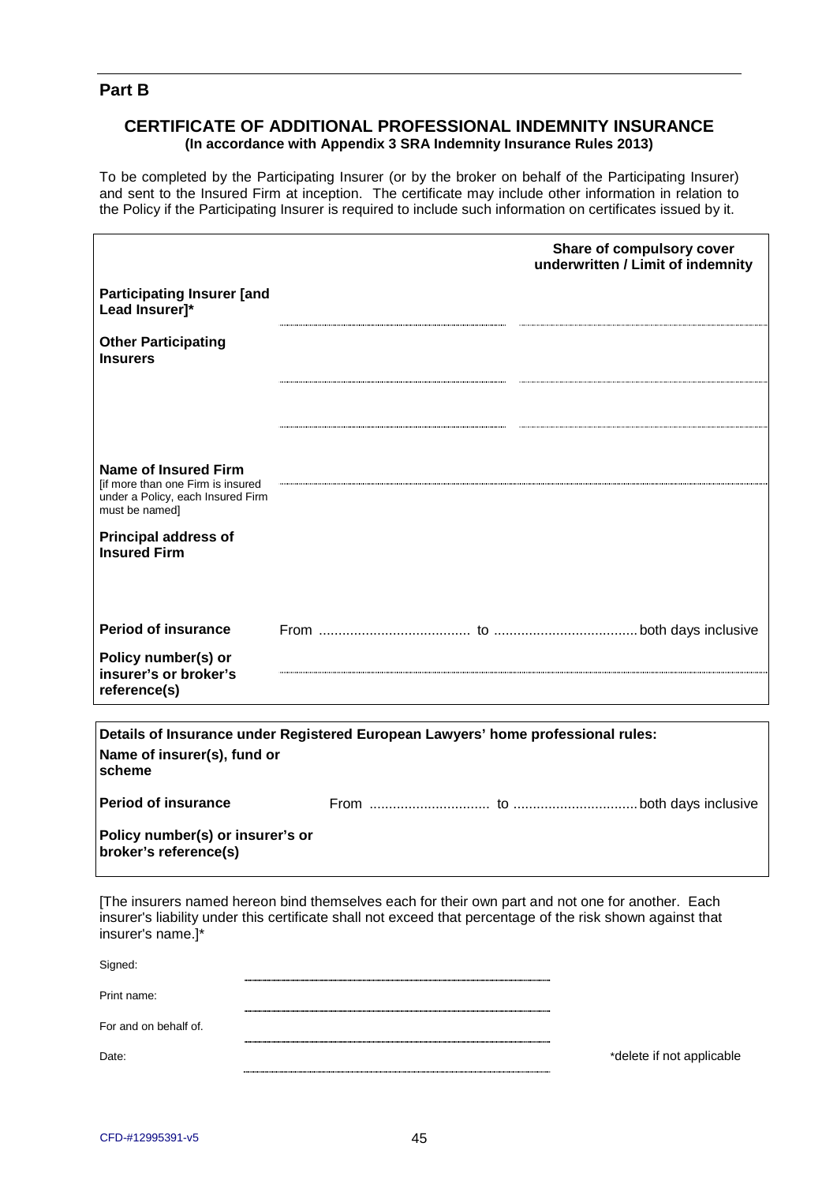## Part B

### CERTIFICATE OF ADDITIONAL PROFESSIONAL INDEMNITY INSURANCE

**(In accordance with Appendix 3 SRA Indemnity Insurance Rules 2013)**

To be completed by the Participating Insurer (or by the broker on behalf of the Participating Insurer) and sent to the Insured Firm at inception. The certificate may include other information in relation to the Policy if the Participating Insurer is required to include such information on certificates issued by it.

| | | **Share of compulsory cover underwritten / Limit of indemnity** |
|---|---|---|
| **Participating Insurer [and Lead Insurer]*** | ............................................ | ............................................ |
| **Other Participating Insurers** | ............................................ | ............................................ |
| | ............................................ | ............................................ |
| **Name of Insured Firm** [if more than one Firm is insured under a Policy, each Insured Firm must be named] | ............................................ | |
| **Principal address of Insured Firm** | | |
| **Period of insurance** | From ...................................... to .................................... both days inclusive | |
| **Policy number(s) or insurer's or broker's reference(s)** | ............................................ | |

| **Details of Insurance under Registered European Lawyers' home professional rules:** | |
|---|---|
| **Name of insurer(s), fund or scheme** | |
| **Period of insurance** | From ............................... to ............................... both days inclusive |
| **Policy number(s) or insurer's or broker's reference(s)** | |

[The insurers named hereon bind themselves each for their own part and not one for another. Each insurer's liability under this certificate shall not exceed that percentage of the risk shown against that insurer's name.]*

Signed: ............................................

Print name: ............................................

For and on behalf of. ............................................

Date: ............................................

*delete if not applicable

CFD-#12995391-v5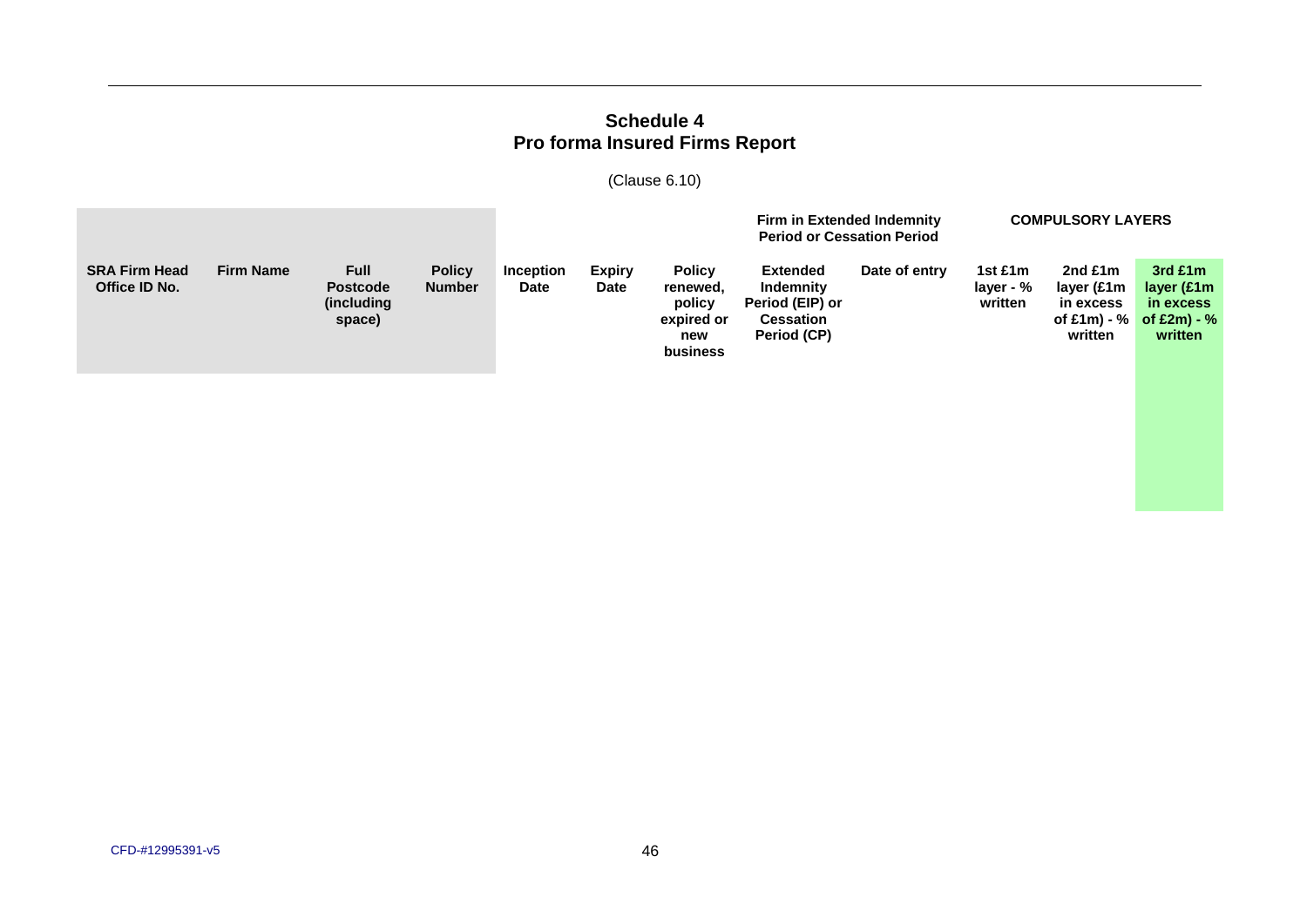# Schedule 4

## Pro forma Insured Firms Report

(Clause 6.10)

| | | | | | | | Firm in Extended Indemnity Period or Cessation Period | | COMPULSORY LAYERS | | |
|---|---|---|---|---|---|---|---|---|---|---|---|
| **SRA Firm Head Office ID No.** | **Firm Name** | **Full Postcode (including space)** | **Policy Number** | **Inception Date** | **Expiry Date** | **Policy renewed, policy expired or new business** | **Extended Indemnity Period (EIP) or Cessation Period (CP)** | **Date of entry** | **1st £1m layer - % written** | **2nd £1m layer (£1m in excess of £1m) - % written** | **3rd £1m layer (£1m in excess of £2m) - % written** |
| | | | | | | | | | | | |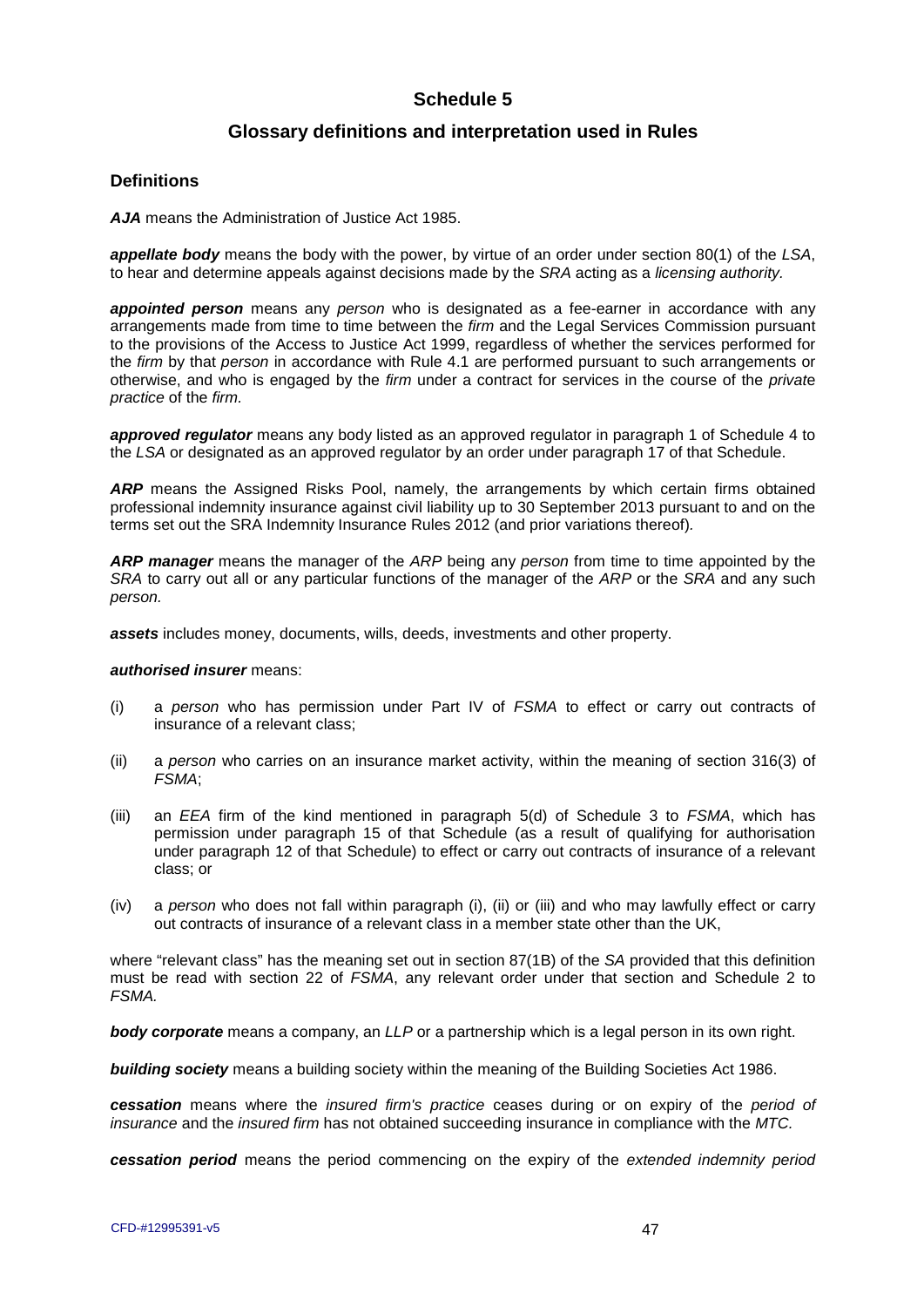# Schedule 5

## Glossary definitions and interpretation used in Rules

### Definitions

***AJA*** means the Administration of Justice Act 1985.

***appellate body*** means the body with the power, by virtue of an order under section 80(1) of the *LSA*, to hear and determine appeals against decisions made by the *SRA* acting as a *licensing authority.*

***appointed person*** means any *person* who is designated as a fee-earner in accordance with any arrangements made from time to time between the *firm* and the Legal Services Commission pursuant to the provisions of the Access to Justice Act 1999, regardless of whether the services performed for the *firm* by that *person* in accordance with Rule 4.1 are performed pursuant to such arrangements or otherwise, and who is engaged by the *firm* under a contract for services in the course of the *private practice* of the *firm.*

***approved regulator*** means any body listed as an approved regulator in paragraph 1 of Schedule 4 to the *LSA* or designated as an approved regulator by an order under paragraph 17 of that Schedule.

***ARP*** means the Assigned Risks Pool, namely, the arrangements by which certain firms obtained professional indemnity insurance against civil liability up to 30 September 2013 pursuant to and on the terms set out the SRA Indemnity Insurance Rules 2012 (and prior variations thereof).

***ARP manager*** means the manager of the *ARP* being any *person* from time to time appointed by the *SRA* to carry out all or any particular functions of the manager of the *ARP* or the *SRA* and any such *person.*

***assets*** includes money, documents, wills, deeds, investments and other property.

***authorised insurer*** means:

(i) a *person* who has permission under Part IV of *FSMA* to effect or carry out contracts of insurance of a relevant class;

(ii) a *person* who carries on an insurance market activity, within the meaning of section 316(3) of *FSMA*;

(iii) an *EEA* firm of the kind mentioned in paragraph 5(d) of Schedule 3 to *FSMA*, which has permission under paragraph 15 of that Schedule (as a result of qualifying for authorisation under paragraph 12 of that Schedule) to effect or carry out contracts of insurance of a relevant class; or

(iv) a *person* who does not fall within paragraph (i), (ii) or (iii) and who may lawfully effect or carry out contracts of insurance of a relevant class in a member state other than the UK,

where "relevant class" has the meaning set out in section 87(1B) of the *SA* provided that this definition must be read with section 22 of *FSMA*, any relevant order under that section and Schedule 2 to *FSMA.*

***body corporate*** means a company, an *LLP* or a partnership which is a legal person in its own right.

***building society*** means a building society within the meaning of the Building Societies Act 1986.

***cessation*** means where the *insured firm's practice* ceases during or on expiry of the *period of insurance* and the *insured firm* has not obtained succeeding insurance in compliance with the *MTC.*

***cessation period*** means the period commencing on the expiry of the *extended indemnity period*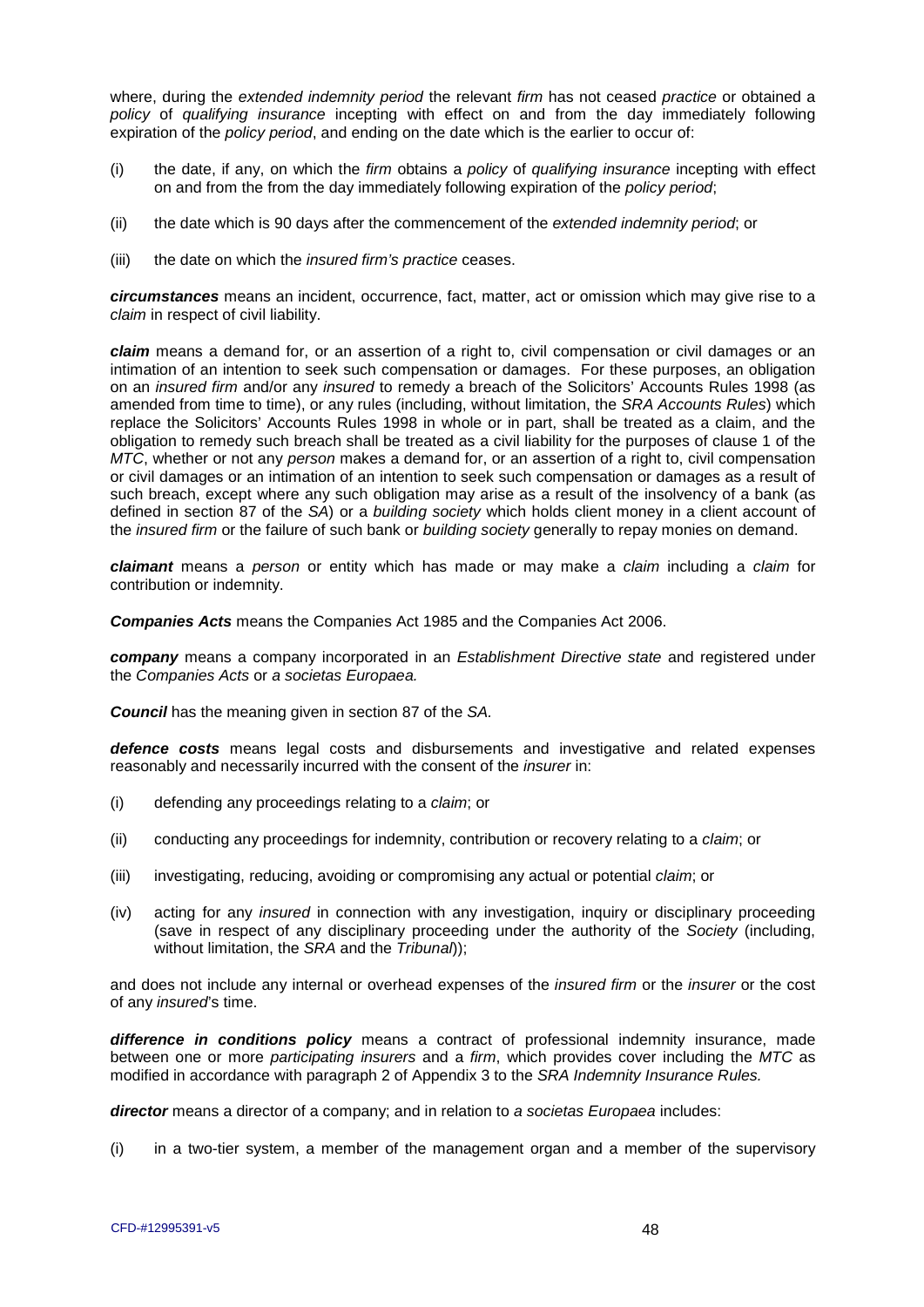where, during the *extended indemnity period* the relevant *firm* has not ceased *practice* or obtained a *policy* of *qualifying insurance* incepting with effect on and from the day immediately following expiration of the *policy period*, and ending on the date which is the earlier to occur of:

(i) the date, if any, on which the *firm* obtains a *policy* of *qualifying insurance* incepting with effect on and from the from the day immediately following expiration of the *policy period*;

(ii) the date which is 90 days after the commencement of the *extended indemnity period*; or

(iii) the date on which the *insured firm's practice* ceases.

***circumstances*** means an incident, occurrence, fact, matter, act or omission which may give rise to a *claim* in respect of civil liability.

***claim*** means a demand for, or an assertion of a right to, civil compensation or civil damages or an intimation of an intention to seek such compensation or damages. For these purposes, an obligation on an *insured firm* and/or any *insured* to remedy a breach of the Solicitors' Accounts Rules 1998 (as amended from time to time), or any rules (including, without limitation, the *SRA Accounts Rules*) which replace the Solicitors' Accounts Rules 1998 in whole or in part, shall be treated as a claim, and the obligation to remedy such breach shall be treated as a civil liability for the purposes of clause 1 of the *MTC*, whether or not any *person* makes a demand for, or an assertion of a right to, civil compensation or civil damages or an intimation of an intention to seek such compensation or damages as a result of such breach, except where any such obligation may arise as a result of the insolvency of a bank (as defined in section 87 of the *SA*) or a *building society* which holds client money in a client account of the *insured firm* or the failure of such bank or *building society* generally to repay monies on demand.

***claimant*** means a *person* or entity which has made or may make a *claim* including a *claim* for contribution or indemnity.

***Companies Acts*** means the Companies Act 1985 and the Companies Act 2006.

***company*** means a company incorporated in an *Establishment Directive state* and registered under the *Companies Acts* or *a societas Europaea.*

***Council*** has the meaning given in section 87 of the *SA.*

***defence costs*** means legal costs and disbursements and investigative and related expenses reasonably and necessarily incurred with the consent of the *insurer* in:

(i) defending any proceedings relating to a *claim*; or

(ii) conducting any proceedings for indemnity, contribution or recovery relating to a *claim*; or

(iii) investigating, reducing, avoiding or compromising any actual or potential *claim*; or

(iv) acting for any *insured* in connection with any investigation, inquiry or disciplinary proceeding (save in respect of any disciplinary proceeding under the authority of the *Society* (including, without limitation, the *SRA* and the *Tribunal*));

and does not include any internal or overhead expenses of the *insured firm* or the *insurer* or the cost of any *insured*'s time.

***difference in conditions policy*** means a contract of professional indemnity insurance, made between one or more *participating insurers* and a *firm*, which provides cover including the *MTC* as modified in accordance with paragraph 2 of Appendix 3 to the *SRA Indemnity Insurance Rules.*

***director*** means a director of a company; and in relation to *a societas Europaea* includes:

(i) in a two-tier system, a member of the management organ and a member of the supervisory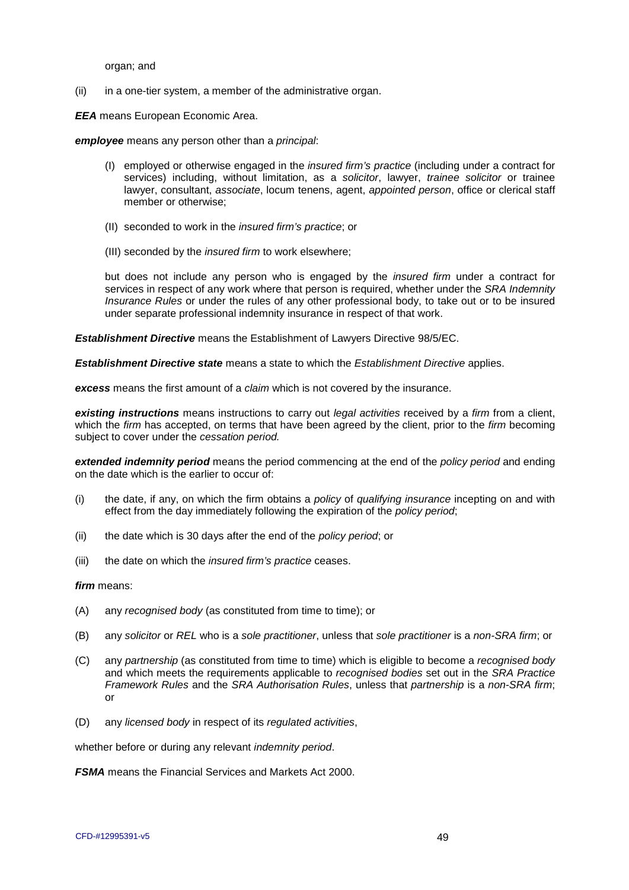organ; and

(ii) in a one-tier system, a member of the administrative organ.

***EEA*** means European Economic Area.

***employee*** means any person other than a *principal*:

(I) employed or otherwise engaged in the *insured firm's practice* (including under a contract for services) including, without limitation, as a *solicitor*, lawyer, *trainee solicitor* or trainee lawyer, consultant, *associate*, locum tenens, agent, *appointed person*, office or clerical staff member or otherwise;

(II) seconded to work in the *insured firm's practice*; or

(III) seconded by the *insured firm* to work elsewhere;

but does not include any person who is engaged by the *insured firm* under a contract for services in respect of any work where that person is required, whether under the *SRA Indemnity Insurance Rules* or under the rules of any other professional body, to take out or to be insured under separate professional indemnity insurance in respect of that work.

***Establishment Directive*** means the Establishment of Lawyers Directive 98/5/EC.

***Establishment Directive state*** means a state to which the *Establishment Directive* applies.

***excess*** means the first amount of a *claim* which is not covered by the insurance.

***existing instructions*** means instructions to carry out *legal activities* received by a *firm* from a client, which the *firm* has accepted, on terms that have been agreed by the client, prior to the *firm* becoming subject to cover under the *cessation period.*

***extended indemnity period*** means the period commencing at the end of the *policy period* and ending on the date which is the earlier to occur of:

(i) the date, if any, on which the firm obtains a *policy* of *qualifying insurance* incepting on and with effect from the day immediately following the expiration of the *policy period*;

(ii) the date which is 30 days after the end of the *policy period*; or

(iii) the date on which the *insured firm's practice* ceases.

***firm*** means:

(A) any *recognised body* (as constituted from time to time); or

(B) any *solicitor* or *REL* who is a *sole practitioner*, unless that *sole practitioner* is a *non-SRA firm*; or

(C) any *partnership* (as constituted from time to time) which is eligible to become a *recognised body* and which meets the requirements applicable to *recognised bodies* set out in the *SRA Practice Framework Rules* and the *SRA Authorisation Rules*, unless that *partnership* is a *non-SRA firm*; or

(D) any *licensed body* in respect of its *regulated activities*,

whether before or during any relevant *indemnity period*.

***FSMA*** means the Financial Services and Markets Act 2000.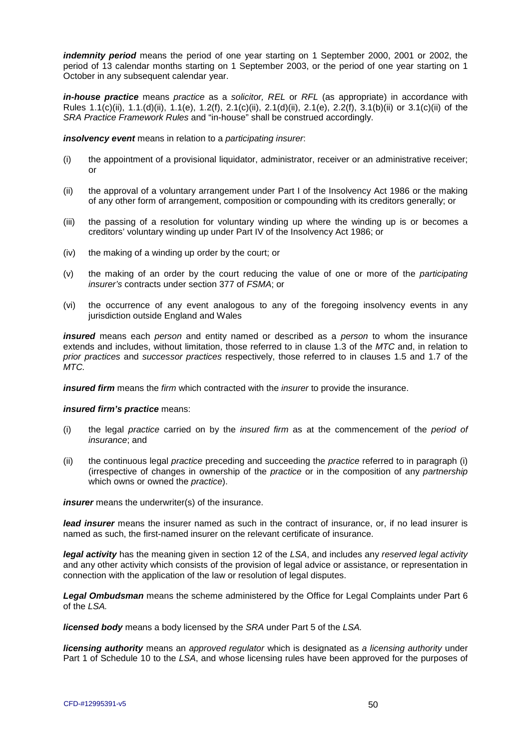***indemnity period*** means the period of one year starting on 1 September 2000, 2001 or 2002, the period of 13 calendar months starting on 1 September 2003, or the period of one year starting on 1 October in any subsequent calendar year.

***in-house practice*** means *practice* as a *solicitor, REL* or *RFL* (as appropriate) in accordance with Rules 1.1(c)(ii), 1.1.(d)(ii), 1.1(e), 1.2(f), 2.1(c)(ii), 2.1(d)(ii), 2.1(e), 2.2(f), 3.1(b)(ii) or 3.1(c)(ii) of the *SRA Practice Framework Rules* and "in-house" shall be construed accordingly.

***insolvency event*** means in relation to a *participating insurer*:

(i) the appointment of a provisional liquidator, administrator, receiver or an administrative receiver; or

(ii) the approval of a voluntary arrangement under Part I of the Insolvency Act 1986 or the making of any other form of arrangement, composition or compounding with its creditors generally; or

(iii) the passing of a resolution for voluntary winding up where the winding up is or becomes a creditors' voluntary winding up under Part IV of the Insolvency Act 1986; or

(iv) the making of a winding up order by the court; or

(v) the making of an order by the court reducing the value of one or more of the *participating insurer's* contracts under section 377 of *FSMA*; or

(vi) the occurrence of any event analogous to any of the foregoing insolvency events in any jurisdiction outside England and Wales

***insured*** means each *person* and entity named or described as a *person* to whom the insurance extends and includes, without limitation, those referred to in clause 1.3 of the *MTC* and, in relation to *prior practices* and *successor practices* respectively, those referred to in clauses 1.5 and 1.7 of the *MTC.*

***insured firm*** means the *firm* which contracted with the *insurer* to provide the insurance.

***insured firm's practice*** means:

(i) the legal *practice* carried on by the *insured firm* as at the commencement of the *period of insurance*; and

(ii) the continuous legal *practice* preceding and succeeding the *practice* referred to in paragraph (i) (irrespective of changes in ownership of the *practice* or in the composition of any *partnership* which owns or owned the *practice*).

***insurer*** means the underwriter(s) of the insurance.

***lead insurer*** means the insurer named as such in the contract of insurance, or, if no lead insurer is named as such, the first-named insurer on the relevant certificate of insurance.

***legal activity*** has the meaning given in section 12 of the *LSA*, and includes any *reserved legal activity* and any other activity which consists of the provision of legal advice or assistance, or representation in connection with the application of the law or resolution of legal disputes.

***Legal Ombudsman*** means the scheme administered by the Office for Legal Complaints under Part 6 of the *LSA.*

***licensed body*** means a body licensed by the *SRA* under Part 5 of the *LSA.*

***licensing authority*** means an *approved regulator* which is designated as *a licensing authority* under Part 1 of Schedule 10 to the *LSA*, and whose licensing rules have been approved for the purposes of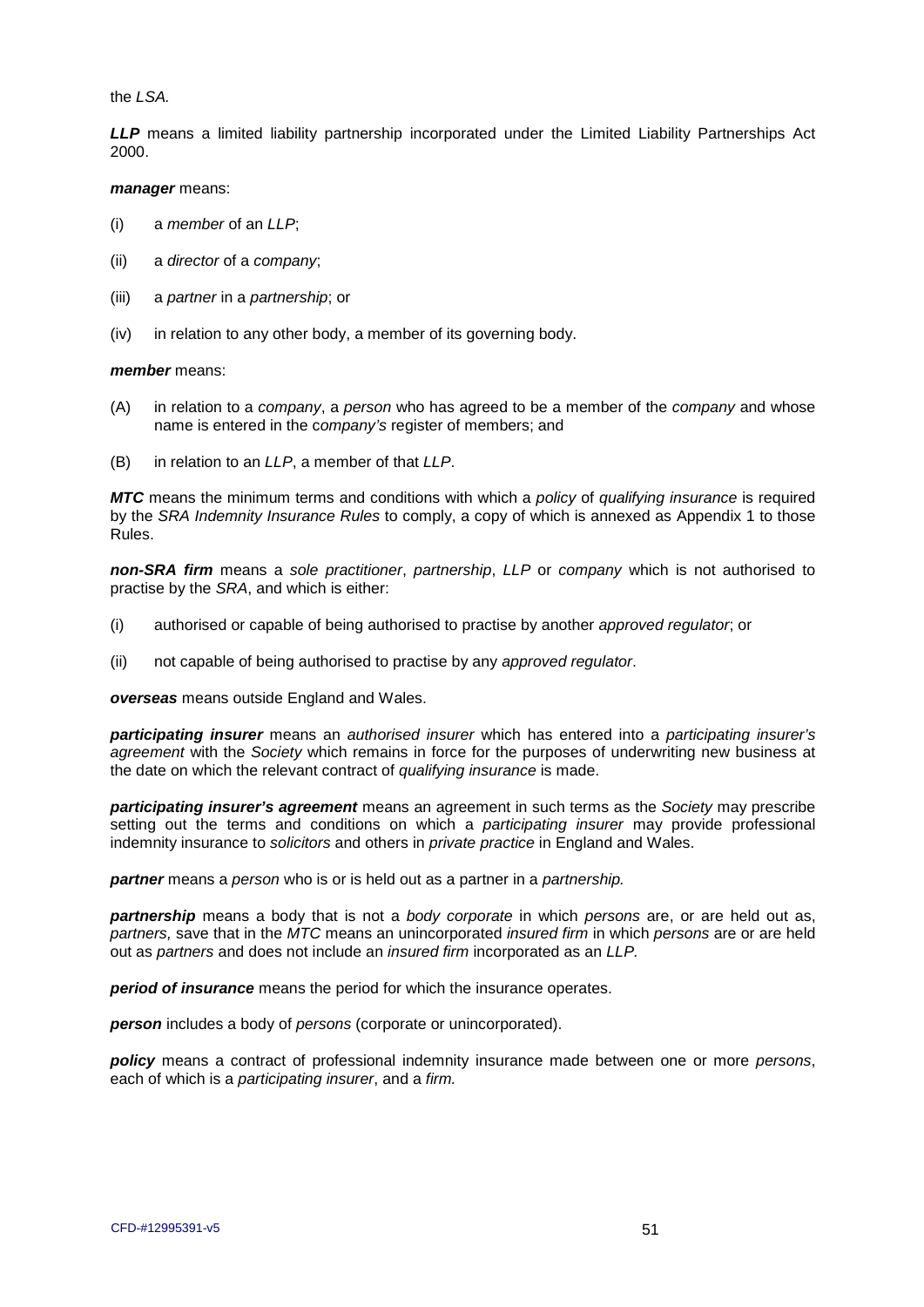the *LSA.*

***LLP*** means a limited liability partnership incorporated under the Limited Liability Partnerships Act 2000.

***manager*** means:

(i) a *member* of an *LLP*;

(ii) a *director* of a *company*;

(iii) a *partner* in a *partnership*; or

(iv) in relation to any other body, a member of its governing body.

***member*** means:

(A) in relation to a *company*, a *person* who has agreed to be a member of the *company* and whose name is entered in the *company's* register of members; and

(B) in relation to an *LLP*, a member of that *LLP*.

***MTC*** means the minimum terms and conditions with which a *policy* of *qualifying insurance* is required by the *SRA Indemnity Insurance Rules* to comply, a copy of which is annexed as Appendix 1 to those Rules.

***non-SRA firm*** means a *sole practitioner*, *partnership*, *LLP* or *company* which is not authorised to practise by the *SRA*, and which is either:

(i) authorised or capable of being authorised to practise by another *approved regulator*; or

(ii) not capable of being authorised to practise by any *approved regulator*.

***overseas*** means outside England and Wales.

***participating insurer*** means an *authorised insurer* which has entered into a *participating insurer's agreement* with the *Society* which remains in force for the purposes of underwriting new business at the date on which the relevant contract of *qualifying insurance* is made.

***participating insurer's agreement*** means an agreement in such terms as the *Society* may prescribe setting out the terms and conditions on which a *participating insurer* may provide professional indemnity insurance to *solicitors* and others in *private practice* in England and Wales.

***partner*** means a *person* who is or is held out as a partner in a *partnership.*

***partnership*** means a body that is not a *body corporate* in which *persons* are, or are held out as, *partners,* save that in the *MTC* means an unincorporated *insured firm* in which *persons* are or are held out as *partners* and does not include an *insured firm* incorporated as an *LLP.*

***period of insurance*** means the period for which the insurance operates.

***person*** includes a body of *persons* (corporate or unincorporated).

***policy*** means a contract of professional indemnity insurance made between one or more *persons*, each of which is a *participating insurer*, and a *firm.*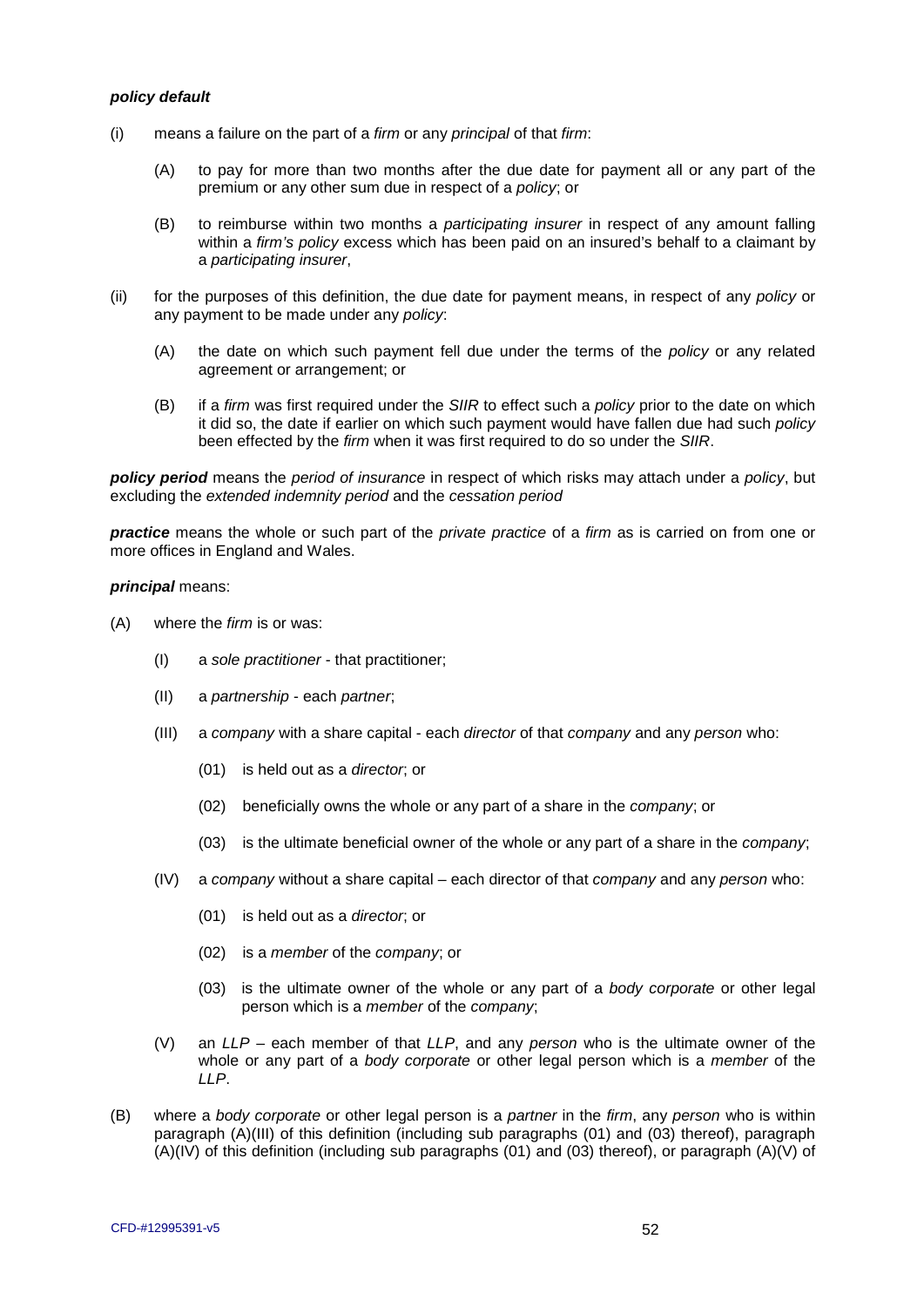***policy default***

(i) means a failure on the part of a *firm* or any *principal* of that *firm*:

   (A) to pay for more than two months after the due date for payment all or any part of the premium or any other sum due in respect of a *policy*; or

   (B) to reimburse within two months a *participating insurer* in respect of any amount falling within a *firm's policy* excess which has been paid on an insured's behalf to a claimant by a *participating insurer*,

(ii) for the purposes of this definition, the due date for payment means, in respect of any *policy* or any payment to be made under any *policy*:

   (A) the date on which such payment fell due under the terms of the *policy* or any related agreement or arrangement; or

   (B) if a *firm* was first required under the *SIIR* to effect such a *policy* prior to the date on which it did so, the date if earlier on which such payment would have fallen due had such *policy* been effected by the *firm* when it was first required to do so under the *SIIR*.

***policy period*** means the *period of insurance* in respect of which risks may attach under a *policy*, but excluding the *extended indemnity period* and the *cessation period*

***practice*** means the whole or such part of the *private practice* of a *firm* as is carried on from one or more offices in England and Wales.

***principal*** means:

(A) where the *firm* is or was:

   (I) a *sole practitioner* - that practitioner;

   (II) a *partnership* - each *partner*;

   (III) a *company* with a share capital - each *director* of that *company* and any *person* who:

      (01) is held out as a *director*; or

      (02) beneficially owns the whole or any part of a share in the *company*; or

      (03) is the ultimate beneficial owner of the whole or any part of a share in the *company*;

   (IV) a *company* without a share capital – each director of that *company* and any *person* who:

      (01) is held out as a *director*; or

      (02) is a *member* of the *company*; or

      (03) is the ultimate owner of the whole or any part of a *body corporate* or other legal person which is a *member* of the *company*;

   (V) an *LLP* – each member of that *LLP*, and any *person* who is the ultimate owner of the whole or any part of a *body corporate* or other legal person which is a *member* of the *LLP*.

(B) where a *body corporate* or other legal person is a *partner* in the *firm*, any *person* who is within paragraph (A)(III) of this definition (including sub paragraphs (01) and (03) thereof), paragraph (A)(IV) of this definition (including sub paragraphs (01) and (03) thereof), or paragraph (A)(V) of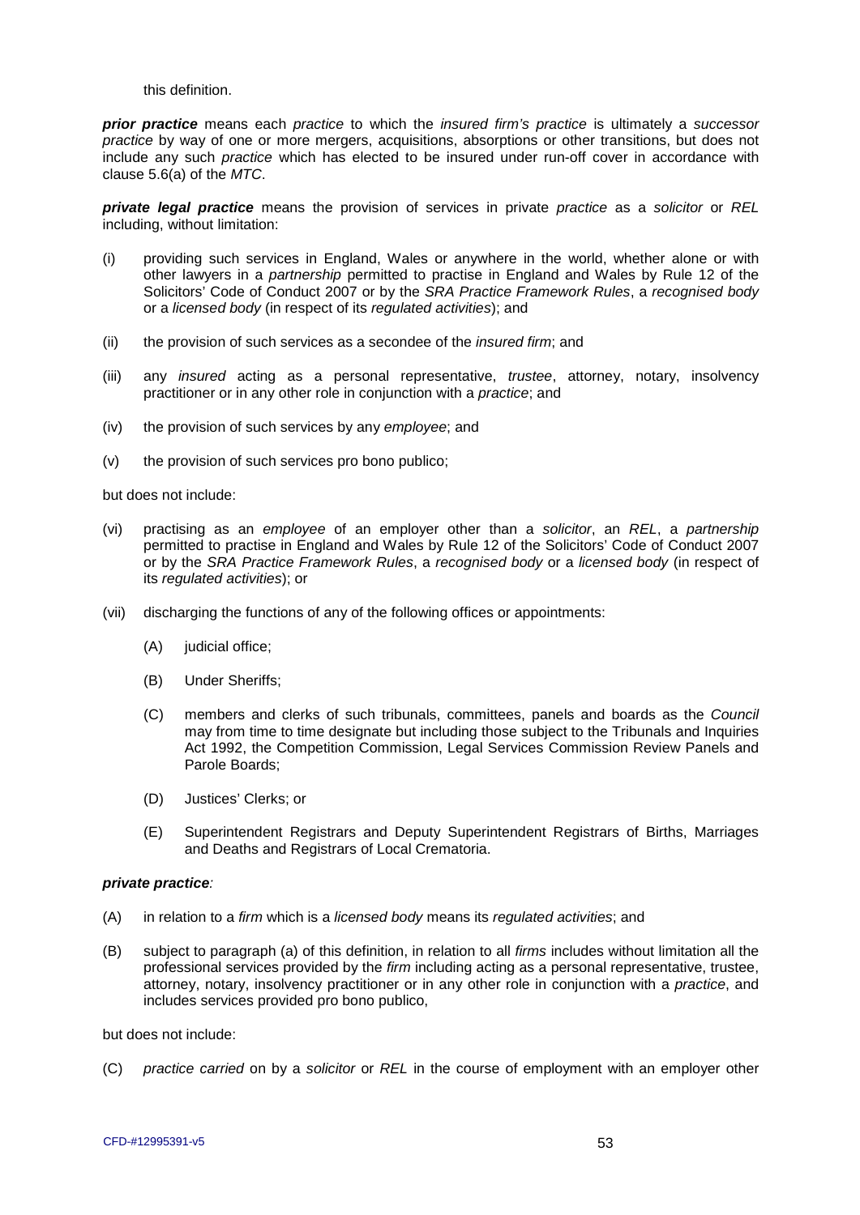this definition.

***prior practice*** means each *practice* to which the *insured firm's practice* is ultimately a *successor practice* by way of one or more mergers, acquisitions, absorptions or other transitions, but does not include any such *practice* which has elected to be insured under run-off cover in accordance with clause 5.6(a) of the *MTC*.

***private legal practice*** means the provision of services in private *practice* as a *solicitor* or *REL* including, without limitation:

(i) providing such services in England, Wales or anywhere in the world, whether alone or with other lawyers in a *partnership* permitted to practise in England and Wales by Rule 12 of the Solicitors' Code of Conduct 2007 or by the *SRA Practice Framework Rules*, a *recognised body* or a *licensed body* (in respect of its *regulated activities*); and

(ii) the provision of such services as a secondee of the *insured firm*; and

(iii) any *insured* acting as a personal representative, *trustee*, attorney, notary, insolvency practitioner or in any other role in conjunction with a *practice*; and

(iv) the provision of such services by any *employee*; and

(v) the provision of such services pro bono publico;

but does not include:

(vi) practising as an *employee* of an employer other than a *solicitor*, an *REL*, a *partnership* permitted to practise in England and Wales by Rule 12 of the Solicitors' Code of Conduct 2007 or by the *SRA Practice Framework Rules*, a *recognised body* or a *licensed body* (in respect of its *regulated activities*); or

(vii) discharging the functions of any of the following offices or appointments:

  (A) judicial office;

  (B) Under Sheriffs;

  (C) members and clerks of such tribunals, committees, panels and boards as the *Council* may from time to time designate but including those subject to the Tribunals and Inquiries Act 1992, the Competition Commission, Legal Services Commission Review Panels and Parole Boards;

  (D) Justices' Clerks; or

  (E) Superintendent Registrars and Deputy Superintendent Registrars of Births, Marriages and Deaths and Registrars of Local Crematoria.

***private practice:***

(A) in relation to a *firm* which is a *licensed body* means its *regulated activities*; and

(B) subject to paragraph (a) of this definition, in relation to all *firms* includes without limitation all the professional services provided by the *firm* including acting as a personal representative, trustee, attorney, notary, insolvency practitioner or in any other role in conjunction with a *practice*, and includes services provided pro bono publico,

but does not include:

(C) *practice carried* on by a *solicitor* or *REL* in the course of employment with an employer other

CFD-#12995391-v5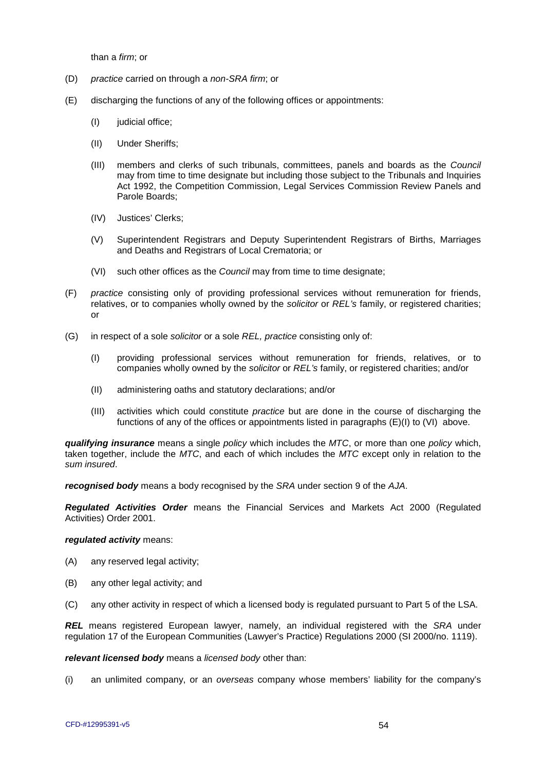than a *firm*; or

(D) *practice* carried on through a *non-SRA firm*; or

(E) discharging the functions of any of the following offices or appointments:

 (I) judicial office;

 (II) Under Sheriffs;

 (III) members and clerks of such tribunals, committees, panels and boards as the *Council* may from time to time designate but including those subject to the Tribunals and Inquiries Act 1992, the Competition Commission, Legal Services Commission Review Panels and Parole Boards;

 (IV) Justices' Clerks;

 (V) Superintendent Registrars and Deputy Superintendent Registrars of Births, Marriages and Deaths and Registrars of Local Crematoria; or

 (VI) such other offices as the *Council* may from time to time designate;

(F) *practice* consisting only of providing professional services without remuneration for friends, relatives, or to companies wholly owned by the *solicitor* or *REL's* family, or registered charities; or

(G) in respect of a sole *solicitor* or a sole *REL, practice* consisting only of:

 (I) providing professional services without remuneration for friends, relatives, or to companies wholly owned by the *solicitor* or *REL's* family, or registered charities; and/or

 (II) administering oaths and statutory declarations; and/or

 (III) activities which could constitute *practice* but are done in the course of discharging the functions of any of the offices or appointments listed in paragraphs (E)(I) to (VI) above.

***qualifying insurance*** means a single *policy* which includes the *MTC*, or more than one *policy* which, taken together, include the *MTC*, and each of which includes the *MTC* except only in relation to the *sum insured*.

***recognised body*** means a body recognised by the *SRA* under section 9 of the *AJA*.

***Regulated Activities Order*** means the Financial Services and Markets Act 2000 (Regulated Activities) Order 2001.

***regulated activity*** means:

(A) any reserved legal activity;

(B) any other legal activity; and

(C) any other activity in respect of which a licensed body is regulated pursuant to Part 5 of the LSA.

***REL*** means registered European lawyer, namely, an individual registered with the *SRA* under regulation 17 of the European Communities (Lawyer's Practice) Regulations 2000 (SI 2000/no. 1119).

***relevant licensed body*** means a *licensed body* other than:

(i) an unlimited company, or an *overseas* company whose members' liability for the company's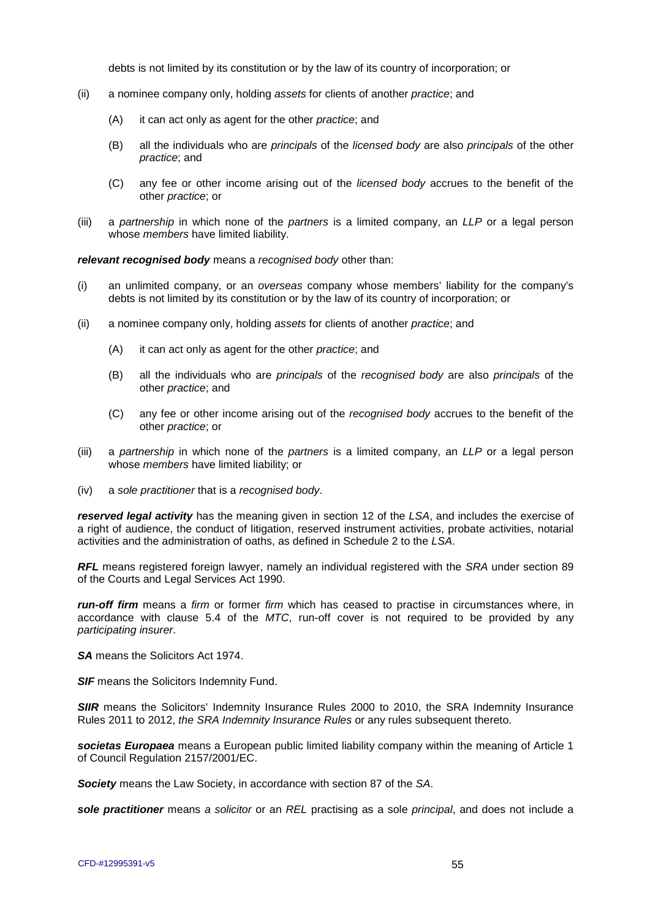debts is not limited by its constitution or by the law of its country of incorporation; or

(ii) a nominee company only, holding *assets* for clients of another *practice*; and

(A) it can act only as agent for the other *practice*; and

(B) all the individuals who are *principals* of the *licensed body* are also *principals* of the other *practice*; and

(C) any fee or other income arising out of the *licensed body* accrues to the benefit of the other *practice*; or

(iii) a *partnership* in which none of the *partners* is a limited company, an *LLP* or a legal person whose *members* have limited liability.

***relevant recognised body*** means a *recognised body* other than:

(i) an unlimited company, or an *overseas* company whose members' liability for the company's debts is not limited by its constitution or by the law of its country of incorporation; or

(ii) a nominee company only, holding *assets* for clients of another *practice*; and

(A) it can act only as agent for the other *practice*; and

(B) all the individuals who are *principals* of the *recognised body* are also *principals* of the other *practice*; and

(C) any fee or other income arising out of the *recognised body* accrues to the benefit of the other *practice*; or

(iii) a *partnership* in which none of the *partners* is a limited company, an *LLP* or a legal person whose *members* have limited liability; or

(iv) a *sole practitioner* that is a *recognised body*.

***reserved legal activity*** has the meaning given in section 12 of the *LSA*, and includes the exercise of a right of audience, the conduct of litigation, reserved instrument activities, probate activities, notarial activities and the administration of oaths, as defined in Schedule 2 to the *LSA*.

***RFL*** means registered foreign lawyer, namely an individual registered with the *SRA* under section 89 of the Courts and Legal Services Act 1990.

***run-off firm*** means a *firm* or former *firm* which has ceased to practise in circumstances where, in accordance with clause 5.4 of the *MTC*, run-off cover is not required to be provided by any *participating insurer*.

***SA*** means the Solicitors Act 1974.

***SIF*** means the Solicitors Indemnity Fund.

***SIIR*** means the Solicitors' Indemnity Insurance Rules 2000 to 2010, the SRA Indemnity Insurance Rules 2011 to 2012, *the SRA Indemnity Insurance Rules* or any rules subsequent thereto.

***societas Europaea*** means a European public limited liability company within the meaning of Article 1 of Council Regulation 2157/2001/EC.

***Society*** means the Law Society, in accordance with section 87 of the *SA*.

***sole practitioner*** means *a solicitor* or an *REL* practising as a sole *principal*, and does not include a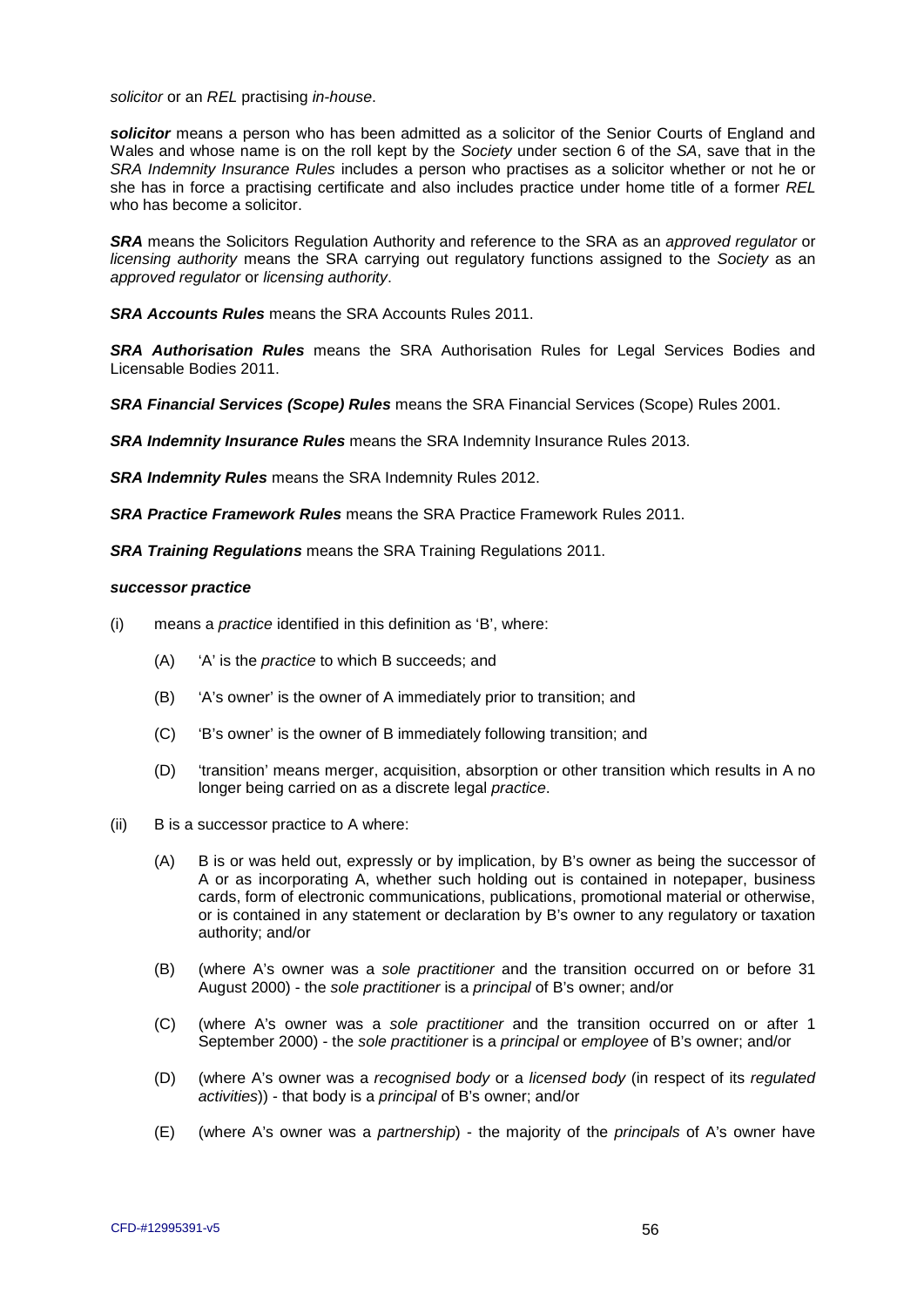*solicitor* or an *REL* practising *in-house*.

***solicitor*** means a person who has been admitted as a solicitor of the Senior Courts of England and Wales and whose name is on the roll kept by the *Society* under section 6 of the *SA*, save that in the *SRA Indemnity Insurance Rules* includes a person who practises as a solicitor whether or not he or she has in force a practising certificate and also includes practice under home title of a former *REL* who has become a solicitor.

***SRA*** means the Solicitors Regulation Authority and reference to the SRA as an *approved regulator* or *licensing authority* means the SRA carrying out regulatory functions assigned to the *Society* as an *approved regulator* or *licensing authority*.

***SRA Accounts Rules*** means the SRA Accounts Rules 2011.

***SRA Authorisation Rules*** means the SRA Authorisation Rules for Legal Services Bodies and Licensable Bodies 2011.

***SRA Financial Services (Scope) Rules*** means the SRA Financial Services (Scope) Rules 2001.

***SRA Indemnity Insurance Rules*** means the SRA Indemnity Insurance Rules 2013.

***SRA Indemnity Rules*** means the SRA Indemnity Rules 2012.

***SRA Practice Framework Rules*** means the SRA Practice Framework Rules 2011.

***SRA Training Regulations*** means the SRA Training Regulations 2011.

***successor practice***

(i) means a *practice* identified in this definition as 'B', where:

  (A) 'A' is the *practice* to which B succeeds; and

  (B) 'A's owner' is the owner of A immediately prior to transition; and

  (C) 'B's owner' is the owner of B immediately following transition; and

  (D) 'transition' means merger, acquisition, absorption or other transition which results in A no longer being carried on as a discrete legal *practice*.

(ii) B is a successor practice to A where:

  (A) B is or was held out, expressly or by implication, by B's owner as being the successor of A or as incorporating A, whether such holding out is contained in notepaper, business cards, form of electronic communications, publications, promotional material or otherwise, or is contained in any statement or declaration by B's owner to any regulatory or taxation authority; and/or

  (B) (where A's owner was a *sole practitioner* and the transition occurred on or before 31 August 2000) - the *sole practitioner* is a *principal* of B's owner; and/or

  (C) (where A's owner was a *sole practitioner* and the transition occurred on or after 1 September 2000) - the *sole practitioner* is a *principal* or *employee* of B's owner; and/or

  (D) (where A's owner was a *recognised body* or a *licensed body* (in respect of its *regulated activities*)) - that body is a *principal* of B's owner; and/or

  (E) (where A's owner was a *partnership*) - the majority of the *principals* of A's owner have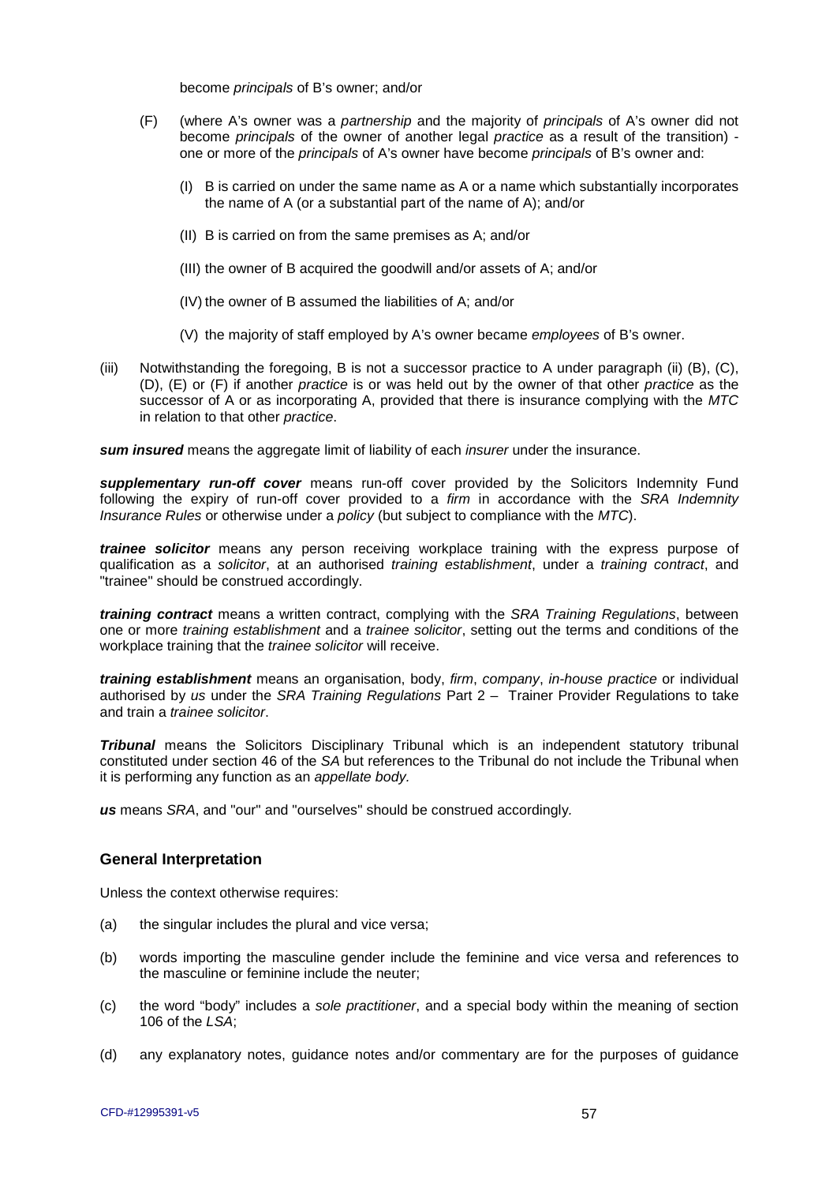become *principals* of B's owner; and/or

(F) (where A's owner was a *partnership* and the majority of *principals* of A's owner did not become *principals* of the owner of another legal *practice* as a result of the transition) - one or more of the *principals* of A's owner have become *principals* of B's owner and:

  (I) B is carried on under the same name as A or a name which substantially incorporates the name of A (or a substantial part of the name of A); and/or

  (II) B is carried on from the same premises as A; and/or

  (III) the owner of B acquired the goodwill and/or assets of A; and/or

  (IV) the owner of B assumed the liabilities of A; and/or

  (V) the majority of staff employed by A's owner became *employees* of B's owner.

(iii) Notwithstanding the foregoing, B is not a successor practice to A under paragraph (ii) (B), (C), (D), (E) or (F) if another *practice* is or was held out by the owner of that other *practice* as the successor of A or as incorporating A, provided that there is insurance complying with the *MTC* in relation to that other *practice*.

***sum insured*** means the aggregate limit of liability of each *insurer* under the insurance.

***supplementary run-off cover*** means run-off cover provided by the Solicitors Indemnity Fund following the expiry of run-off cover provided to a *firm* in accordance with the *SRA Indemnity Insurance Rules* or otherwise under a *policy* (but subject to compliance with the *MTC*).

***trainee solicitor*** means any person receiving workplace training with the express purpose of qualification as a *solicitor*, at an authorised *training establishment*, under a *training contract*, and "trainee" should be construed accordingly.

***training contract*** means a written contract, complying with the *SRA Training Regulations*, between one or more *training establishment* and a *trainee solicitor*, setting out the terms and conditions of the workplace training that the *trainee solicitor* will receive.

***training establishment*** means an organisation, body, *firm*, *company*, *in-house practice* or individual authorised by *us* under the *SRA Training Regulations* Part 2 – Trainer Provider Regulations to take and train a *trainee solicitor*.

***Tribunal*** means the Solicitors Disciplinary Tribunal which is an independent statutory tribunal constituted under section 46 of the *SA* but references to the Tribunal do not include the Tribunal when it is performing any function as an *appellate body.*

***us*** means *SRA*, and "our" and "ourselves" should be construed accordingly.

### General Interpretation

Unless the context otherwise requires:

(a) the singular includes the plural and vice versa;

(b) words importing the masculine gender include the feminine and vice versa and references to the masculine or feminine include the neuter;

(c) the word "body" includes a *sole practitioner*, and a special body within the meaning of section 106 of the *LSA*;

(d) any explanatory notes, guidance notes and/or commentary are for the purposes of guidance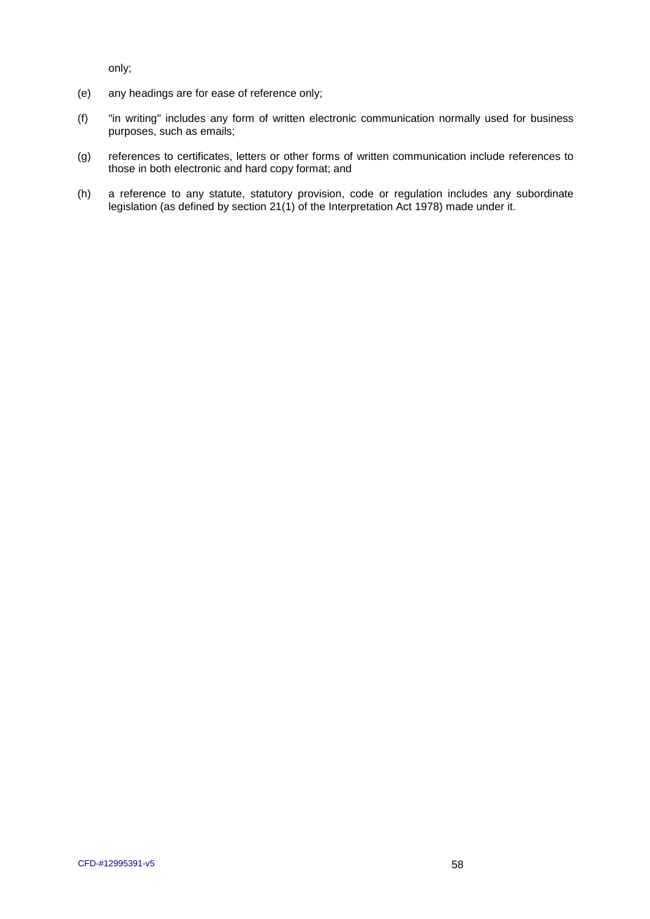only;

(e) any headings are for ease of reference only;

(f) "in writing" includes any form of written electronic communication normally used for business purposes, such as emails;

(g) references to certificates, letters or other forms of written communication include references to those in both electronic and hard copy format; and

(h) a reference to any statute, statutory provision, code or regulation includes any subordinate legislation (as defined by section 21(1) of the Interpretation Act 1978) made under it.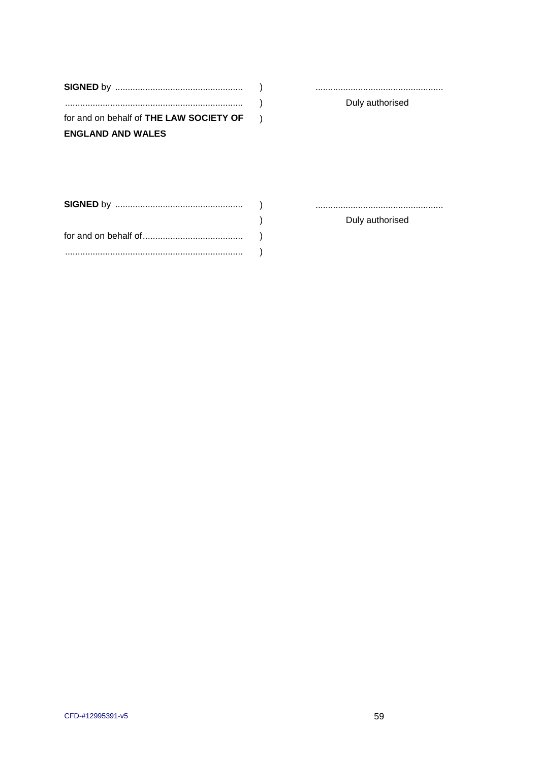| | | |
|---|---|---|
| **SIGNED** by .................................................. | ) | .................................................. |
| ...................................................................... | ) | Duly authorised |
| for and on behalf of **THE LAW SOCIETY OF ENGLAND AND WALES** | ) | |

| | | |
|---|---|---|
| **SIGNED** by .................................................. | ) | .................................................. |
| | ) | Duly authorised |
| for and on behalf of....................................... | ) | |
| ...................................................................... | ) | |

CFD-#12995391-v5